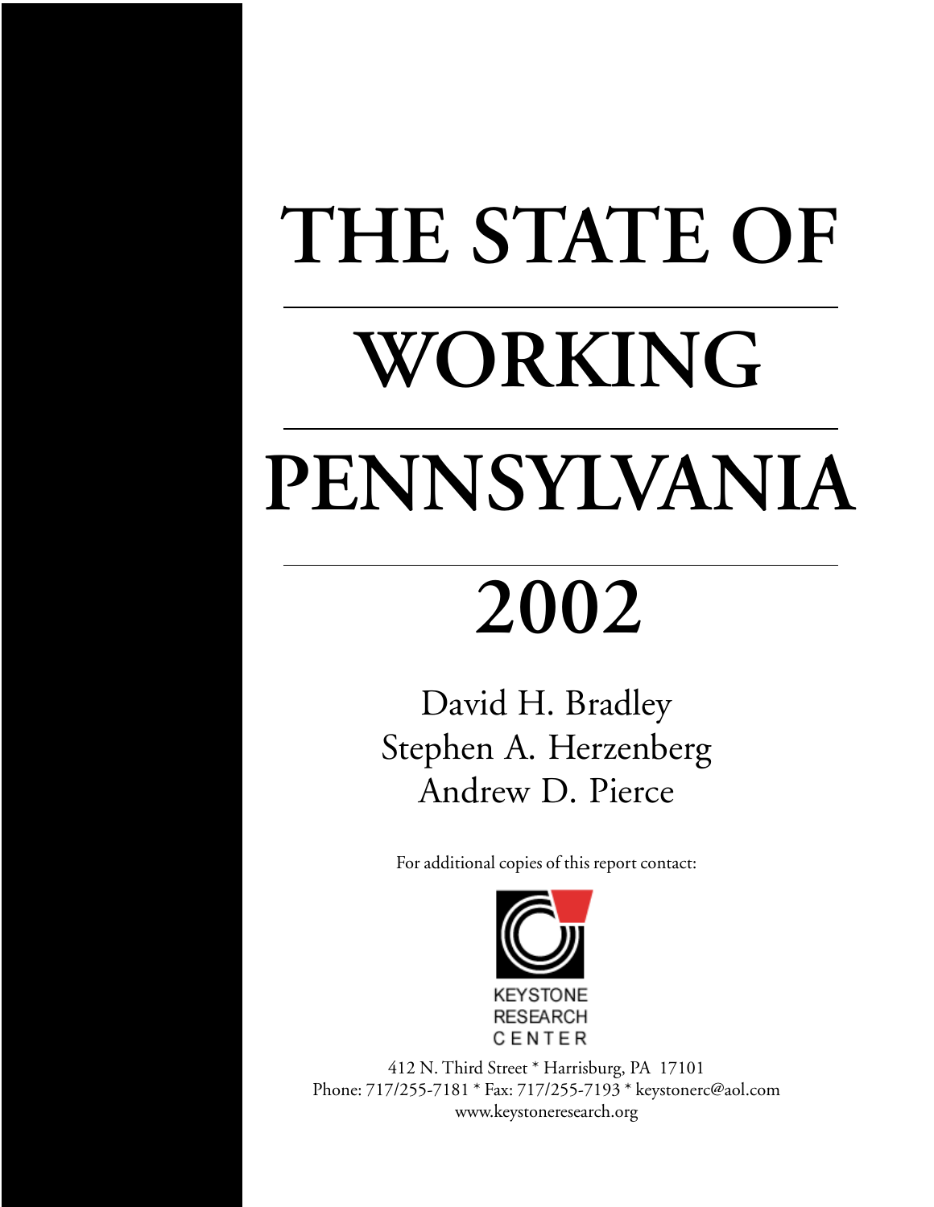# THE STATE OF WORKING PENNSYLVANIA 2002

David H. Bradley
Stephen A. Herzenberg
Andrew D. Pierce

For additional copies of this report contact:

KEYSTONE RESEARCH CENTER

412 N. Third Street * Harrisburg, PA 17101
Phone: 717/255-7181 * Fax: 717/255-7193 * keystonerc@aol.com
www.keystoneresearch.org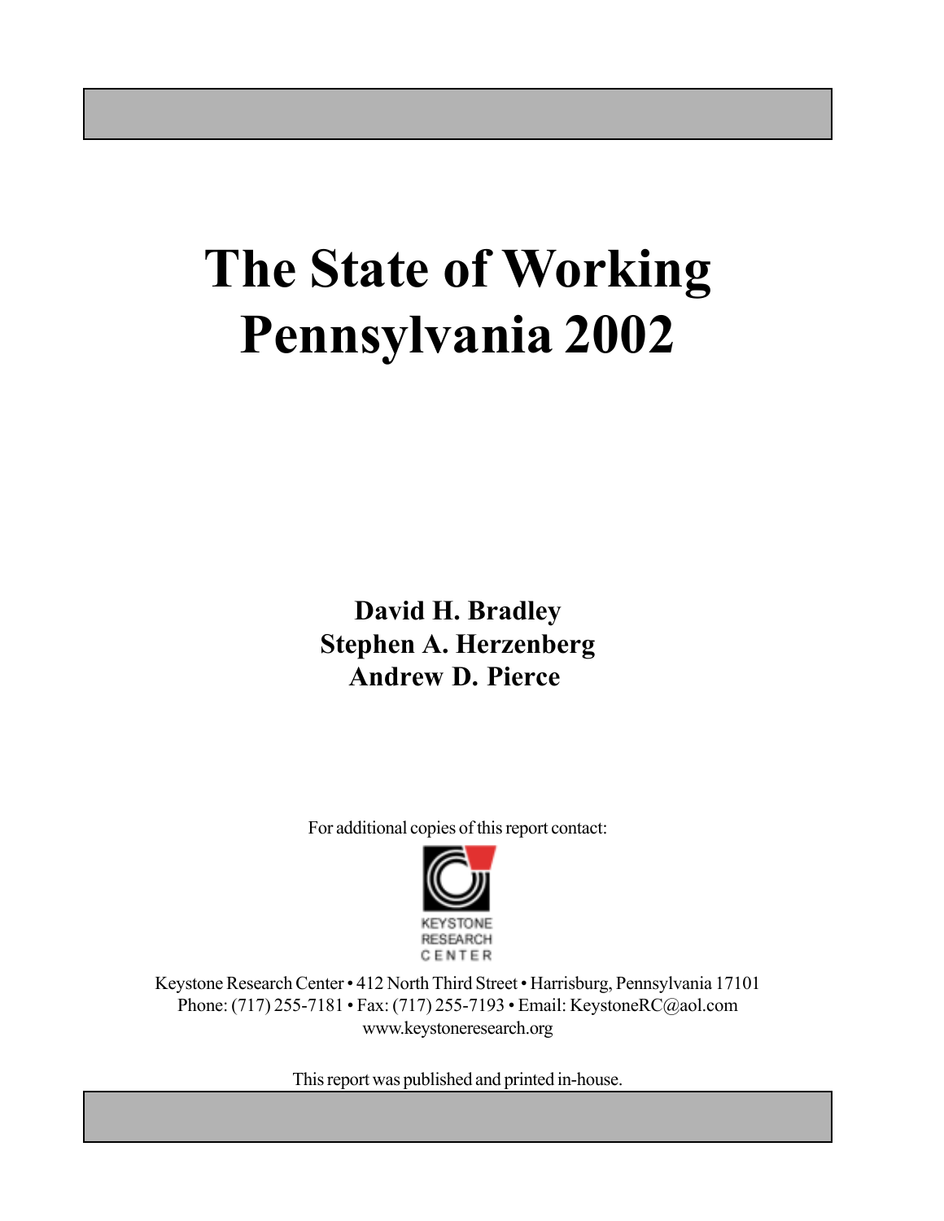# The State of Working Pennsylvania 2002

**David H. Bradley**
**Stephen A. Herzenberg**
**Andrew D. Pierce**

For additional copies of this report contact:

KEYSTONE RESEARCH CENTER

Keystone Research Center • 412 North Third Street • Harrisburg, Pennsylvania 17101
Phone: (717) 255-7181 • Fax: (717) 255-7193 • Email: KeystoneRC@aol.com
www.keystoneresearch.org

This report was published and printed in-house.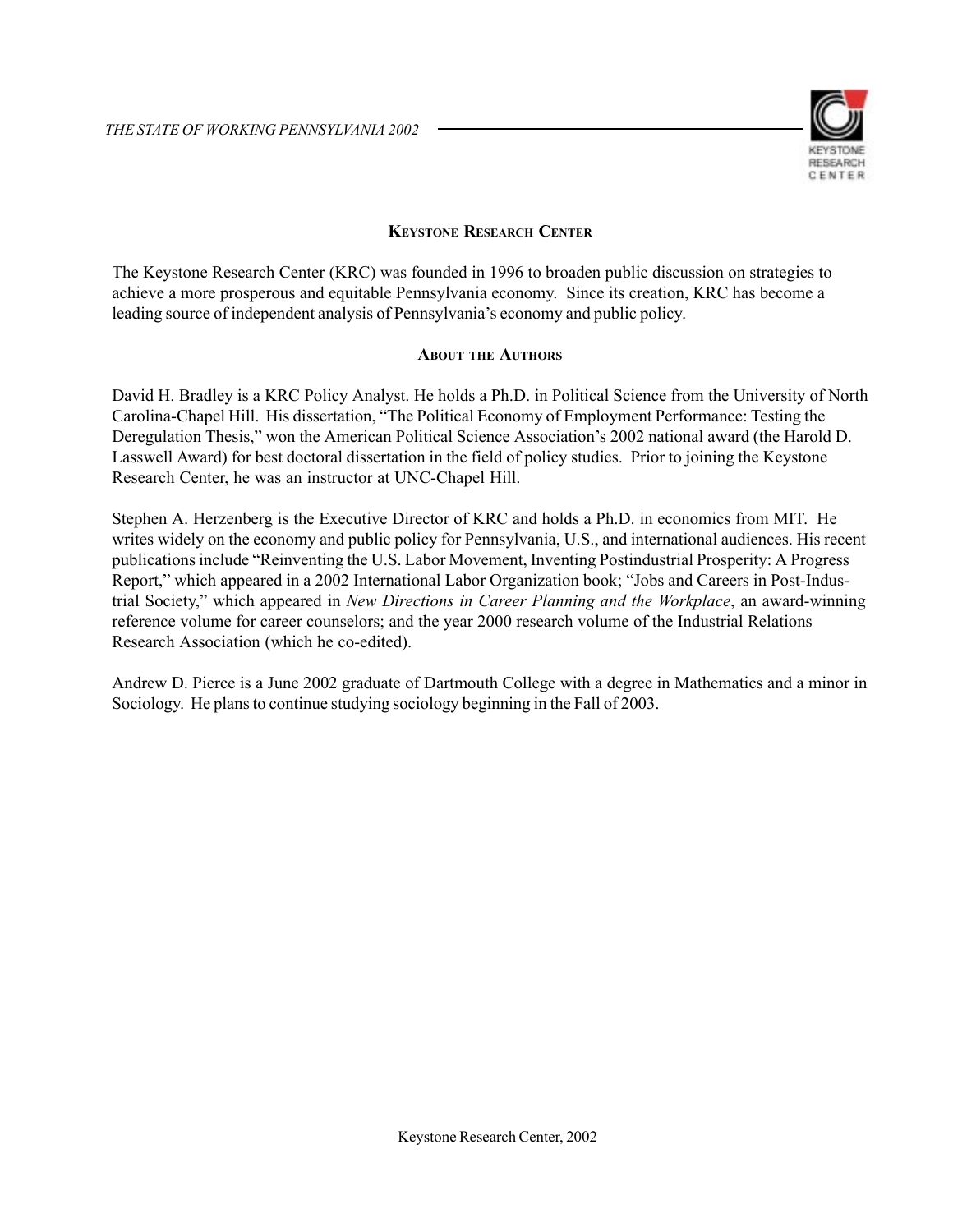## Keystone Research Center

The Keystone Research Center (KRC) was founded in 1996 to broaden public discussion on strategies to achieve a more prosperous and equitable Pennsylvania economy. Since its creation, KRC has become a leading source of independent analysis of Pennsylvania's economy and public policy.

### About the Authors

David H. Bradley is a KRC Policy Analyst. He holds a Ph.D. in Political Science from the University of North Carolina-Chapel Hill. His dissertation, "The Political Economy of Employment Performance: Testing the Deregulation Thesis," won the American Political Science Association's 2002 national award (the Harold D. Lasswell Award) for best doctoral dissertation in the field of policy studies. Prior to joining the Keystone Research Center, he was an instructor at UNC-Chapel Hill.

Stephen A. Herzenberg is the Executive Director of KRC and holds a Ph.D. in economics from MIT. He writes widely on the economy and public policy for Pennsylvania, U.S., and international audiences. His recent publications include "Reinventing the U.S. Labor Movement, Inventing Postindustrial Prosperity: A Progress Report," which appeared in a 2002 International Labor Organization book; "Jobs and Careers in Post-Industrial Society," which appeared in *New Directions in Career Planning and the Workplace*, an award-winning reference volume for career counselors; and the year 2000 research volume of the Industrial Relations Research Association (which he co-edited).

Andrew D. Pierce is a June 2002 graduate of Dartmouth College with a degree in Mathematics and a minor in Sociology. He plans to continue studying sociology beginning in the Fall of 2003.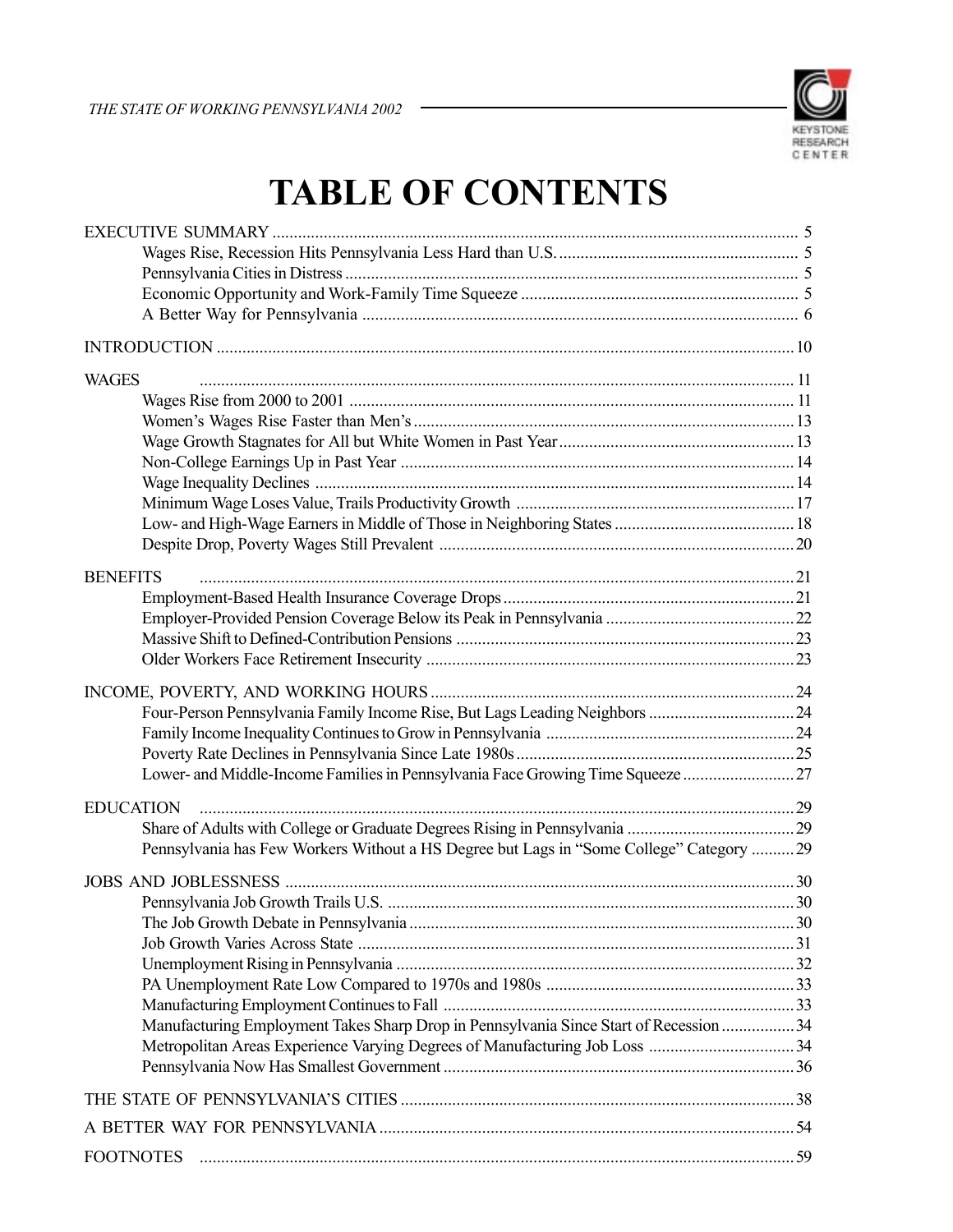# TABLE OF CONTENTS

EXECUTIVE SUMMARY .......... 5
- Wages Rise, Recession Hits Pennsylvania Less Hard than U.S. .......... 5
- Pennsylvania Cities in Distress .......... 5
- Economic Opportunity and Work-Family Time Squeeze .......... 5
- A Better Way for Pennsylvania .......... 6

INTRODUCTION .......... 10

WAGES .......... 11
- Wages Rise from 2000 to 2001 .......... 11
- Women's Wages Rise Faster than Men's .......... 13
- Wage Growth Stagnates for All but White Women in Past Year .......... 13
- Non-College Earnings Up in Past Year .......... 14
- Wage Inequality Declines .......... 14
- Minimum Wage Loses Value, Trails Productivity Growth .......... 17
- Low- and High-Wage Earners in Middle of Those in Neighboring States .......... 18
- Despite Drop, Poverty Wages Still Prevalent .......... 20

BENEFITS .......... 21
- Employment-Based Health Insurance Coverage Drops .......... 21
- Employer-Provided Pension Coverage Below its Peak in Pennsylvania .......... 22
- Massive Shift to Defined-Contribution Pensions .......... 23
- Older Workers Face Retirement Insecurity .......... 23

INCOME, POVERTY, AND WORKING HOURS .......... 24
- Four-Person Pennsylvania Family Income Rise, But Lags Leading Neighbors .......... 24
- Family Income Inequality Continues to Grow in Pennsylvania .......... 24
- Poverty Rate Declines in Pennsylvania Since Late 1980s .......... 25
- Lower- and Middle-Income Families in Pennsylvania Face Growing Time Squeeze .......... 27

EDUCATION .......... 29
- Share of Adults with College or Graduate Degrees Rising in Pennsylvania .......... 29
- Pennsylvania has Few Workers Without a HS Degree but Lags in "Some College" Category .......... 29

JOBS AND JOBLESSNESS .......... 30
- Pennsylvania Job Growth Trails U.S. .......... 30
- The Job Growth Debate in Pennsylvania .......... 30
- Job Growth Varies Across State .......... 31
- Unemployment Rising in Pennsylvania .......... 32
- PA Unemployment Rate Low Compared to 1970s and 1980s .......... 33
- Manufacturing Employment Continues to Fall .......... 33
- Manufacturing Employment Takes Sharp Drop in Pennsylvania Since Start of Recession .......... 34
- Metropolitan Areas Experience Varying Degrees of Manufacturing Job Loss .......... 34
- Pennsylvania Now Has Smallest Government .......... 36

THE STATE OF PENNSYLVANIA'S CITIES .......... 38

A BETTER WAY FOR PENNSYLVANIA .......... 54

FOOTNOTES .......... 59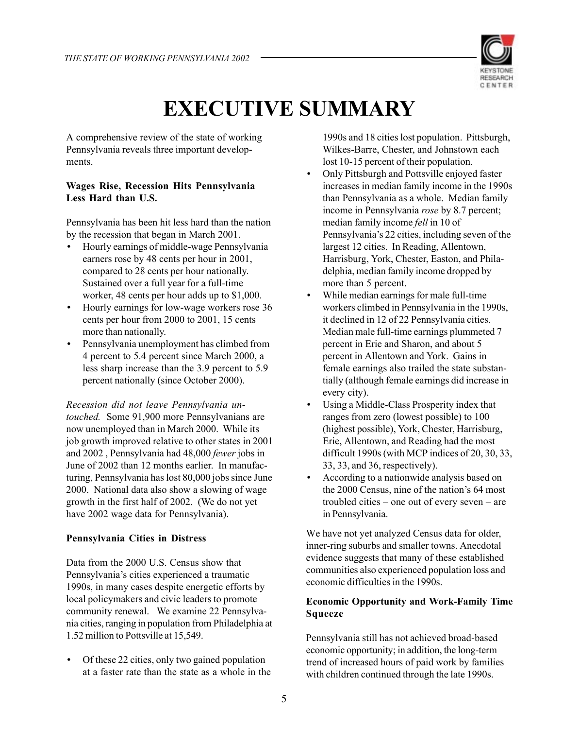# EXECUTIVE SUMMARY

A comprehensive review of the state of working Pennsylvania reveals three important developments.

**Wages Rise, Recession Hits Pennsylvania Less Hard than U.S.**

Pennsylvania has been hit less hard than the nation by the recession that began in March 2001.

- Hourly earnings of middle-wage Pennsylvania earners rose by 48 cents per hour in 2001, compared to 28 cents per hour nationally. Sustained over a full year for a full-time worker, 48 cents per hour adds up to $1,000.
- Hourly earnings for low-wage workers rose 36 cents per hour from 2000 to 2001, 15 cents more than nationally.
- Pennsylvania unemployment has climbed from 4 percent to 5.4 percent since March 2000, a less sharp increase than the 3.9 percent to 5.9 percent nationally (since October 2000).

*Recession did not leave Pennsylvania untouched.* Some 91,900 more Pennsylvanians are now unemployed than in March 2000. While its job growth improved relative to other states in 2001 and 2002 , Pennsylvania had 48,000 *fewer* jobs in June of 2002 than 12 months earlier. In manufacturing, Pennsylvania has lost 80,000 jobs since June 2000. National data also show a slowing of wage growth in the first half of 2002. (We do not yet have 2002 wage data for Pennsylvania).

**Pennsylvania Cities in Distress**

Data from the 2000 U.S. Census show that Pennsylvania's cities experienced a traumatic 1990s, in many cases despite energetic efforts by local policymakers and civic leaders to promote community renewal. We examine 22 Pennsylvania cities, ranging in population from Philadelphia at 1.52 million to Pottsville at 15,549.

- Of these 22 cities, only two gained population at a faster rate than the state as a whole in the 1990s and 18 cities lost population. Pittsburgh, Wilkes-Barre, Chester, and Johnstown each lost 10-15 percent of their population.
- Only Pittsburgh and Pottsville enjoyed faster increases in median family income in the 1990s than Pennsylvania as a whole. Median family income in Pennsylvania *rose* by 8.7 percent; median family income *fell* in 10 of Pennsylvania's 22 cities, including seven of the largest 12 cities. In Reading, Allentown, Harrisburg, York, Chester, Easton, and Philadelphia, median family income dropped by more than 5 percent.
- While median earnings for male full-time workers climbed in Pennsylvania in the 1990s, it declined in 12 of 22 Pennsylvania cities. Median male full-time earnings plummeted 7 percent in Erie and Sharon, and about 5 percent in Allentown and York. Gains in female earnings also trailed the state substantially (although female earnings did increase in every city).
- Using a Middle-Class Prosperity index that ranges from zero (lowest possible) to 100 (highest possible), York, Chester, Harrisburg, Erie, Allentown, and Reading had the most difficult 1990s (with MCP indices of 20, 30, 33, 33, 33, and 36, respectively).
- According to a nationwide analysis based on the 2000 Census, nine of the nation's 64 most troubled cities – one out of every seven – are in Pennsylvania.

We have not yet analyzed Census data for older, inner-ring suburbs and smaller towns. Anecdotal evidence suggests that many of these established communities also experienced population loss and economic difficulties in the 1990s.

**Economic Opportunity and Work-Family Time Squeeze**

Pennsylvania still has not achieved broad-based economic opportunity; in addition, the long-term trend of increased hours of paid work by families with children continued through the late 1990s.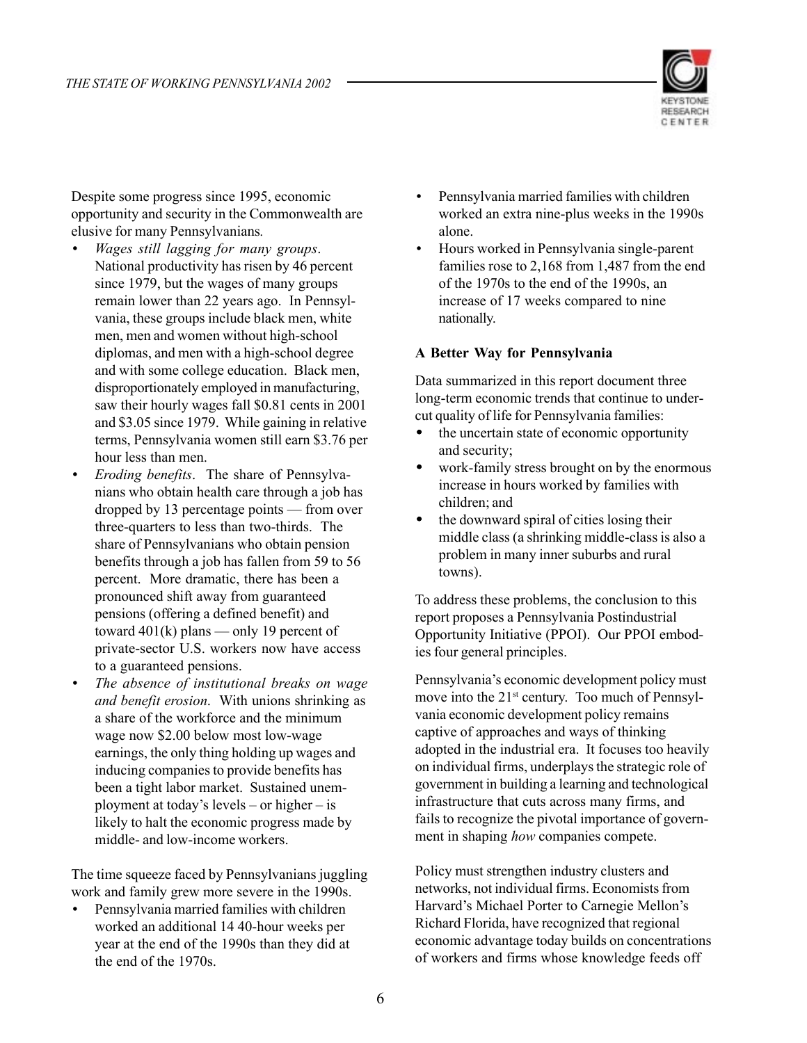Despite some progress since 1995, economic opportunity and security in the Commonwealth are elusive for many Pennsylvanians.

- *Wages still lagging for many groups*. National productivity has risen by 46 percent since 1979, but the wages of many groups remain lower than 22 years ago. In Pennsylvania, these groups include black men, white men, men and women without high-school diplomas, and men with a high-school degree and with some college education. Black men, disproportionately employed in manufacturing, saw their hourly wages fall $0.81 cents in 2001 and $3.05 since 1979. While gaining in relative terms, Pennsylvania women still earn $3.76 per hour less than men.
- *Eroding benefits*. The share of Pennsylvanians who obtain health care through a job has dropped by 13 percentage points — from over three-quarters to less than two-thirds. The share of Pennsylvanians who obtain pension benefits through a job has fallen from 59 to 56 percent. More dramatic, there has been a pronounced shift away from guaranteed pensions (offering a defined benefit) and toward 401(k) plans — only 19 percent of private-sector U.S. workers now have access to a guaranteed pensions.
- *The absence of institutional breaks on wage and benefit erosion*. With unions shrinking as a share of the workforce and the minimum wage now $2.00 below most low-wage earnings, the only thing holding up wages and inducing companies to provide benefits has been a tight labor market. Sustained unemployment at today's levels – or higher – is likely to halt the economic progress made by middle- and low-income workers.

The time squeeze faced by Pennsylvanians juggling work and family grew more severe in the 1990s.

- Pennsylvania married families with children worked an additional 14 40-hour weeks per year at the end of the 1990s than they did at the end of the 1970s.
- Pennsylvania married families with children worked an extra nine-plus weeks in the 1990s alone.
- Hours worked in Pennsylvania single-parent families rose to 2,168 from 1,487 from the end of the 1970s to the end of the 1990s, an increase of 17 weeks compared to nine nationally.

**A Better Way for Pennsylvania**

Data summarized in this report document three long-term economic trends that continue to undercut quality of life for Pennsylvania families:

- the uncertain state of economic opportunity and security;
- work-family stress brought on by the enormous increase in hours worked by families with children; and
- the downward spiral of cities losing their middle class (a shrinking middle-class is also a problem in many inner suburbs and rural towns).

To address these problems, the conclusion to this report proposes a Pennsylvania Postindustrial Opportunity Initiative (PPOI). Our PPOI embodies four general principles.

Pennsylvania's economic development policy must move into the 21st century. Too much of Pennsylvania economic development policy remains captive of approaches and ways of thinking adopted in the industrial era. It focuses too heavily on individual firms, underplays the strategic role of government in building a learning and technological infrastructure that cuts across many firms, and fails to recognize the pivotal importance of government in shaping *how* companies compete.

Policy must strengthen industry clusters and networks, not individual firms. Economists from Harvard's Michael Porter to Carnegie Mellon's Richard Florida, have recognized that regional economic advantage today builds on concentrations of workers and firms whose knowledge feeds off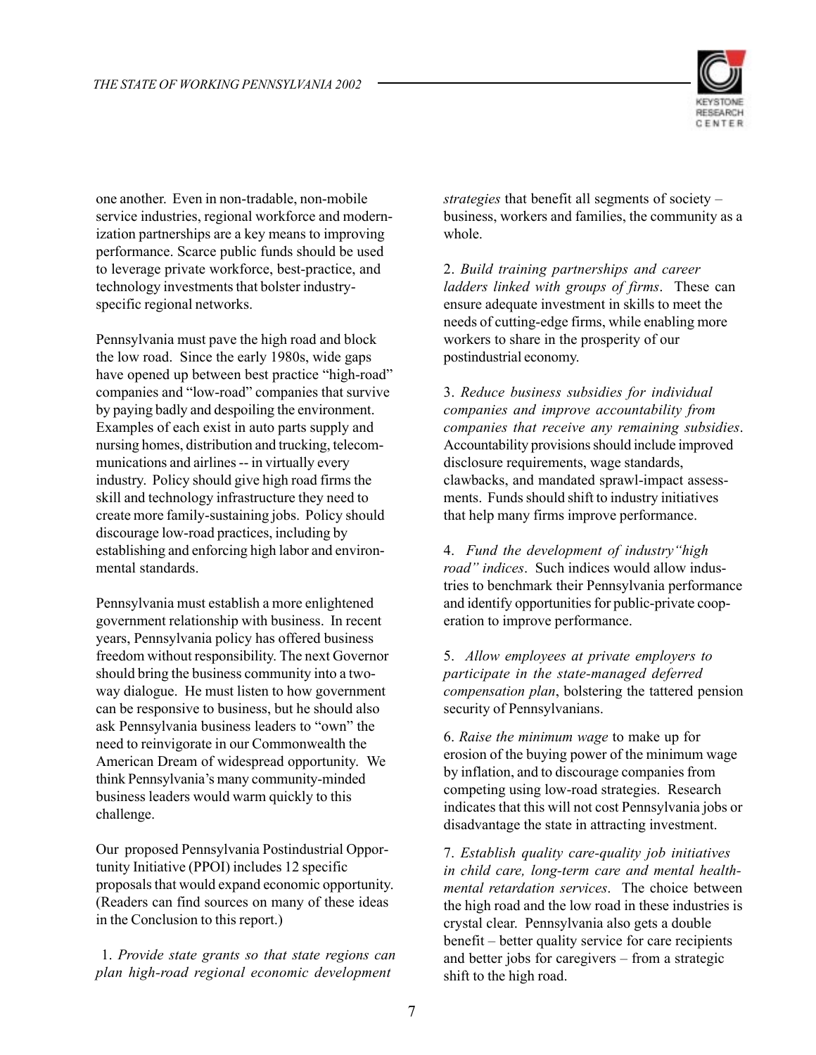one another. Even in non-tradable, non-mobile service industries, regional workforce and modernization partnerships are a key means to improving performance. Scarce public funds should be used to leverage private workforce, best-practice, and technology investments that bolster industry-specific regional networks.

Pennsylvania must pave the high road and block the low road. Since the early 1980s, wide gaps have opened up between best practice "high-road" companies and "low-road" companies that survive by paying badly and despoiling the environment. Examples of each exist in auto parts supply and nursing homes, distribution and trucking, telecommunications and airlines -- in virtually every industry. Policy should give high road firms the skill and technology infrastructure they need to create more family-sustaining jobs. Policy should discourage low-road practices, including by establishing and enforcing high labor and environmental standards.

Pennsylvania must establish a more enlightened government relationship with business. In recent years, Pennsylvania policy has offered business freedom without responsibility. The next Governor should bring the business community into a two-way dialogue. He must listen to how government can be responsive to business, but he should also ask Pennsylvania business leaders to "own" the need to reinvigorate in our Commonwealth the American Dream of widespread opportunity. We think Pennsylvania's many community-minded business leaders would warm quickly to this challenge.

Our proposed Pennsylvania Postindustrial Opportunity Initiative (PPOI) includes 12 specific proposals that would expand economic opportunity. (Readers can find sources on many of these ideas in the Conclusion to this report.)

1. *Provide state grants so that state regions can plan high-road regional economic development strategies* that benefit all segments of society – business, workers and families, the community as a whole.

2. *Build training partnerships and career ladders linked with groups of firms*. These can ensure adequate investment in skills to meet the needs of cutting-edge firms, while enabling more workers to share in the prosperity of our postindustrial economy.

3. *Reduce business subsidies for individual companies and improve accountability from companies that receive any remaining subsidies*. Accountability provisions should include improved disclosure requirements, wage standards, clawbacks, and mandated sprawl-impact assessments. Funds should shift to industry initiatives that help many firms improve performance.

4. *Fund the development of industry "high road" indices*. Such indices would allow industries to benchmark their Pennsylvania performance and identify opportunities for public-private cooperation to improve performance.

5. *Allow employees at private employers to participate in the state-managed deferred compensation plan*, bolstering the tattered pension security of Pennsylvanians.

6. *Raise the minimum wage* to make up for erosion of the buying power of the minimum wage by inflation, and to discourage companies from competing using low-road strategies. Research indicates that this will not cost Pennsylvania jobs or disadvantage the state in attracting investment.

7. *Establish quality care-quality job initiatives in child care, long-term care and mental health-mental retardation services*. The choice between the high road and the low road in these industries is crystal clear. Pennsylvania also gets a double benefit – better quality service for care recipients and better jobs for caregivers – from a strategic shift to the high road.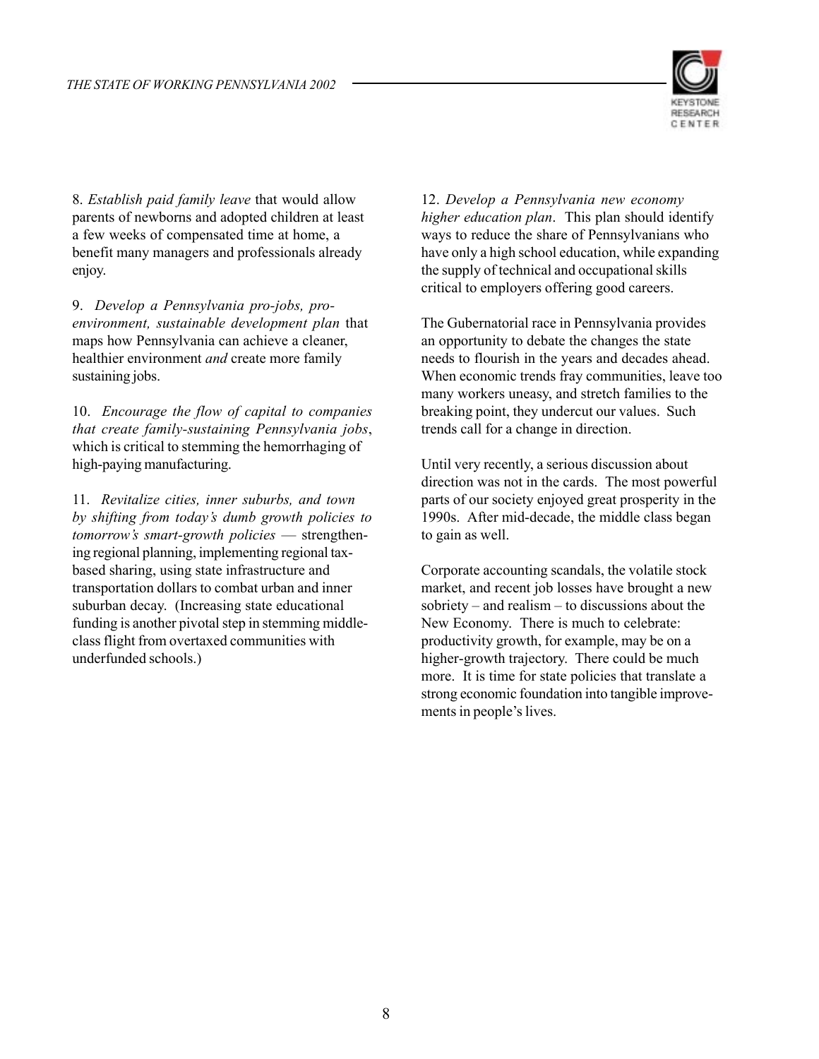8. *Establish paid family leave* that would allow parents of newborns and adopted children at least a few weeks of compensated time at home, a benefit many managers and professionals already enjoy.

9. *Develop a Pennsylvania pro-jobs, pro-environment, sustainable development plan* that maps how Pennsylvania can achieve a cleaner, healthier environment *and* create more family sustaining jobs.

10. *Encourage the flow of capital to companies that create family-sustaining Pennsylvania jobs*, which is critical to stemming the hemorrhaging of high-paying manufacturing.

11. *Revitalize cities, inner suburbs, and town by shifting from today's dumb growth policies to tomorrow's smart-growth policies* — strengthening regional planning, implementing regional tax-based sharing, using state infrastructure and transportation dollars to combat urban and inner suburban decay. (Increasing state educational funding is another pivotal step in stemming middle-class flight from overtaxed communities with underfunded schools.)

12. *Develop a Pennsylvania new economy higher education plan*. This plan should identify ways to reduce the share of Pennsylvanians who have only a high school education, while expanding the supply of technical and occupational skills critical to employers offering good careers.

The Gubernatorial race in Pennsylvania provides an opportunity to debate the changes the state needs to flourish in the years and decades ahead. When economic trends fray communities, leave too many workers uneasy, and stretch families to the breaking point, they undercut our values. Such trends call for a change in direction.

Until very recently, a serious discussion about direction was not in the cards. The most powerful parts of our society enjoyed great prosperity in the 1990s. After mid-decade, the middle class began to gain as well.

Corporate accounting scandals, the volatile stock market, and recent job losses have brought a new sobriety – and realism – to discussions about the New Economy. There is much to celebrate: productivity growth, for example, may be on a higher-growth trajectory. There could be much more. It is time for state policies that translate a strong economic foundation into tangible improvements in people's lives.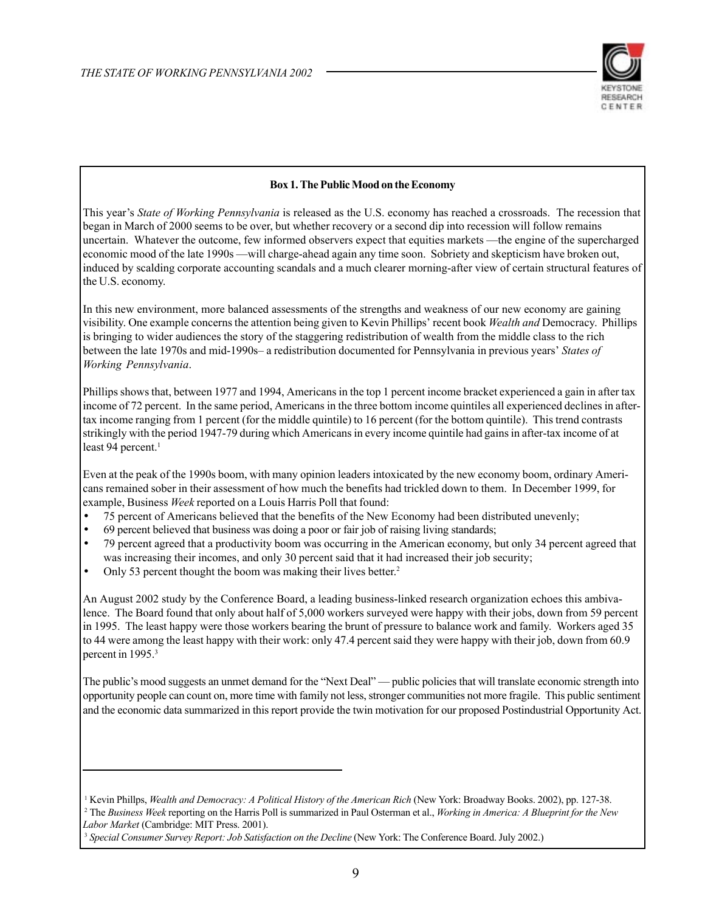**Box 1. The Public Mood on the Economy**

This year's *State of Working Pennsylvania* is released as the U.S. economy has reached a crossroads. The recession that began in March of 2000 seems to be over, but whether recovery or a second dip into recession will follow remains uncertain. Whatever the outcome, few informed observers expect that equities markets —the engine of the supercharged economic mood of the late 1990s —will charge-ahead again any time soon. Sobriety and skepticism have broken out, induced by scalding corporate accounting scandals and a much clearer morning-after view of certain structural features of the U.S. economy.

In this new environment, more balanced assessments of the strengths and weakness of our new economy are gaining visibility. One example concerns the attention being given to Kevin Phillips' recent book *Wealth and* Democracy. Phillips is bringing to wider audiences the story of the staggering redistribution of wealth from the middle class to the rich between the late 1970s and mid-1990s– a redistribution documented for Pennsylvania in previous years' *States of Working Pennsylvania*.

Phillips shows that, between 1977 and 1994, Americans in the top 1 percent income bracket experienced a gain in after tax income of 72 percent. In the same period, Americans in the three bottom income quintiles all experienced declines in after-tax income ranging from 1 percent (for the middle quintile) to 16 percent (for the bottom quintile). This trend contrasts strikingly with the period 1947-79 during which Americans in every income quintile had gains in after-tax income of at least 94 percent.[1]

Even at the peak of the 1990s boom, with many opinion leaders intoxicated by the new economy boom, ordinary Americans remained sober in their assessment of how much the benefits had trickled down to them. In December 1999, for example, Business *Week* reported on a Louis Harris Poll that found:

- 75 percent of Americans believed that the benefits of the New Economy had been distributed unevenly;
- 69 percent believed that business was doing a poor or fair job of raising living standards;
- 79 percent agreed that a productivity boom was occurring in the American economy, but only 34 percent agreed that was increasing their incomes, and only 30 percent said that it had increased their job security;
- Only 53 percent thought the boom was making their lives better.[2]

An August 2002 study by the Conference Board, a leading business-linked research organization echoes this ambivalence. The Board found that only about half of 5,000 workers surveyed were happy with their jobs, down from 59 percent in 1995. The least happy were those workers bearing the brunt of pressure to balance work and family. Workers aged 35 to 44 were among the least happy with their work: only 47.4 percent said they were happy with their job, down from 60.9 percent in 1995.[3]

The public's mood suggests an unmet demand for the "Next Deal" — public policies that will translate economic strength into opportunity people can count on, more time with family not less, stronger communities not more fragile. This public sentiment and the economic data summarized in this report provide the twin motivation for our proposed Postindustrial Opportunity Act.

---

[1] Kevin Phillps, *Wealth and Democracy: A Political History of the American Rich* (New York: Broadway Books. 2002), pp. 127-38.

[2] The *Business Week* reporting on the Harris Poll is summarized in Paul Osterman et al., *Working in America: A Blueprint for the New Labor Market* (Cambridge: MIT Press. 2001).

[3] *Special Consumer Survey Report: Job Satisfaction on the Decline* (New York: The Conference Board. July 2002.)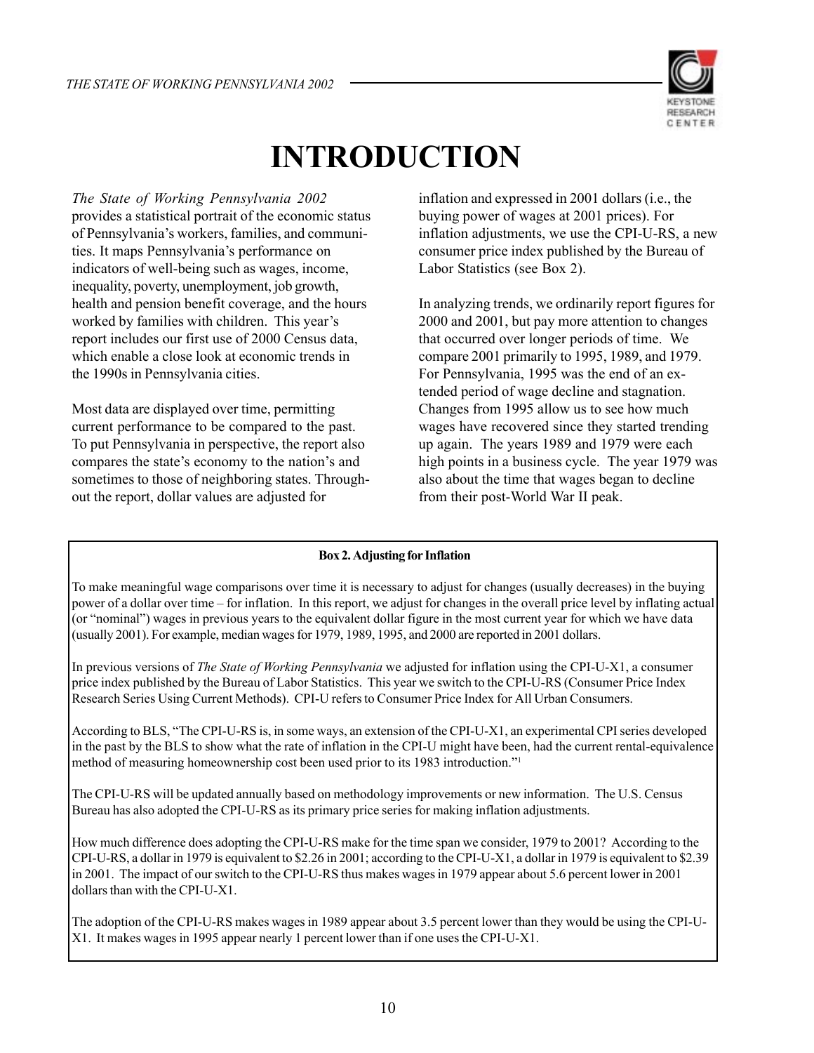# INTRODUCTION

*The State of Working Pennsylvania 2002* provides a statistical portrait of the economic status of Pennsylvania's workers, families, and communities. It maps Pennsylvania's performance on indicators of well-being such as wages, income, inequality, poverty, unemployment, job growth, health and pension benefit coverage, and the hours worked by families with children. This year's report includes our first use of 2000 Census data, which enable a close look at economic trends in the 1990s in Pennsylvania cities.

Most data are displayed over time, permitting current performance to be compared to the past. To put Pennsylvania in perspective, the report also compares the state's economy to the nation's and sometimes to those of neighboring states. Throughout the report, dollar values are adjusted for inflation and expressed in 2001 dollars (i.e., the buying power of wages at 2001 prices). For inflation adjustments, we use the CPI-U-RS, a new consumer price index published by the Bureau of Labor Statistics (see Box 2).

In analyzing trends, we ordinarily report figures for 2000 and 2001, but pay more attention to changes that occurred over longer periods of time. We compare 2001 primarily to 1995, 1989, and 1979. For Pennsylvania, 1995 was the end of an extended period of wage decline and stagnation. Changes from 1995 allow us to see how much wages have recovered since they started trending up again. The years 1989 and 1979 were each high points in a business cycle. The year 1979 was also about the time that wages began to decline from their post-World War II peak.

**Box 2. Adjusting for Inflation**

To make meaningful wage comparisons over time it is necessary to adjust for changes (usually decreases) in the buying power of a dollar over time – for inflation. In this report, we adjust for changes in the overall price level by inflating actual (or "nominal") wages in previous years to the equivalent dollar figure in the most current year for which we have data (usually 2001). For example, median wages for 1979, 1989, 1995, and 2000 are reported in 2001 dollars.

In previous versions of *The State of Working Pennsylvania* we adjusted for inflation using the CPI-U-X1, a consumer price index published by the Bureau of Labor Statistics. This year we switch to the CPI-U-RS (Consumer Price Index Research Series Using Current Methods). CPI-U refers to Consumer Price Index for All Urban Consumers.

According to BLS, "The CPI-U-RS is, in some ways, an extension of the CPI-U-X1, an experimental CPI series developed in the past by the BLS to show what the rate of inflation in the CPI-U might have been, had the current rental-equivalence method of measuring homeownership cost been used prior to its 1983 introduction."[1]

The CPI-U-RS will be updated annually based on methodology improvements or new information. The U.S. Census Bureau has also adopted the CPI-U-RS as its primary price series for making inflation adjustments.

How much difference does adopting the CPI-U-RS make for the time span we consider, 1979 to 2001? According to the CPI-U-RS, a dollar in 1979 is equivalent to $2.26 in 2001; according to the CPI-U-X1, a dollar in 1979 is equivalent to $2.39 in 2001. The impact of our switch to the CPI-U-RS thus makes wages in 1979 appear about 5.6 percent lower in 2001 dollars than with the CPI-U-X1.

The adoption of the CPI-U-RS makes wages in 1989 appear about 3.5 percent lower than they would be using the CPI-U-X1. It makes wages in 1995 appear nearly 1 percent lower than if one uses the CPI-U-X1.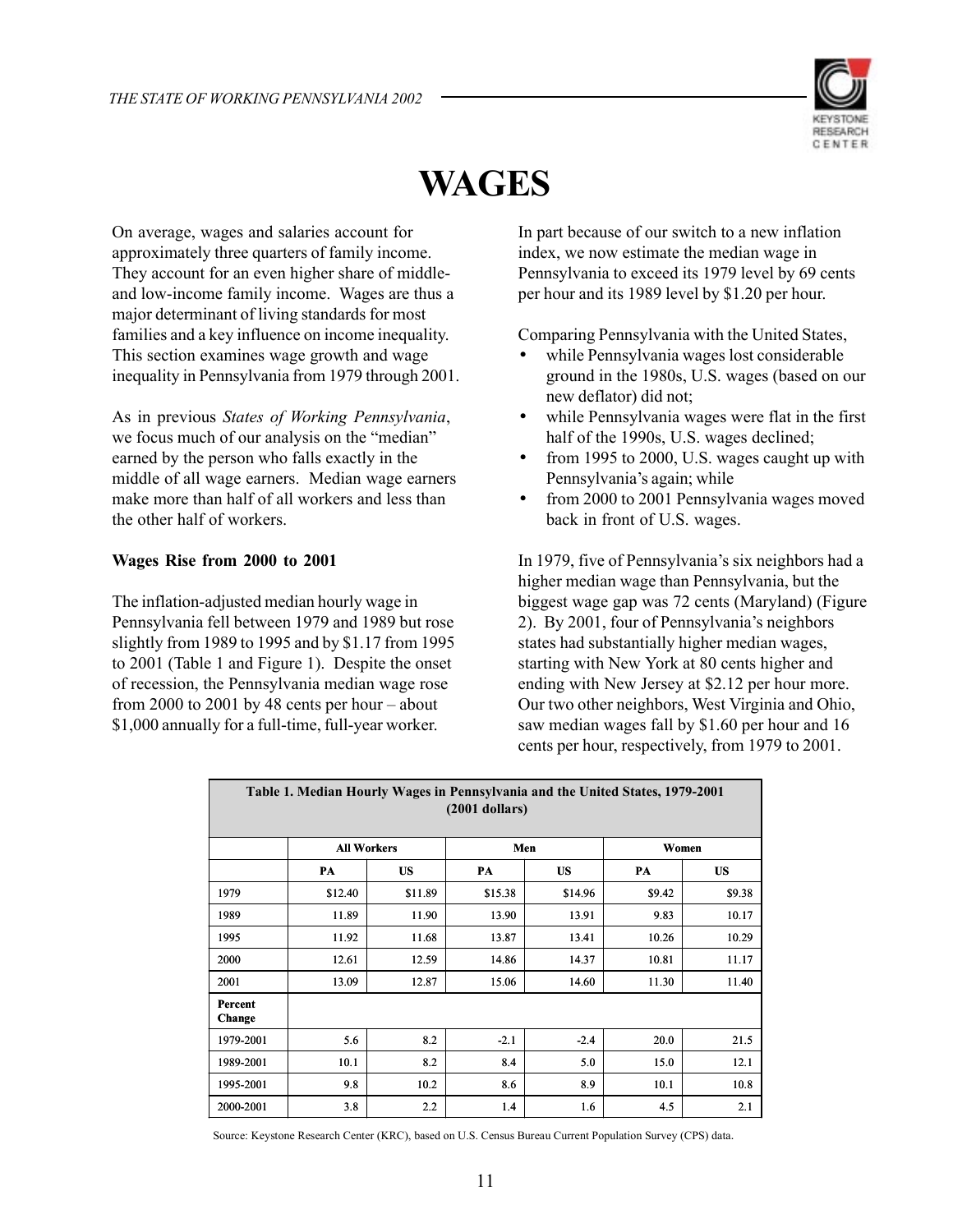# WAGES

On average, wages and salaries account for approximately three quarters of family income. They account for an even higher share of middle- and low-income family income. Wages are thus a major determinant of living standards for most families and a key influence on income inequality. This section examines wage growth and wage inequality in Pennsylvania from 1979 through 2001.

As in previous *States of Working Pennsylvania*, we focus much of our analysis on the "median" earned by the person who falls exactly in the middle of all wage earners. Median wage earners make more than half of all workers and less than the other half of workers.

**Wages Rise from 2000 to 2001**

The inflation-adjusted median hourly wage in Pennsylvania fell between 1979 and 1989 but rose slightly from 1989 to 1995 and by $1.17 from 1995 to 2001 (Table 1 and Figure 1). Despite the onset of recession, the Pennsylvania median wage rose from 2000 to 2001 by 48 cents per hour – about $1,000 annually for a full-time, full-year worker.

In part because of our switch to a new inflation index, we now estimate the median wage in Pennsylvania to exceed its 1979 level by 69 cents per hour and its 1989 level by $1.20 per hour.

Comparing Pennsylvania with the United States,

- while Pennsylvania wages lost considerable ground in the 1980s, U.S. wages (based on our new deflator) did not;
- while Pennsylvania wages were flat in the first half of the 1990s, U.S. wages declined;
- from 1995 to 2000, U.S. wages caught up with Pennsylvania's again; while
- from 2000 to 2001 Pennsylvania wages moved back in front of U.S. wages.

In 1979, five of Pennsylvania's six neighbors had a higher median wage than Pennsylvania, but the biggest wage gap was 72 cents (Maryland) (Figure 2). By 2001, four of Pennsylvania's neighbors states had substantially higher median wages, starting with New York at 80 cents higher and ending with New Jersey at $2.12 per hour more. Our two other neighbors, West Virginia and Ohio, saw median wages fall by $1.60 per hour and 16 cents per hour, respectively, from 1979 to 2001.

**Table 1. Median Hourly Wages in Pennsylvania and the United States, 1979-2001 (2001 dollars)**

| | All Workers | | Men | | Women | |
|---|---|---|---|---|---|---|
| | PA | US | PA | US | PA | US |
| 1979 | $12.40 | $11.89 | $15.38 | $14.96 | $9.42 | $9.38 |
| 1989 | 11.89 | 11.90 | 13.90 | 13.91 | 9.83 | 10.17 |
| 1995 | 11.92 | 11.68 | 13.87 | 13.41 | 10.26 | 10.29 |
| 2000 | 12.61 | 12.59 | 14.86 | 14.37 | 10.81 | 11.17 |
| 2001 | 13.09 | 12.87 | 15.06 | 14.60 | 11.30 | 11.40 |
| **Percent Change** | | | | | | |
| 1979-2001 | 5.6 | 8.2 | -2.1 | -2.4 | 20.0 | 21.5 |
| 1989-2001 | 10.1 | 8.2 | 8.4 | 5.0 | 15.0 | 12.1 |
| 1995-2001 | 9.8 | 10.2 | 8.6 | 8.9 | 10.1 | 10.8 |
| 2000-2001 | 3.8 | 2.2 | 1.4 | 1.6 | 4.5 | 2.1 |

Source: Keystone Research Center (KRC), based on U.S. Census Bureau Current Population Survey (CPS) data.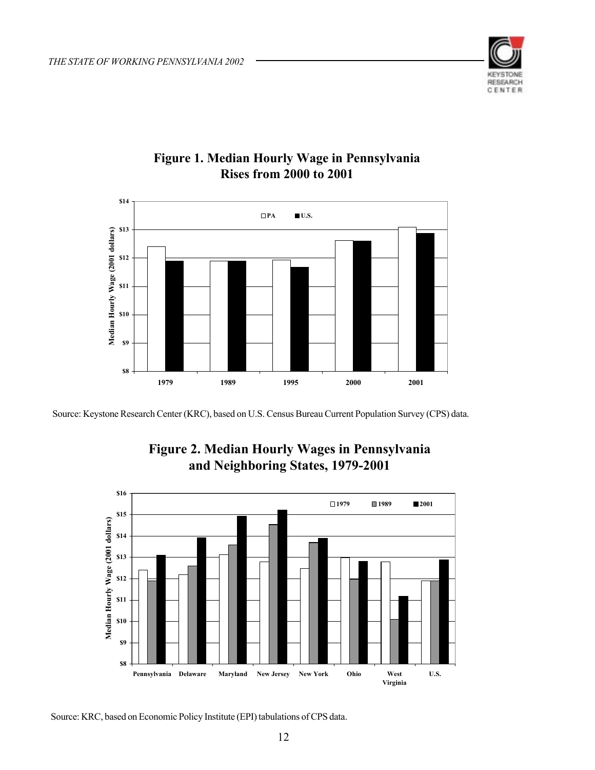## Figure 1. Median Hourly Wage in Pennsylvania Rises from 2000 to 2001

Source: Keystone Research Center (KRC), based on U.S. Census Bureau Current Population Survey (CPS) data.

## Figure 2. Median Hourly Wages in Pennsylvania and Neighboring States, 1979-2001

Source: KRC, based on Economic Policy Institute (EPI) tabulations of CPS data.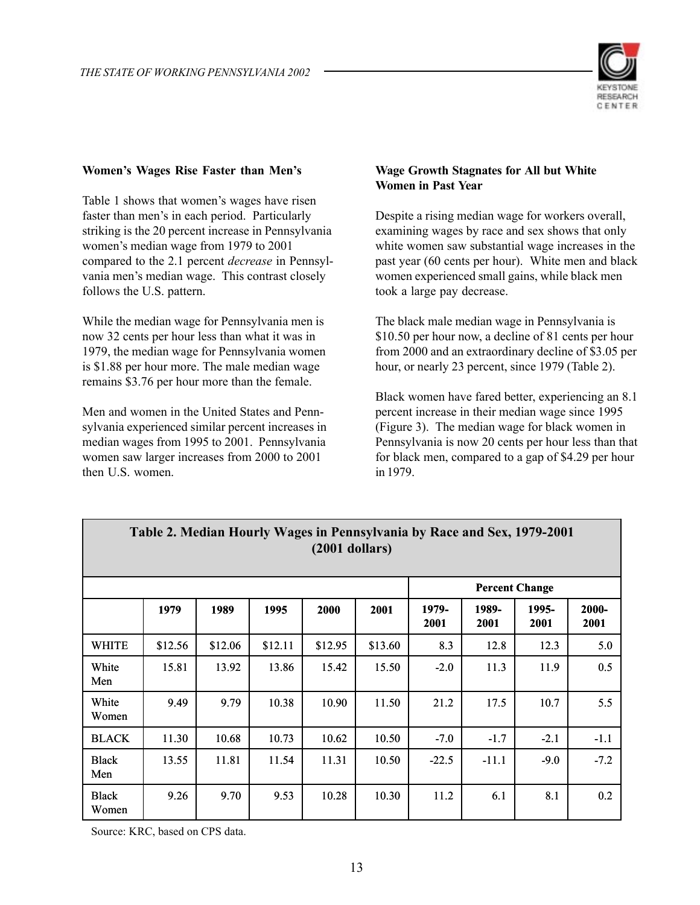### Women's Wages Rise Faster than Men's

Table 1 shows that women's wages have risen faster than men's in each period. Particularly striking is the 20 percent increase in Pennsylvania women's median wage from 1979 to 2001 compared to the 2.1 percent *decrease* in Pennsylvania men's median wage. This contrast closely follows the U.S. pattern.

While the median wage for Pennsylvania men is now 32 cents per hour less than what it was in 1979, the median wage for Pennsylvania women is $1.88 per hour more. The male median wage remains $3.76 per hour more than the female.

Men and women in the United States and Pennsylvania experienced similar percent increases in median wages from 1995 to 2001. Pennsylvania women saw larger increases from 2000 to 2001 then U.S. women.

### Wage Growth Stagnates for All but White Women in Past Year

Despite a rising median wage for workers overall, examining wages by race and sex shows that only white women saw substantial wage increases in the past year (60 cents per hour). White men and black women experienced small gains, while black men took a large pay decrease.

The black male median wage in Pennsylvania is $10.50 per hour now, a decline of 81 cents per hour from 2000 and an extraordinary decline of $3.05 per hour, or nearly 23 percent, since 1979 (Table 2).

Black women have fared better, experiencing an 8.1 percent increase in their median wage since 1995 (Figure 3). The median wage for black women in Pennsylvania is now 20 cents per hour less than that for black men, compared to a gap of $4.29 per hour in 1979.

**Table 2. Median Hourly Wages in Pennsylvania by Race and Sex, 1979-2001 (2001 dollars)**

| | | | | | | Percent Change | | | |
|---|---|---|---|---|---|---|---|---|---|
| | 1979 | 1989 | 1995 | 2000 | 2001 | 1979-2001 | 1989-2001 | 1995-2001 | 2000-2001 |
| WHITE | $12.56 | $12.06 | $12.11 | $12.95 | $13.60 | 8.3 | 12.8 | 12.3 | 5.0 |
| White Men | 15.81 | 13.92 | 13.86 | 15.42 | 15.50 | -2.0 | 11.3 | 11.9 | 0.5 |
| White Women | 9.49 | 9.79 | 10.38 | 10.90 | 11.50 | 21.2 | 17.5 | 10.7 | 5.5 |
| BLACK | 11.30 | 10.68 | 10.73 | 10.62 | 10.50 | -7.0 | -1.7 | -2.1 | -1.1 |
| Black Men | 13.55 | 11.81 | 11.54 | 11.31 | 10.50 | -22.5 | -11.1 | -9.0 | -7.2 |
| Black Women | 9.26 | 9.70 | 9.53 | 10.28 | 10.30 | 11.2 | 6.1 | 8.1 | 0.2 |

Source: KRC, based on CPS data.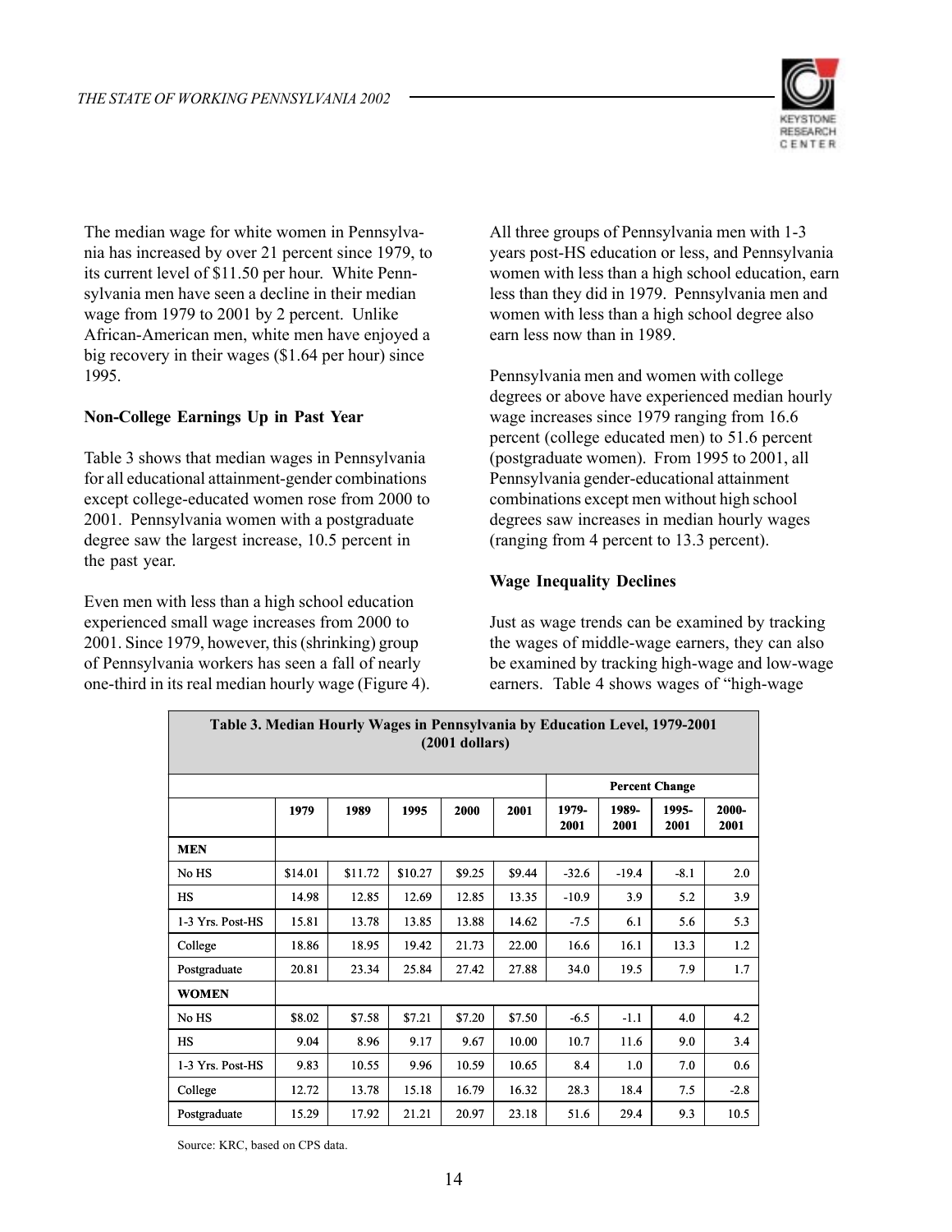The median wage for white women in Pennsylvania has increased by over 21 percent since 1979, to its current level of $11.50 per hour. White Pennsylvania men have seen a decline in their median wage from 1979 to 2001 by 2 percent. Unlike African-American men, white men have enjoyed a big recovery in their wages ($1.64 per hour) since 1995.

**Non-College Earnings Up in Past Year**

Table 3 shows that median wages in Pennsylvania for all educational attainment-gender combinations except college-educated women rose from 2000 to 2001. Pennsylvania women with a postgraduate degree saw the largest increase, 10.5 percent in the past year.

Even men with less than a high school education experienced small wage increases from 2000 to 2001. Since 1979, however, this (shrinking) group of Pennsylvania workers has seen a fall of nearly one-third in its real median hourly wage (Figure 4).

All three groups of Pennsylvania men with 1-3 years post-HS education or less, and Pennsylvania women with less than a high school education, earn less than they did in 1979. Pennsylvania men and women with less than a high school degree also earn less now than in 1989.

Pennsylvania men and women with college degrees or above have experienced median hourly wage increases since 1979 ranging from 16.6 percent (college educated men) to 51.6 percent (postgraduate women). From 1995 to 2001, all Pennsylvania gender-educational attainment combinations except men without high school degrees saw increases in median hourly wages (ranging from 4 percent to 13.3 percent).

**Wage Inequality Declines**

Just as wage trends can be examined by tracking the wages of middle-wage earners, they can also be examined by tracking high-wage and low-wage earners. Table 4 shows wages of "high-wage

**Table 3. Median Hourly Wages in Pennsylvania by Education Level, 1979-2001 (2001 dollars)**

| | | | | | | Percent Change | | | |
|---|---|---|---|---|---|---|---|---|---|
| | 1979 | 1989 | 1995 | 2000 | 2001 | 1979-2001 | 1989-2001 | 1995-2001 | 2000-2001 |
| **MEN** | | | | | | | | | |
| No HS | $14.01 | $11.72 | $10.27 | $9.25 | $9.44 | -32.6 | -19.4 | -8.1 | 2.0 |
| HS | 14.98 | 12.85 | 12.69 | 12.85 | 13.35 | -10.9 | 3.9 | 5.2 | 3.9 |
| 1-3 Yrs. Post-HS | 15.81 | 13.78 | 13.85 | 13.88 | 14.62 | -7.5 | 6.1 | 5.6 | 5.3 |
| College | 18.86 | 18.95 | 19.42 | 21.73 | 22.00 | 16.6 | 16.1 | 13.3 | 1.2 |
| Postgraduate | 20.81 | 23.34 | 25.84 | 27.42 | 27.88 | 34.0 | 19.5 | 7.9 | 1.7 |
| **WOMEN** | | | | | | | | | |
| No HS | $8.02 | $7.58 | $7.21 | $7.20 | $7.50 | -6.5 | -1.1 | 4.0 | 4.2 |
| HS | 9.04 | 8.96 | 9.17 | 9.67 | 10.00 | 10.7 | 11.6 | 9.0 | 3.4 |
| 1-3 Yrs. Post-HS | 9.83 | 10.55 | 9.96 | 10.59 | 10.65 | 8.4 | 1.0 | 7.0 | 0.6 |
| College | 12.72 | 13.78 | 15.18 | 16.79 | 16.32 | 28.3 | 18.4 | 7.5 | -2.8 |
| Postgraduate | 15.29 | 17.92 | 21.21 | 20.97 | 23.18 | 51.6 | 29.4 | 9.3 | 10.5 |

Source: KRC, based on CPS data.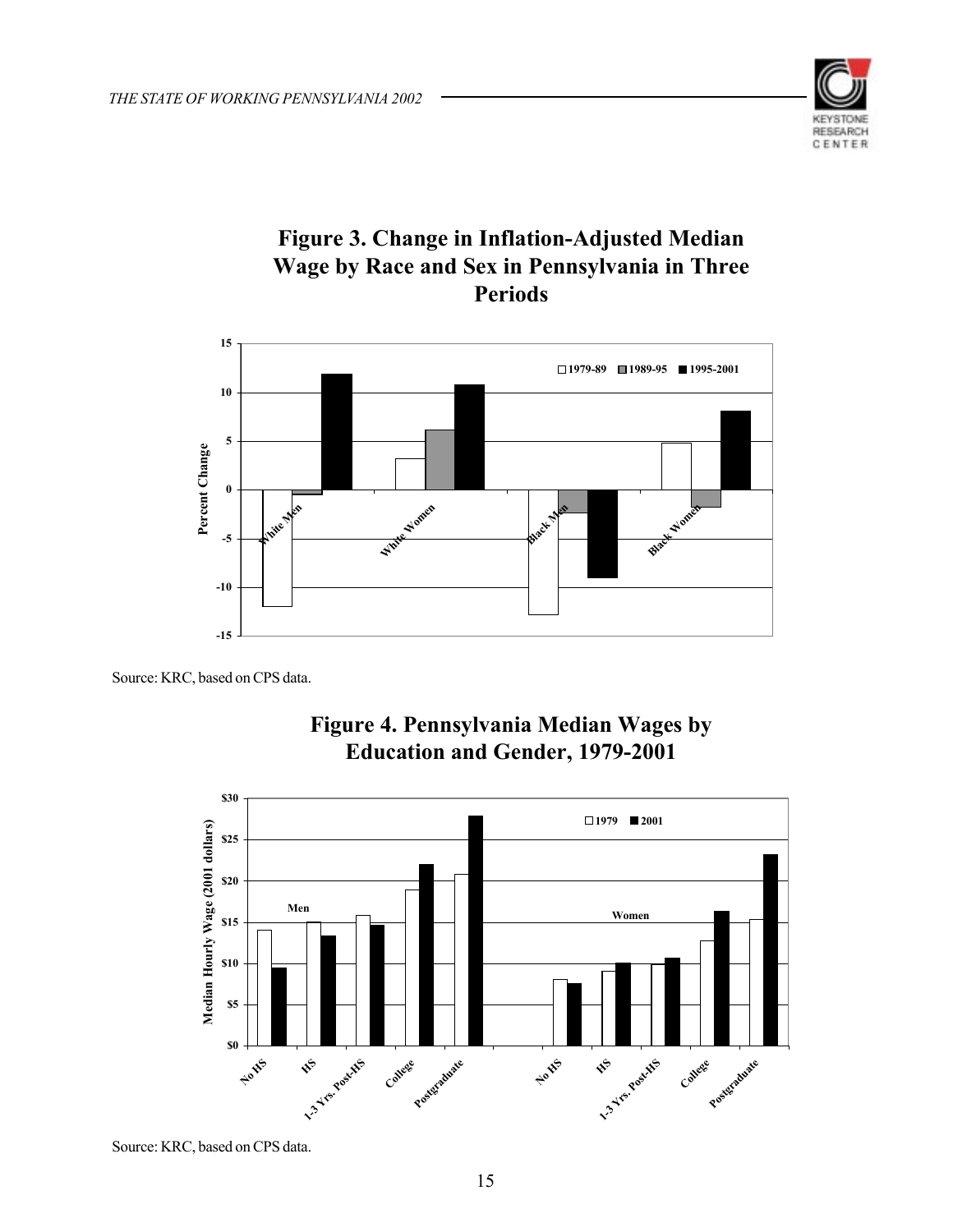## Figure 3. Change in Inflation-Adjusted Median Wage by Race and Sex in Pennsylvania in Three Periods

Source: KRC, based on CPS data.

## Figure 4. Pennsylvania Median Wages by Education and Gender, 1979-2001

Source: KRC, based on CPS data.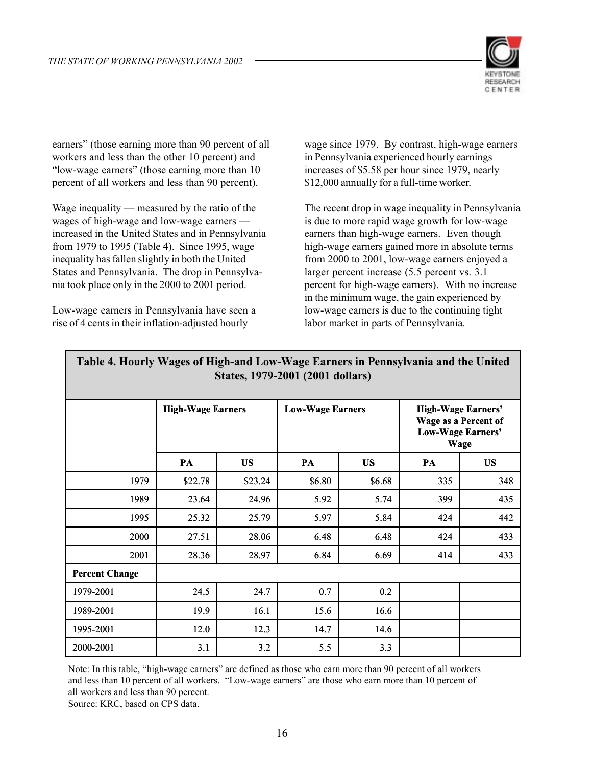earners" (those earning more than 90 percent of all workers and less than the other 10 percent) and "low-wage earners" (those earning more than 10 percent of all workers and less than 90 percent).

Wage inequality — measured by the ratio of the wages of high-wage and low-wage earners — increased in the United States and in Pennsylvania from 1979 to 1995 (Table 4). Since 1995, wage inequality has fallen slightly in both the United States and Pennsylvania. The drop in Pennsylvania took place only in the 2000 to 2001 period.

Low-wage earners in Pennsylvania have seen a rise of 4 cents in their inflation-adjusted hourly wage since 1979. By contrast, high-wage earners in Pennsylvania experienced hourly earnings increases of $5.58 per hour since 1979, nearly $12,000 annually for a full-time worker.

The recent drop in wage inequality in Pennsylvania is due to more rapid wage growth for low-wage earners than high-wage earners. Even though high-wage earners gained more in absolute terms from 2000 to 2001, low-wage earners enjoyed a larger percent increase (5.5 percent vs. 3.1 percent for high-wage earners). With no increase in the minimum wage, the gain experienced by low-wage earners is due to the continuing tight labor market in parts of Pennsylvania.

**Table 4. Hourly Wages of High-and Low-Wage Earners in Pennsylvania and the United States, 1979-2001 (2001 dollars)**

| | High-Wage Earners | | Low-Wage Earners | | High-Wage Earners' Wage as a Percent of Low-Wage Earners' Wage | |
|---|---|---|---|---|---|---|
| | PA | US | PA | US | PA | US |
| 1979 | $22.78 | $23.24 | $6.80 | $6.68 | 335 | 348 |
| 1989 | 23.64 | 24.96 | 5.92 | 5.74 | 399 | 435 |
| 1995 | 25.32 | 25.79 | 5.97 | 5.84 | 424 | 442 |
| 2000 | 27.51 | 28.06 | 6.48 | 6.48 | 424 | 433 |
| 2001 | 28.36 | 28.97 | 6.84 | 6.69 | 414 | 433 |
| **Percent Change** | | | | | | |
| 1979-2001 | 24.5 | 24.7 | 0.7 | 0.2 | | |
| 1989-2001 | 19.9 | 16.1 | 15.6 | 16.6 | | |
| 1995-2001 | 12.0 | 12.3 | 14.7 | 14.6 | | |
| 2000-2001 | 3.1 | 3.2 | 5.5 | 3.3 | | |

Note: In this table, "high-wage earners" are defined as those who earn more than 90 percent of all workers and less than 10 percent of all workers. "Low-wage earners" are those who earn more than 10 percent of all workers and less than 90 percent.
Source: KRC, based on CPS data.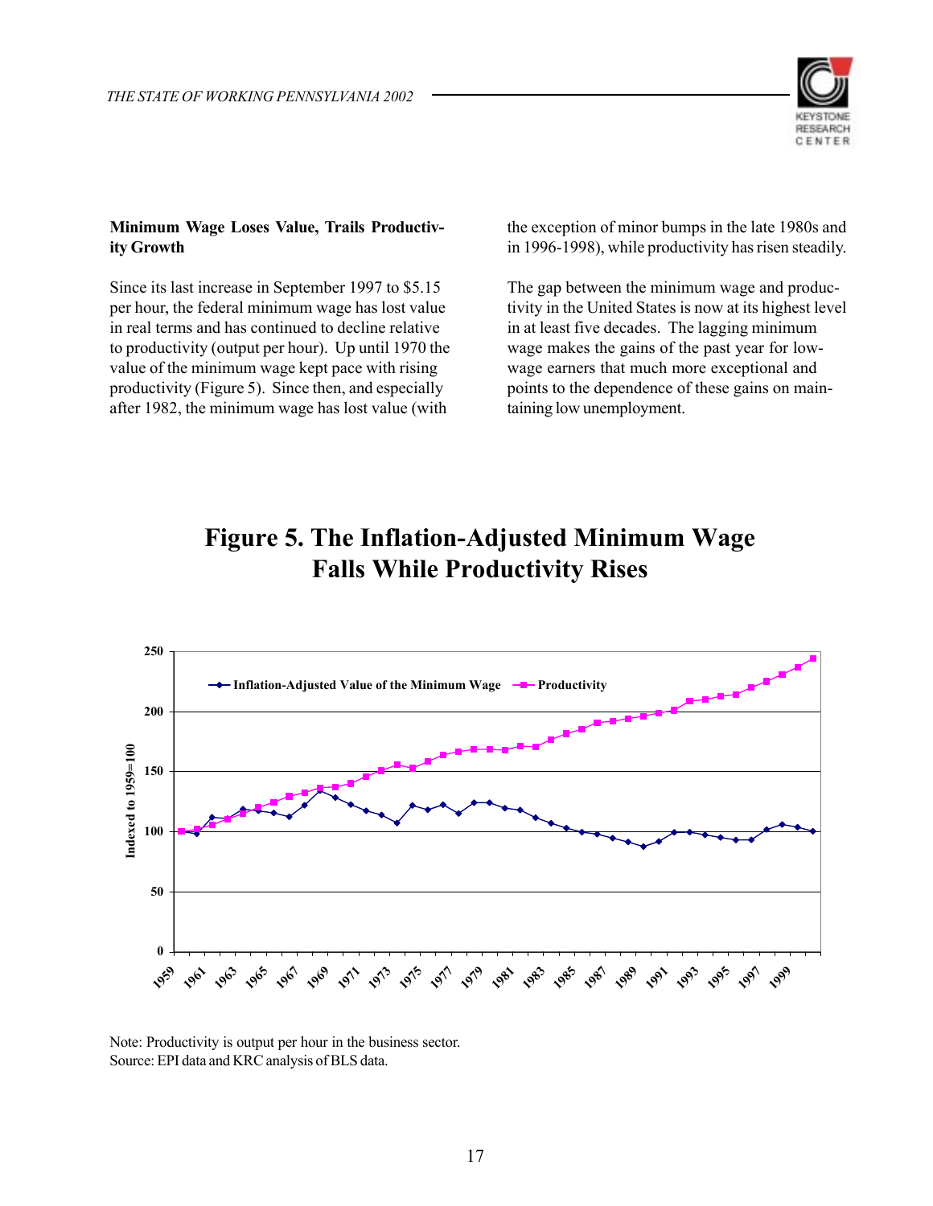**Minimum Wage Loses Value, Trails Productivity Growth**

Since its last increase in September 1997 to $5.15 per hour, the federal minimum wage has lost value in real terms and has continued to decline relative to productivity (output per hour). Up until 1970 the value of the minimum wage kept pace with rising productivity (Figure 5). Since then, and especially after 1982, the minimum wage has lost value (with the exception of minor bumps in the late 1980s and in 1996-1998), while productivity has risen steadily.

The gap between the minimum wage and productivity in the United States is now at its highest level in at least five decades. The lagging minimum wage makes the gains of the past year for low-wage earners that much more exceptional and points to the dependence of these gains on maintaining low unemployment.

## Figure 5. The Inflation-Adjusted Minimum Wage Falls While Productivity Rises

Note: Productivity is output per hour in the business sector.
Source: EPI data and KRC analysis of BLS data.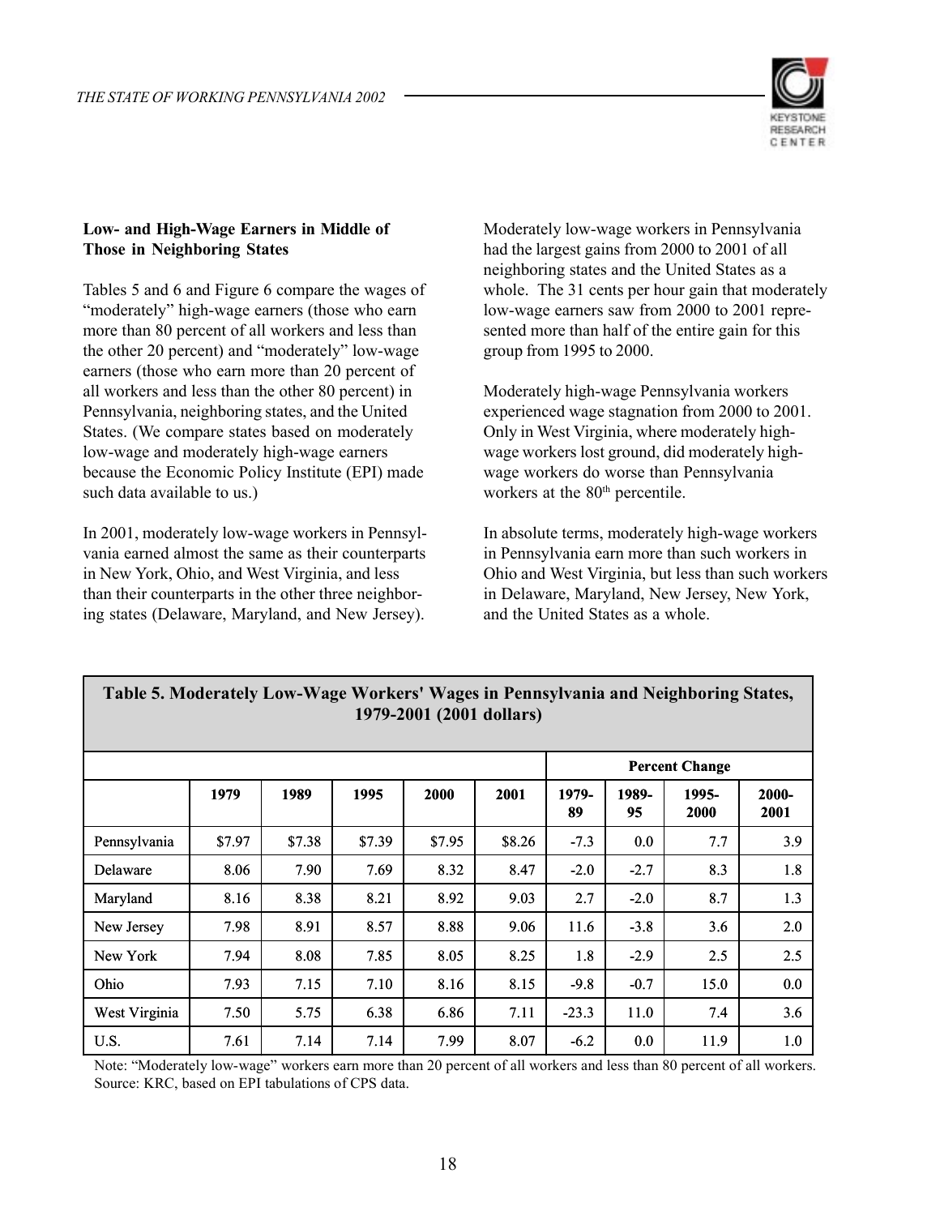### Low- and High-Wage Earners in Middle of Those in Neighboring States

Tables 5 and 6 and Figure 6 compare the wages of "moderately" high-wage earners (those who earn more than 80 percent of all workers and less than the other 20 percent) and "moderately" low-wage earners (those who earn more than 20 percent of all workers and less than the other 80 percent) in Pennsylvania, neighboring states, and the United States. (We compare states based on moderately low-wage and moderately high-wage earners because the Economic Policy Institute (EPI) made such data available to us.)

In 2001, moderately low-wage workers in Pennsylvania earned almost the same as their counterparts in New York, Ohio, and West Virginia, and less than their counterparts in the other three neighboring states (Delaware, Maryland, and New Jersey).

Moderately low-wage workers in Pennsylvania had the largest gains from 2000 to 2001 of all neighboring states and the United States as a whole. The 31 cents per hour gain that moderately low-wage earners saw from 2000 to 2001 represented more than half of the entire gain for this group from 1995 to 2000.

Moderately high-wage Pennsylvania workers experienced wage stagnation from 2000 to 2001. Only in West Virginia, where moderately high-wage workers lost ground, did moderately high-wage workers do worse than Pennsylvania workers at the 80th percentile.

In absolute terms, moderately high-wage workers in Pennsylvania earn more than such workers in Ohio and West Virginia, but less than such workers in Delaware, Maryland, New Jersey, New York, and the United States as a whole.

**Table 5. Moderately Low-Wage Workers' Wages in Pennsylvania and Neighboring States, 1979-2001 (2001 dollars)**

| | | | | | | Percent Change | | | |
|---|---|---|---|---|---|---|---|---|---|
| | 1979 | 1989 | 1995 | 2000 | 2001 | 1979-89 | 1989-95 | 1995-2000 | 2000-2001 |
| Pennsylvania | $7.97 | $7.38 | $7.39 | $7.95 | $8.26 | -7.3 | 0.0 | 7.7 | 3.9 |
| Delaware | 8.06 | 7.90 | 7.69 | 8.32 | 8.47 | -2.0 | -2.7 | 8.3 | 1.8 |
| Maryland | 8.16 | 8.38 | 8.21 | 8.92 | 9.03 | 2.7 | -2.0 | 8.7 | 1.3 |
| New Jersey | 7.98 | 8.91 | 8.57 | 8.88 | 9.06 | 11.6 | -3.8 | 3.6 | 2.0 |
| New York | 7.94 | 8.08 | 7.85 | 8.05 | 8.25 | 1.8 | -2.9 | 2.5 | 2.5 |
| Ohio | 7.93 | 7.15 | 7.10 | 8.16 | 8.15 | -9.8 | -0.7 | 15.0 | 0.0 |
| West Virginia | 7.50 | 5.75 | 6.38 | 6.86 | 7.11 | -23.3 | 11.0 | 7.4 | 3.6 |
| U.S. | 7.61 | 7.14 | 7.14 | 7.99 | 8.07 | -6.2 | 0.0 | 11.9 | 1.0 |

Note: "Moderately low-wage" workers earn more than 20 percent of all workers and less than 80 percent of all workers.
Source: KRC, based on EPI tabulations of CPS data.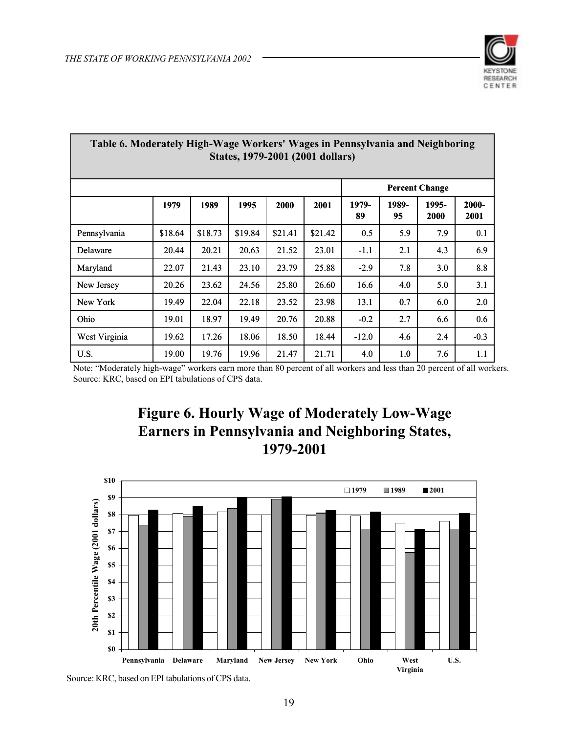**Table 6. Moderately High-Wage Workers' Wages in Pennsylvania and Neighboring States, 1979-2001 (2001 dollars)**

| | 1979 | 1989 | 1995 | 2000 | 2001 | Percent Change 1979-89 | 1989-95 | 1995-2000 | 2000-2001 |
|---|---|---|---|---|---|---|---|---|---|
| Pennsylvania | $18.64 | $18.73 | $19.84 | $21.41 | $21.42 | 0.5 | 5.9 | 7.9 | 0.1 |
| Delaware | 20.44 | 20.21 | 20.63 | 21.52 | 23.01 | -1.1 | 2.1 | 4.3 | 6.9 |
| Maryland | 22.07 | 21.43 | 23.10 | 23.79 | 25.88 | -2.9 | 7.8 | 3.0 | 8.8 |
| New Jersey | 20.26 | 23.62 | 24.56 | 25.80 | 26.60 | 16.6 | 4.0 | 5.0 | 3.1 |
| New York | 19.49 | 22.04 | 22.18 | 23.52 | 23.98 | 13.1 | 0.7 | 6.0 | 2.0 |
| Ohio | 19.01 | 18.97 | 19.49 | 20.76 | 20.88 | -0.2 | 2.7 | 6.6 | 0.6 |
| West Virginia | 19.62 | 17.26 | 18.06 | 18.50 | 18.44 | -12.0 | 4.6 | 2.4 | -0.3 |
| U.S. | 19.00 | 19.76 | 19.96 | 21.47 | 21.71 | 4.0 | 1.0 | 7.6 | 1.1 |

Note: "Moderately high-wage" workers earn more than 80 percent of all workers and less than 20 percent of all workers.
Source: KRC, based on EPI tabulations of CPS data.

## Figure 6. Hourly Wage of Moderately Low-Wage Earners in Pennsylvania and Neighboring States, 1979-2001

Source: KRC, based on EPI tabulations of CPS data.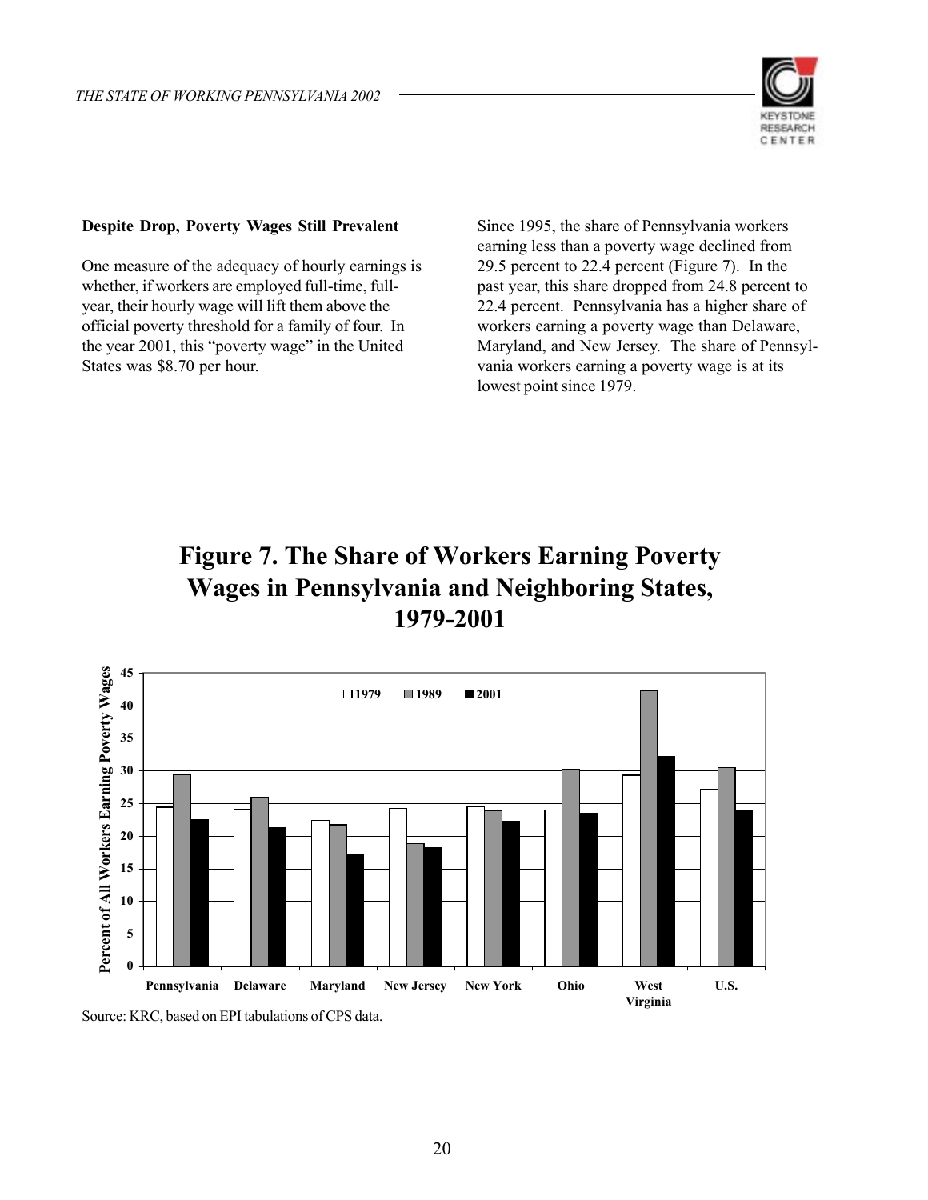### Despite Drop, Poverty Wages Still Prevalent

One measure of the adequacy of hourly earnings is whether, if workers are employed full-time, full-year, their hourly wage will lift them above the official poverty threshold for a family of four. In the year 2001, this "poverty wage" in the United States was $8.70 per hour.

Since 1995, the share of Pennsylvania workers earning less than a poverty wage declined from 29.5 percent to 22.4 percent (Figure 7). In the past year, this share dropped from 24.8 percent to 22.4 percent. Pennsylvania has a higher share of workers earning a poverty wage than Delaware, Maryland, and New Jersey. The share of Pennsylvania workers earning a poverty wage is at its lowest point since 1979.

## Figure 7. The Share of Workers Earning Poverty Wages in Pennsylvania and Neighboring States, 1979-2001

Source: KRC, based on EPI tabulations of CPS data.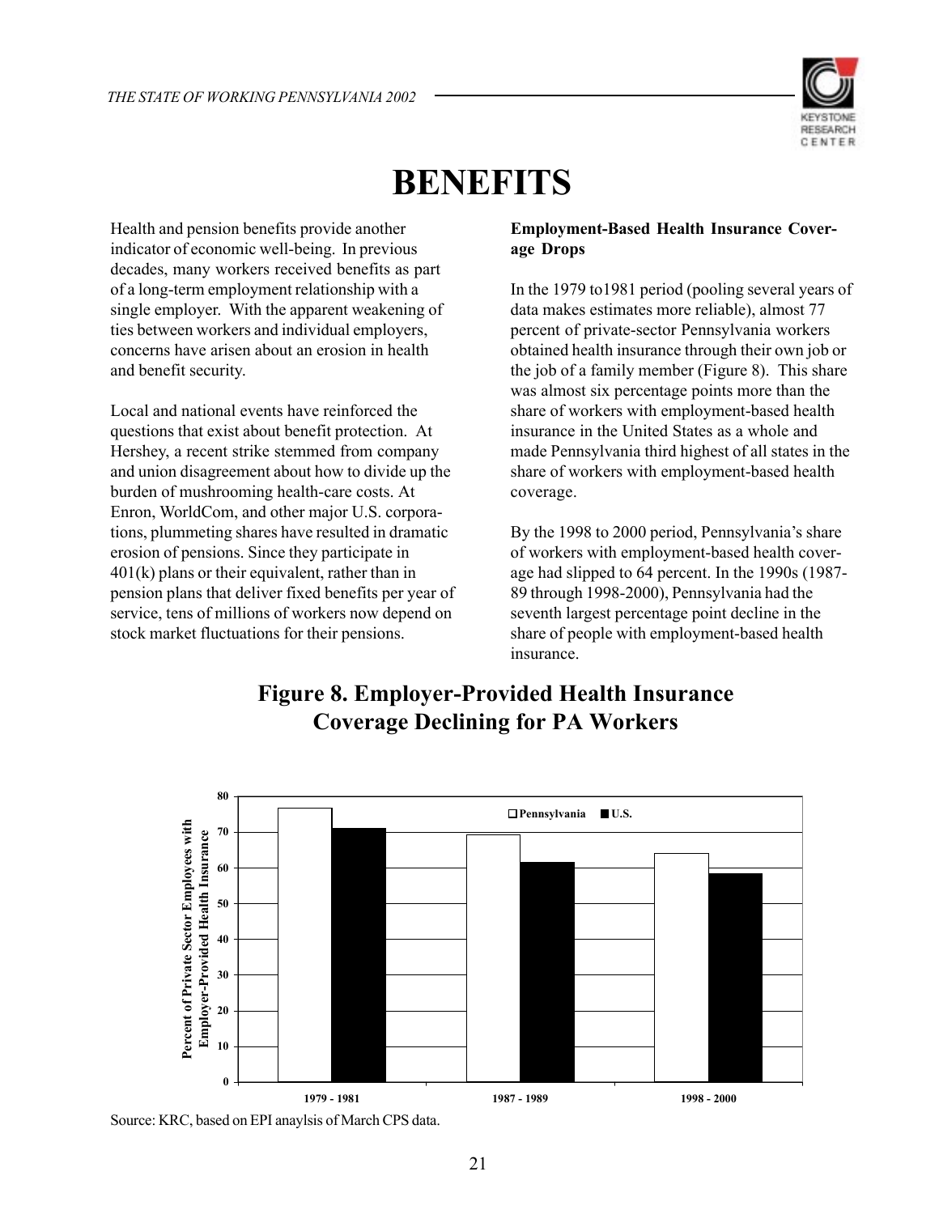# BENEFITS

Health and pension benefits provide another indicator of economic well-being. In previous decades, many workers received benefits as part of a long-term employment relationship with a single employer. With the apparent weakening of ties between workers and individual employers, concerns have arisen about an erosion in health and benefit security.

Local and national events have reinforced the questions that exist about benefit protection. At Hershey, a recent strike stemmed from company and union disagreement about how to divide up the burden of mushrooming health-care costs. At Enron, WorldCom, and other major U.S. corporations, plummeting shares have resulted in dramatic erosion of pensions. Since they participate in 401(k) plans or their equivalent, rather than in pension plans that deliver fixed benefits per year of service, tens of millions of workers now depend on stock market fluctuations for their pensions.

**Employment-Based Health Insurance Coverage Drops**

In the 1979 to1981 period (pooling several years of data makes estimates more reliable), almost 77 percent of private-sector Pennsylvania workers obtained health insurance through their own job or the job of a family member (Figure 8). This share was almost six percentage points more than the share of workers with employment-based health insurance in the United States as a whole and made Pennsylvania third highest of all states in the share of workers with employment-based health coverage.

By the 1998 to 2000 period, Pennsylvania's share of workers with employment-based health coverage had slipped to 64 percent. In the 1990s (1987-89 through 1998-2000), Pennsylvania had the seventh largest percentage point decline in the share of people with employment-based health insurance.

**Figure 8. Employer-Provided Health Insurance Coverage Declining for PA Workers**

Source: KRC, based on EPI anaylsis of March CPS data.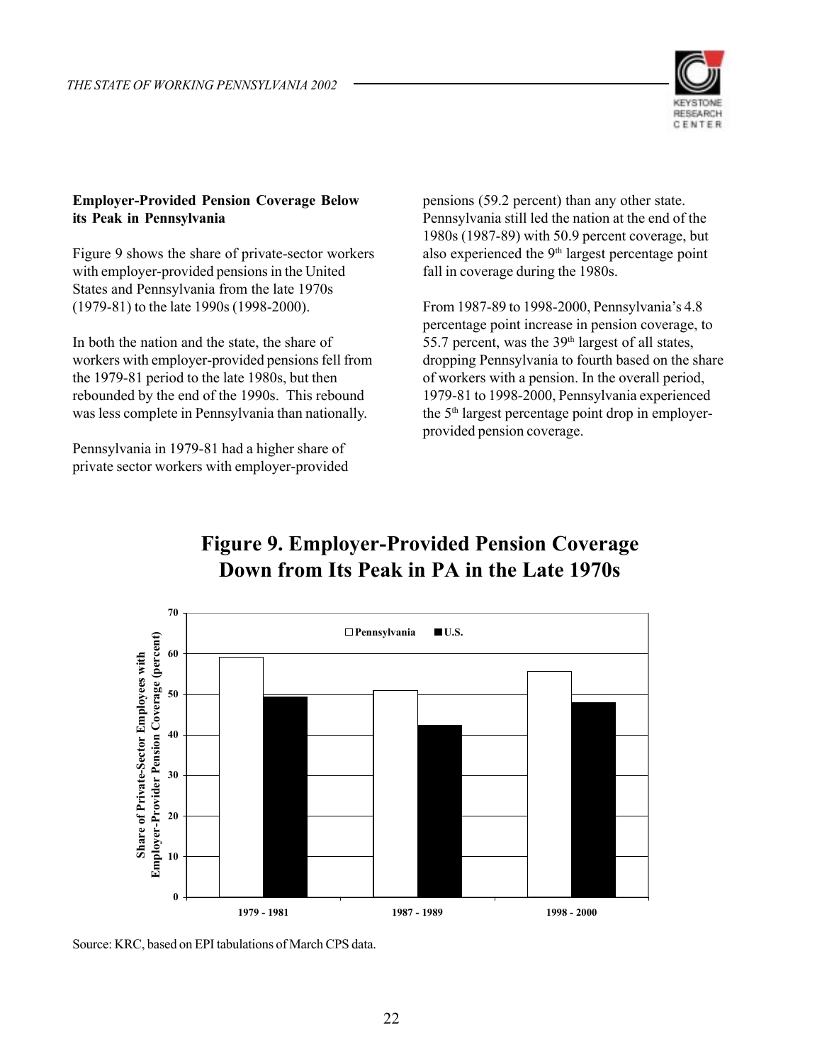**Employer-Provided Pension Coverage Below its Peak in Pennsylvania**

Figure 9 shows the share of private-sector workers with employer-provided pensions in the United States and Pennsylvania from the late 1970s (1979-81) to the late 1990s (1998-2000).

In both the nation and the state, the share of workers with employer-provided pensions fell from the 1979-81 period to the late 1980s, but then rebounded by the end of the 1990s. This rebound was less complete in Pennsylvania than nationally.

Pennsylvania in 1979-81 had a higher share of private sector workers with employer-provided pensions (59.2 percent) than any other state. Pennsylvania still led the nation at the end of the 1980s (1987-89) with 50.9 percent coverage, but also experienced the 9th largest percentage point fall in coverage during the 1980s.

From 1987-89 to 1998-2000, Pennsylvania's 4.8 percentage point increase in pension coverage, to 55.7 percent, was the 39th largest of all states, dropping Pennsylvania to fourth based on the share of workers with a pension. In the overall period, 1979-81 to 1998-2000, Pennsylvania experienced the 5th largest percentage point drop in employer-provided pension coverage.

**Figure 9. Employer-Provided Pension Coverage Down from Its Peak in PA in the Late 1970s**

| Period | Pennsylvania | U.S. |
|---|---|---|
| 1979 - 1981 | 59.2 | ~49.5 |
| 1987 - 1989 | 50.9 | ~42.5 |
| 1998 - 2000 | 55.7 | ~48 |

Y-axis: Share of Private-Sector Employees with Employer-Provider Pension Coverage (percent)

Source: KRC, based on EPI tabulations of March CPS data.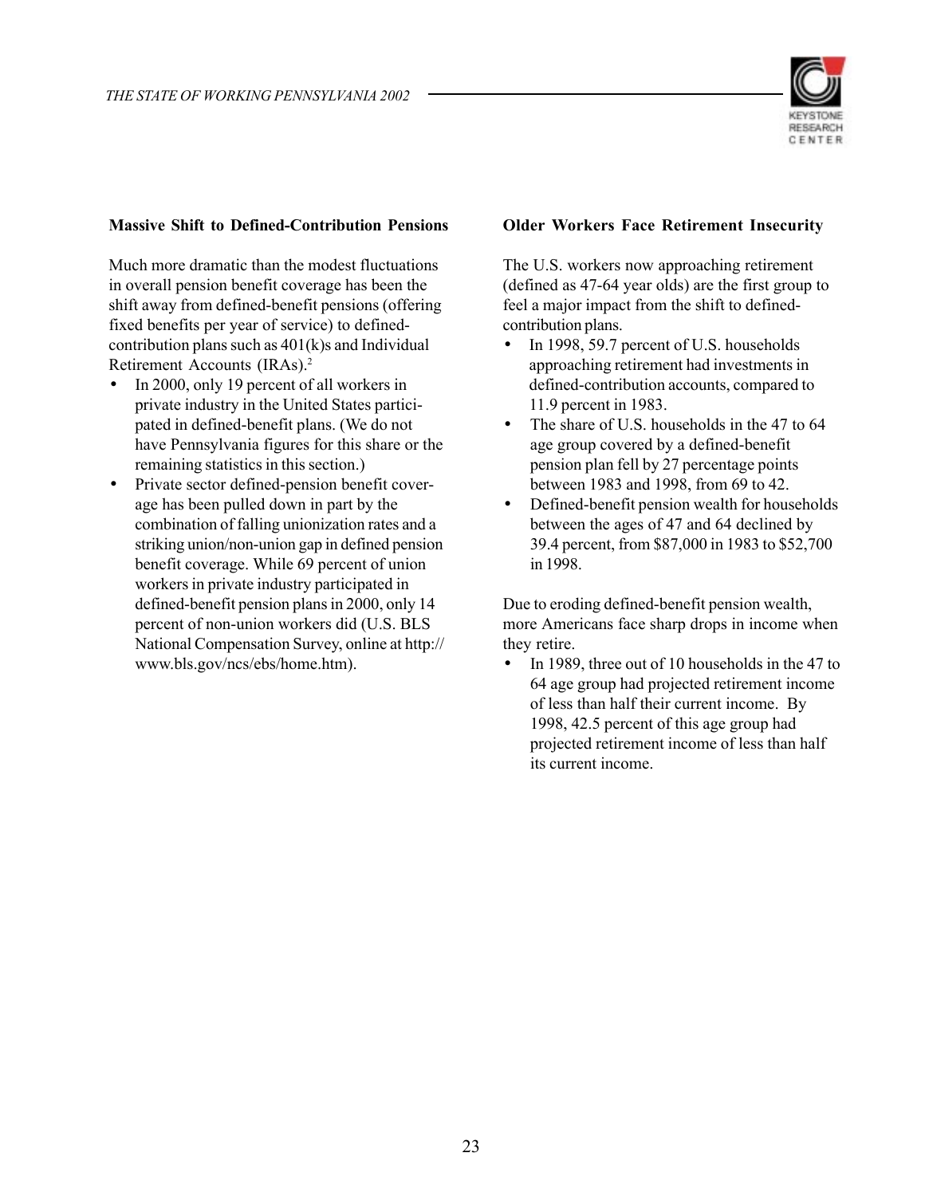### Massive Shift to Defined-Contribution Pensions

Much more dramatic than the modest fluctuations in overall pension benefit coverage has been the shift away from defined-benefit pensions (offering fixed benefits per year of service) to defined-contribution plans such as 401(k)s and Individual Retirement Accounts (IRAs).[2]

- In 2000, only 19 percent of all workers in private industry in the United States participated in defined-benefit plans. (We do not have Pennsylvania figures for this share or the remaining statistics in this section.)
- Private sector defined-pension benefit coverage has been pulled down in part by the combination of falling unionization rates and a striking union/non-union gap in defined pension benefit coverage. While 69 percent of union workers in private industry participated in defined-benefit pension plans in 2000, only 14 percent of non-union workers did (U.S. BLS National Compensation Survey, online at http://www.bls.gov/ncs/ebs/home.htm).

### Older Workers Face Retirement Insecurity

The U.S. workers now approaching retirement (defined as 47-64 year olds) are the first group to feel a major impact from the shift to defined-contribution plans.

- In 1998, 59.7 percent of U.S. households approaching retirement had investments in defined-contribution accounts, compared to 11.9 percent in 1983.
- The share of U.S. households in the 47 to 64 age group covered by a defined-benefit pension plan fell by 27 percentage points between 1983 and 1998, from 69 to 42.
- Defined-benefit pension wealth for households between the ages of 47 and 64 declined by 39.4 percent, from $87,000 in 1983 to $52,700 in 1998.

Due to eroding defined-benefit pension wealth, more Americans face sharp drops in income when they retire.

- In 1989, three out of 10 households in the 47 to 64 age group had projected retirement income of less than half their current income. By 1998, 42.5 percent of this age group had projected retirement income of less than half its current income.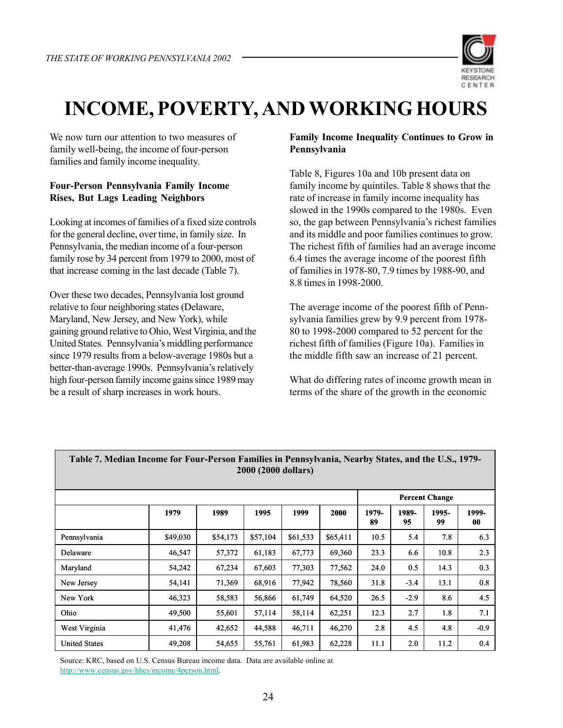# INCOME, POVERTY, AND WORKING HOURS

We now turn our attention to two measures of family well-being, the income of four-person families and family income inequality.

### Four-Person Pennsylvania Family Income Rises, But Lags Leading Neighbors

Looking at incomes of families of a fixed size controls for the general decline, over time, in family size. In Pennsylvania, the median income of a four-person family rose by 34 percent from 1979 to 2000, most of that increase coming in the last decade (Table 7).

Over these two decades, Pennsylvania lost ground relative to four neighboring states (Delaware, Maryland, New Jersey, and New York), while gaining ground relative to Ohio, West Virginia, and the United States. Pennsylvania's middling performance since 1979 results from a below-average 1980s but a better-than-average 1990s. Pennsylvania's relatively high four-person family income gains since 1989 may be a result of sharp increases in work hours.

### Family Income Inequality Continues to Grow in Pennsylvania

Table 8, Figures 10a and 10b present data on family income by quintiles. Table 8 shows that the rate of increase in family income inequality has slowed in the 1990s compared to the 1980s. Even so, the gap between Pennsylvania's richest families and its middle and poor families continues to grow. The richest fifth of families had an average income 6.4 times the average income of the poorest fifth of families in 1978-80, 7.9 times by 1988-90, and 8.8 times in 1998-2000.

The average income of the poorest fifth of Pennsylvania families grew by 9.9 percent from 1978-80 to 1998-2000 compared to 52 percent for the richest fifth of families (Figure 10a). Families in the middle fifth saw an increase of 21 percent.

What do differing rates of income growth mean in terms of the share of the growth in the economic

**Table 7. Median Income for Four-Person Families in Pennsylvania, Nearby States, and the U.S., 1979-2000 (2000 dollars)**

| | | | | | | Percent Change | | | |
|---|---|---|---|---|---|---|---|---|---|
| | 1979 | 1989 | 1995 | 1999 | 2000 | 1979-89 | 1989-95 | 1995-99 | 1999-00 |
| Pennsylvania | $49,030 | $54,173 | $57,104 | $61,533 | $65,411 | 10.5 | 5.4 | 7.8 | 6.3 |
| Delaware | 46,547 | 57,372 | 61,183 | 67,773 | 69,360 | 23.3 | 6.6 | 10.8 | 2.3 |
| Maryland | 54,242 | 67,234 | 67,603 | 77,303 | 77,562 | 24.0 | 0.5 | 14.3 | 0.3 |
| New Jersey | 54,141 | 71,369 | 68,916 | 77,942 | 78,560 | 31.8 | -3.4 | 13.1 | 0.8 |
| New York | 46,323 | 58,583 | 56,866 | 61,749 | 64,520 | 26.5 | -2.9 | 8.6 | 4.5 |
| Ohio | 49,500 | 55,601 | 57,114 | 58,114 | 62,251 | 12.3 | 2.7 | 1.8 | 7.1 |
| West Virginia | 41,476 | 42,652 | 44,588 | 46,711 | 46,270 | 2.8 | 4.5 | 4.8 | -0.9 |
| United States | 49,208 | 54,655 | 55,761 | 61,983 | 62,228 | 11.1 | 2.0 | 11.2 | 0.4 |

Source: KRC, based on U.S. Census Bureau income data. Data are available online at http://www.census.gov/hhes/income/4person.html.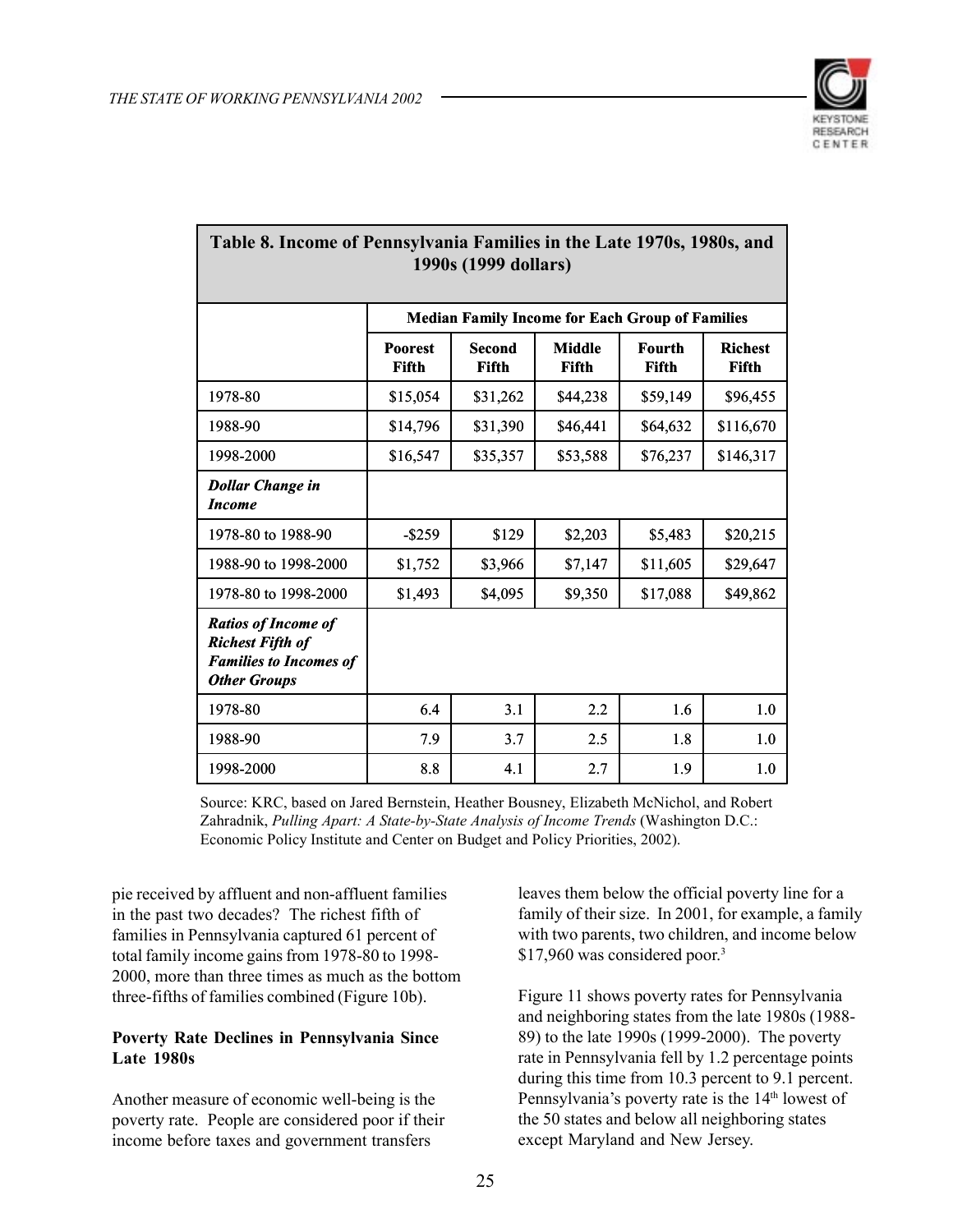**Table 8. Income of Pennsylvania Families in the Late 1970s, 1980s, and 1990s (1999 dollars)**

| | Median Family Income for Each Group of Families | | | | |
|---|---|---|---|---|---|
| | Poorest Fifth | Second Fifth | Middle Fifth | Fourth Fifth | Richest Fifth |
| 1978-80 | $15,054 | $31,262 | $44,238 | $59,149 | $96,455 |
| 1988-90 | $14,796 | $31,390 | $46,441 | $64,632 | $116,670 |
| 1998-2000 | $16,547 | $35,357 | $53,588 | $76,237 | $146,317 |
| ***Dollar Change in Income*** | | | | | |
| 1978-80 to 1988-90 | -$259 | $129 | $2,203 | $5,483 | $20,215 |
| 1988-90 to 1998-2000 | $1,752 | $3,966 | $7,147 | $11,605 | $29,647 |
| 1978-80 to 1998-2000 | $1,493 | $4,095 | $9,350 | $17,088 | $49,862 |
| ***Ratios of Income of Richest Fifth of Families to Incomes of Other Groups*** | | | | | |
| 1978-80 | 6.4 | 3.1 | 2.2 | 1.6 | 1.0 |
| 1988-90 | 7.9 | 3.7 | 2.5 | 1.8 | 1.0 |
| 1998-2000 | 8.8 | 4.1 | 2.7 | 1.9 | 1.0 |

Source: KRC, based on Jared Bernstein, Heather Bousney, Elizabeth McNichol, and Robert Zahradnik, *Pulling Apart: A State-by-State Analysis of Income Trends* (Washington D.C.: Economic Policy Institute and Center on Budget and Policy Priorities, 2002).

pie received by affluent and non-affluent families in the past two decades? The richest fifth of families in Pennsylvania captured 61 percent of total family income gains from 1978-80 to 1998-2000, more than three times as much as the bottom three-fifths of families combined (Figure 10b).

**Poverty Rate Declines in Pennsylvania Since Late 1980s**

Another measure of economic well-being is the poverty rate. People are considered poor if their income before taxes and government transfers leaves them below the official poverty line for a family of their size. In 2001, for example, a family with two parents, two children, and income below $17,960 was considered poor.[3]

Figure 11 shows poverty rates for Pennsylvania and neighboring states from the late 1980s (1988-89) to the late 1990s (1999-2000). The poverty rate in Pennsylvania fell by 1.2 percentage points during this time from 10.3 percent to 9.1 percent. Pennsylvania's poverty rate is the 14th lowest of the 50 states and below all neighboring states except Maryland and New Jersey.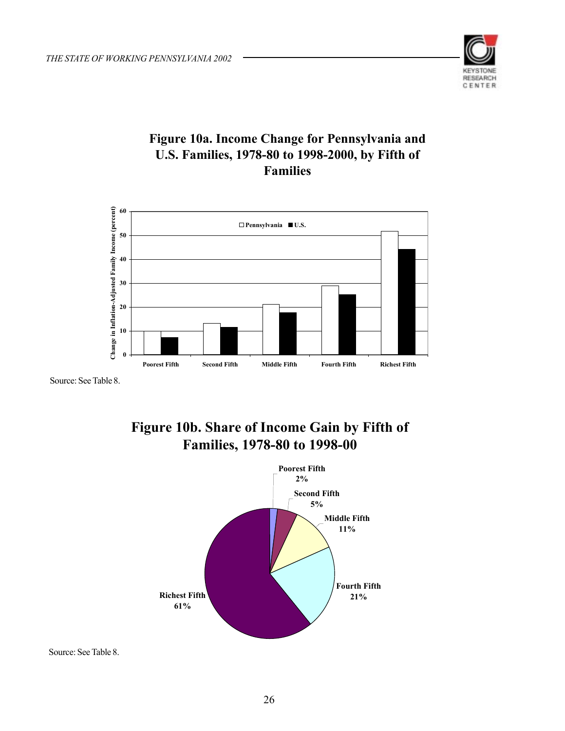## Figure 10a. Income Change for Pennsylvania and U.S. Families, 1978-80 to 1998-2000, by Fifth of Families

Source: See Table 8.

## Figure 10b. Share of Income Gain by Fifth of Families, 1978-80 to 1998-00

Source: See Table 8.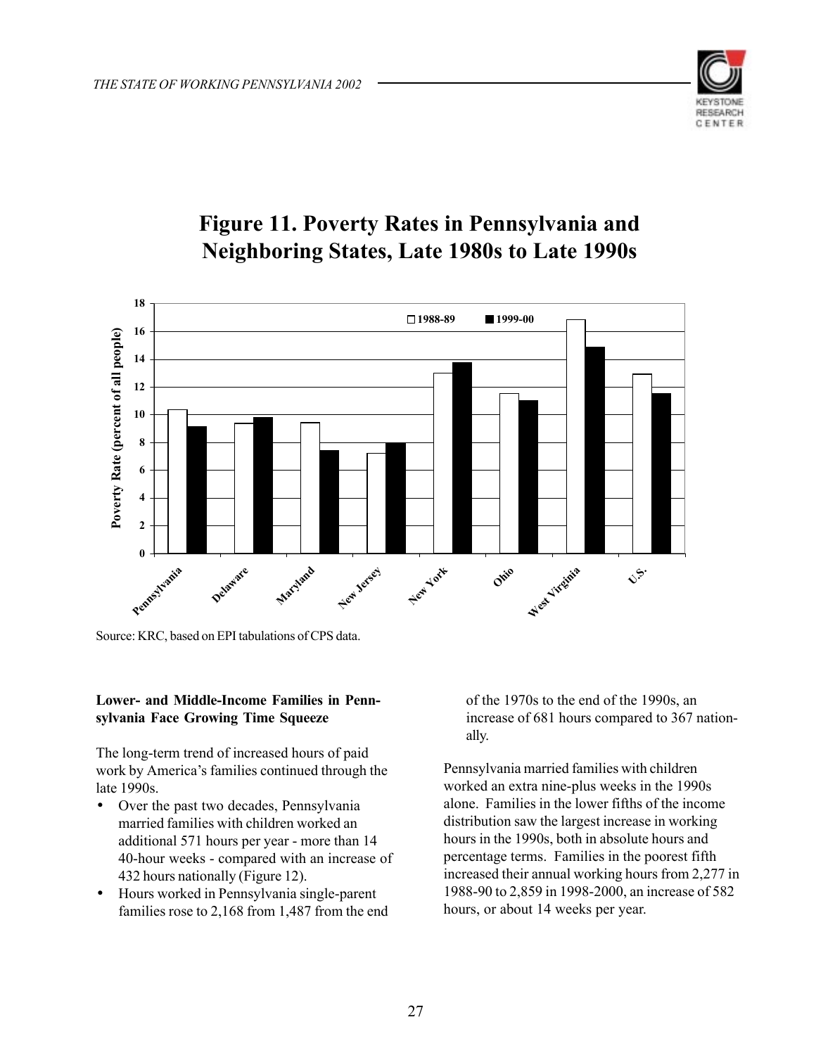# Figure 11. Poverty Rates in Pennsylvania and Neighboring States, Late 1980s to Late 1990s

Source: KRC, based on EPI tabulations of CPS data.

**Lower- and Middle-Income Families in Pennsylvania Face Growing Time Squeeze**

The long-term trend of increased hours of paid work by America's families continued through the late 1990s.

- Over the past two decades, Pennsylvania married families with children worked an additional 571 hours per year - more than 14 40-hour weeks - compared with an increase of 432 hours nationally (Figure 12).
- Hours worked in Pennsylvania single-parent families rose to 2,168 from 1,487 from the end of the 1970s to the end of the 1990s, an increase of 681 hours compared to 367 nationally.

Pennsylvania married families with children worked an extra nine-plus weeks in the 1990s alone. Families in the lower fifths of the income distribution saw the largest increase in working hours in the 1990s, both in absolute hours and percentage terms. Families in the poorest fifth increased their annual working hours from 2,277 in 1988-90 to 2,859 in 1998-2000, an increase of 582 hours, or about 14 weeks per year.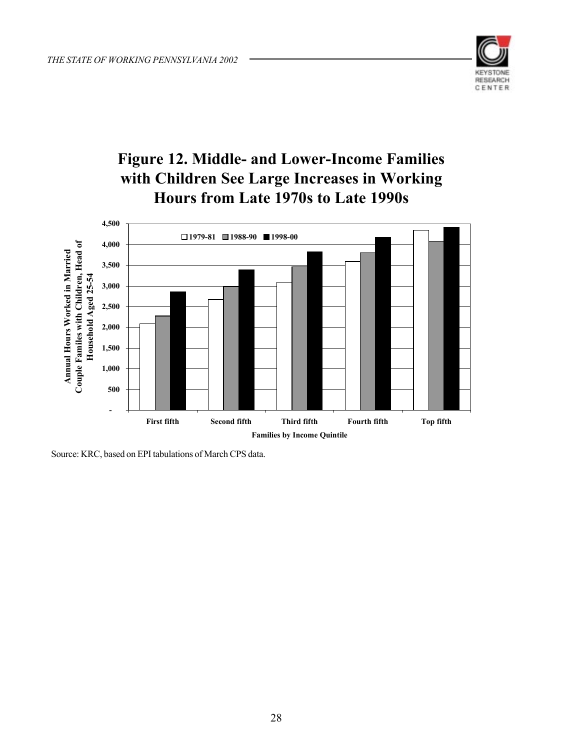# Figure 12. Middle- and Lower-Income Families with Children See Large Increases in Working Hours from Late 1970s to Late 1990s

Source: KRC, based on EPI tabulations of March CPS data.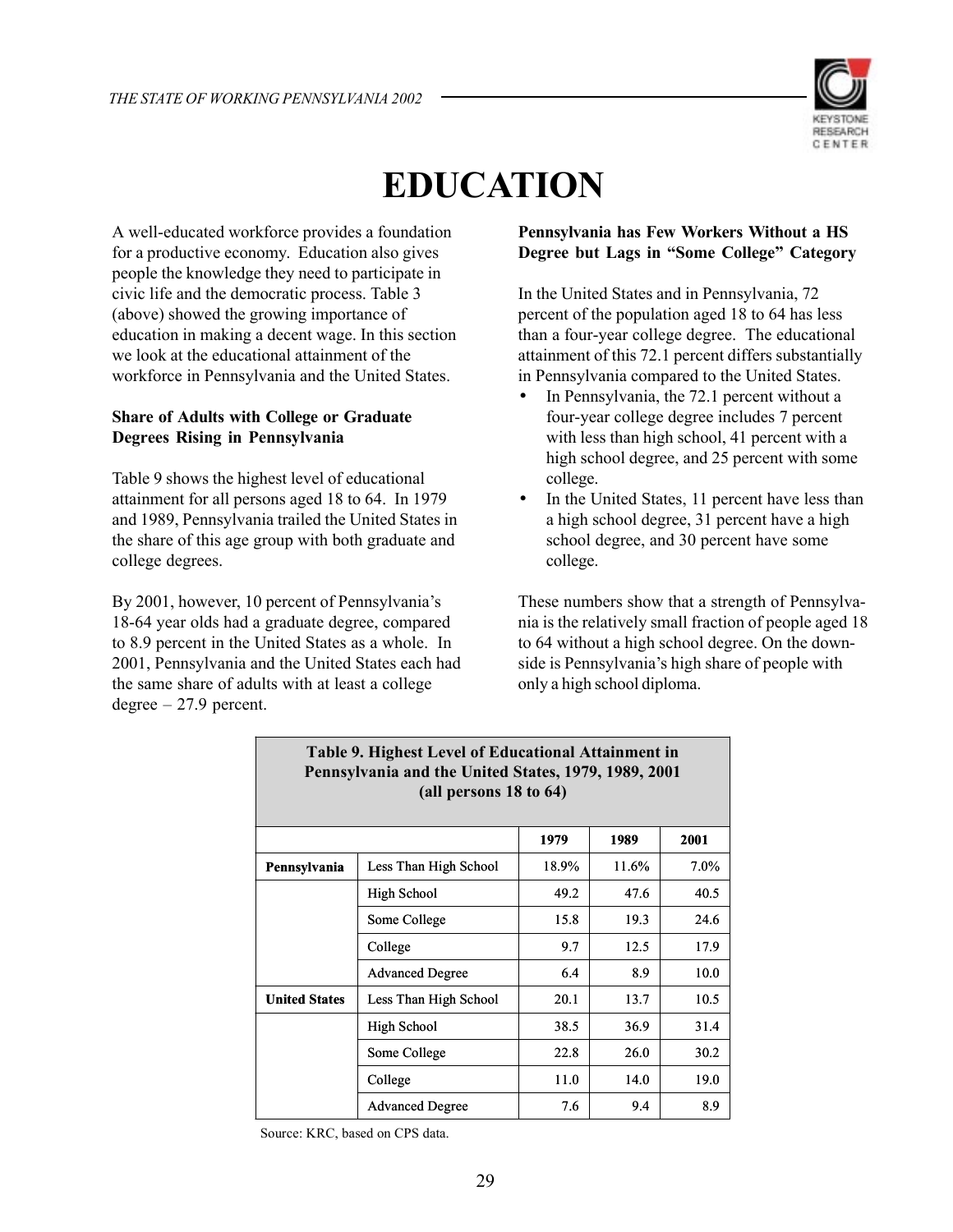# EDUCATION

A well-educated workforce provides a foundation for a productive economy. Education also gives people the knowledge they need to participate in civic life and the democratic process. Table 3 (above) showed the growing importance of education in making a decent wage. In this section we look at the educational attainment of the workforce in Pennsylvania and the United States.

**Share of Adults with College or Graduate Degrees Rising in Pennsylvania**

Table 9 shows the highest level of educational attainment for all persons aged 18 to 64. In 1979 and 1989, Pennsylvania trailed the United States in the share of this age group with both graduate and college degrees.

By 2001, however, 10 percent of Pennsylvania's 18-64 year olds had a graduate degree, compared to 8.9 percent in the United States as a whole. In 2001, Pennsylvania and the United States each had the same share of adults with at least a college degree – 27.9 percent.

**Pennsylvania has Few Workers Without a HS Degree but Lags in "Some College" Category**

In the United States and in Pennsylvania, 72 percent of the population aged 18 to 64 has less than a four-year college degree. The educational attainment of this 72.1 percent differs substantially in Pennsylvania compared to the United States.

- In Pennsylvania, the 72.1 percent without a four-year college degree includes 7 percent with less than high school, 41 percent with a high school degree, and 25 percent with some college.
- In the United States, 11 percent have less than a high school degree, 31 percent have a high school degree, and 30 percent have some college.

These numbers show that a strength of Pennsylvania is the relatively small fraction of people aged 18 to 64 without a high school degree. On the downside is Pennsylvania's high share of people with only a high school diploma.

**Table 9. Highest Level of Educational Attainment in Pennsylvania and the United States, 1979, 1989, 2001 (all persons 18 to 64)**

| | | 1979 | 1989 | 2001 |
|---|---|---|---|---|
| **Pennsylvania** | Less Than High School | 18.9% | 11.6% | 7.0% |
| | High School | 49.2 | 47.6 | 40.5 |
| | Some College | 15.8 | 19.3 | 24.6 |
| | College | 9.7 | 12.5 | 17.9 |
| | Advanced Degree | 6.4 | 8.9 | 10.0 |
| **United States** | Less Than High School | 20.1 | 13.7 | 10.5 |
| | High School | 38.5 | 36.9 | 31.4 |
| | Some College | 22.8 | 26.0 | 30.2 |
| | College | 11.0 | 14.0 | 19.0 |
| | Advanced Degree | 7.6 | 9.4 | 8.9 |

Source: KRC, based on CPS data.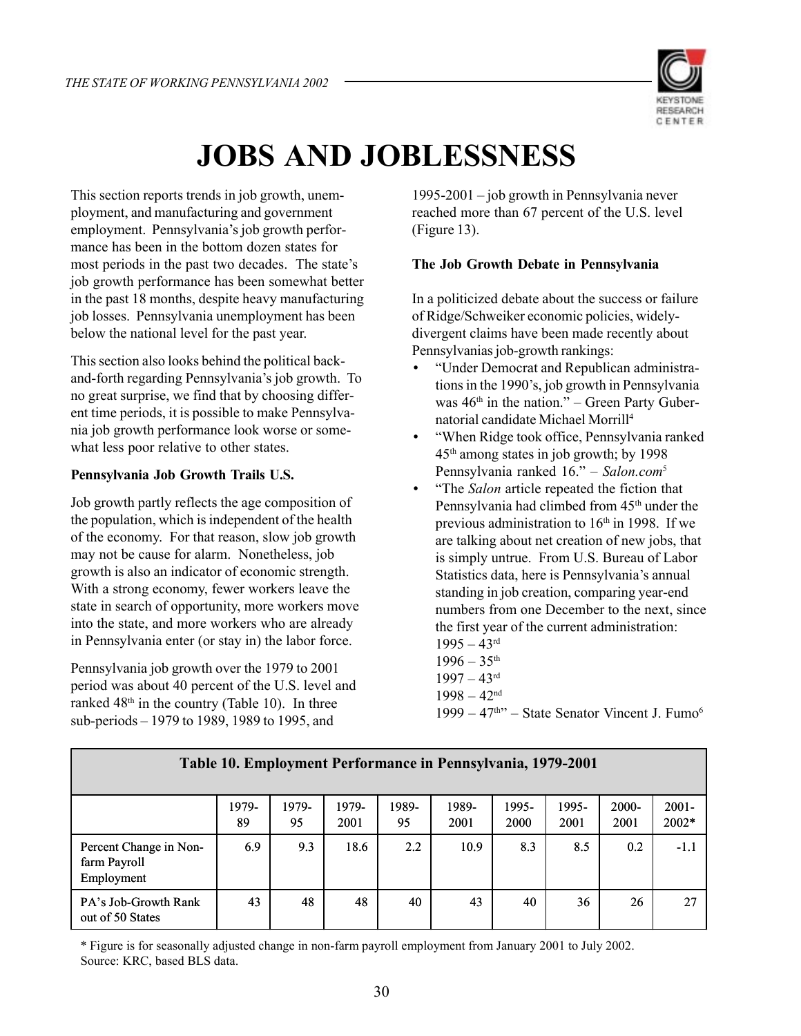// Page 30 of 60 — id 41a35d06b6df

# JOBS AND JOBLESSNESS

This section reports trends in job growth, unemployment, and manufacturing and government employment. Pennsylvania's job growth performance has been in the bottom dozen states for most periods in the past two decades. The state's job growth performance has been somewhat better in the past 18 months, despite heavy manufacturing job losses. Pennsylvania unemployment has been below the national level for the past year.

This section also looks behind the political back-and-forth regarding Pennsylvania's job growth. To no great surprise, we find that by choosing different time periods, it is possible to make Pennsylvania job growth performance look worse or somewhat less poor relative to other states.

### Pennsylvania Job Growth Trails U.S.

Job growth partly reflects the age composition of the population, which is independent of the health of the economy. For that reason, slow job growth may not be cause for alarm. Nonetheless, job growth is also an indicator of economic strength. With a strong economy, fewer workers leave the state in search of opportunity, more workers move into the state, and more workers who are already in Pennsylvania enter (or stay in) the labor force.

Pennsylvania job growth over the 1979 to 2001 period was about 40 percent of the U.S. level and ranked 48th in the country (Table 10). In three sub-periods – 1979 to 1989, 1989 to 1995, and 1995-2001 – job growth in Pennsylvania never reached more than 67 percent of the U.S. level (Figure 13).

### The Job Growth Debate in Pennsylvania

In a politicized debate about the success or failure of Ridge/Schweiker economic policies, widely-divergent claims have been made recently about Pennsylvanias job-growth rankings:

- "Under Democrat and Republican administrations in the 1990's, job growth in Pennsylvania was 46th in the nation." – Green Party Gubernatorial candidate Michael Morrill[4]
- "When Ridge took office, Pennsylvania ranked 45th among states in job growth; by 1998 Pennsylvania ranked 16." – *Salon.com*[5]
- "The *Salon* article repeated the fiction that Pennsylvania had climbed from 45th under the previous administration to 16th in 1998. If we are talking about net creation of new jobs, that is simply untrue. From U.S. Bureau of Labor Statistics data, here is Pennsylvania's annual standing in job creation, comparing year-end numbers from one December to the next, since the first year of the current administration:
  1995 – 43rd
  1996 – 35th
  1997 – 43rd
  1998 – 42nd
  1999 – 47th" – State Senator Vincent J. Fumo[6]

**Table 10. Employment Performance in Pennsylvania, 1979-2001**

| | 1979-89 | 1979-95 | 1979-2001 | 1989-95 | 1989-2001 | 1995-2000 | 1995-2001 | 2000-2001 | 2001-2002* |
|---|---|---|---|---|---|---|---|---|---|
| Percent Change in Non-farm Payroll Employment | 6.9 | 9.3 | 18.6 | 2.2 | 10.9 | 8.3 | 8.5 | 0.2 | -1.1 |
| PA's Job-Growth Rank out of 50 States | 43 | 48 | 48 | 40 | 43 | 40 | 36 | 26 | 27 |

\* Figure is for seasonally adjusted change in non-farm payroll employment from January 2001 to July 2002.
Source: KRC, based BLS data.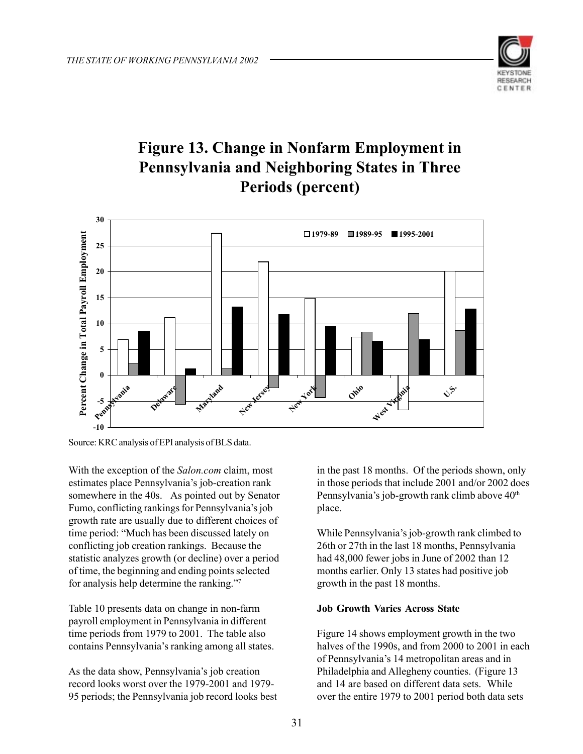# Figure 13. Change in Nonfarm Employment in Pennsylvania and Neighboring States in Three Periods (percent)

Source: KRC analysis of EPI analysis of BLS data.

With the exception of the *Salon.com* claim, most estimates place Pennsylvania's job-creation rank somewhere in the 40s. As pointed out by Senator Fumo, conflicting rankings for Pennsylvania's job growth rate are usually due to different choices of time period: "Much has been discussed lately on conflicting job creation rankings. Because the statistic analyzes growth (or decline) over a period of time, the beginning and ending points selected for analysis help determine the ranking."[7]

Table 10 presents data on change in non-farm payroll employment in Pennsylvania in different time periods from 1979 to 2001. The table also contains Pennsylvania's ranking among all states.

As the data show, Pennsylvania's job creation record looks worst over the 1979-2001 and 1979-95 periods; the Pennsylvania job record looks best in the past 18 months. Of the periods shown, only in those periods that include 2001 and/or 2002 does Pennsylvania's job-growth rank climb above 40th place.

While Pennsylvania's job-growth rank climbed to 26th or 27th in the last 18 months, Pennsylvania had 48,000 fewer jobs in June of 2002 than 12 months earlier. Only 13 states had positive job growth in the past 18 months.

**Job Growth Varies Across State**

Figure 14 shows employment growth in the two halves of the 1990s, and from 2000 to 2001 in each of Pennsylvania's 14 metropolitan areas and in Philadelphia and Allegheny counties. (Figure 13 and 14 are based on different data sets. While over the entire 1979 to 2001 period both data sets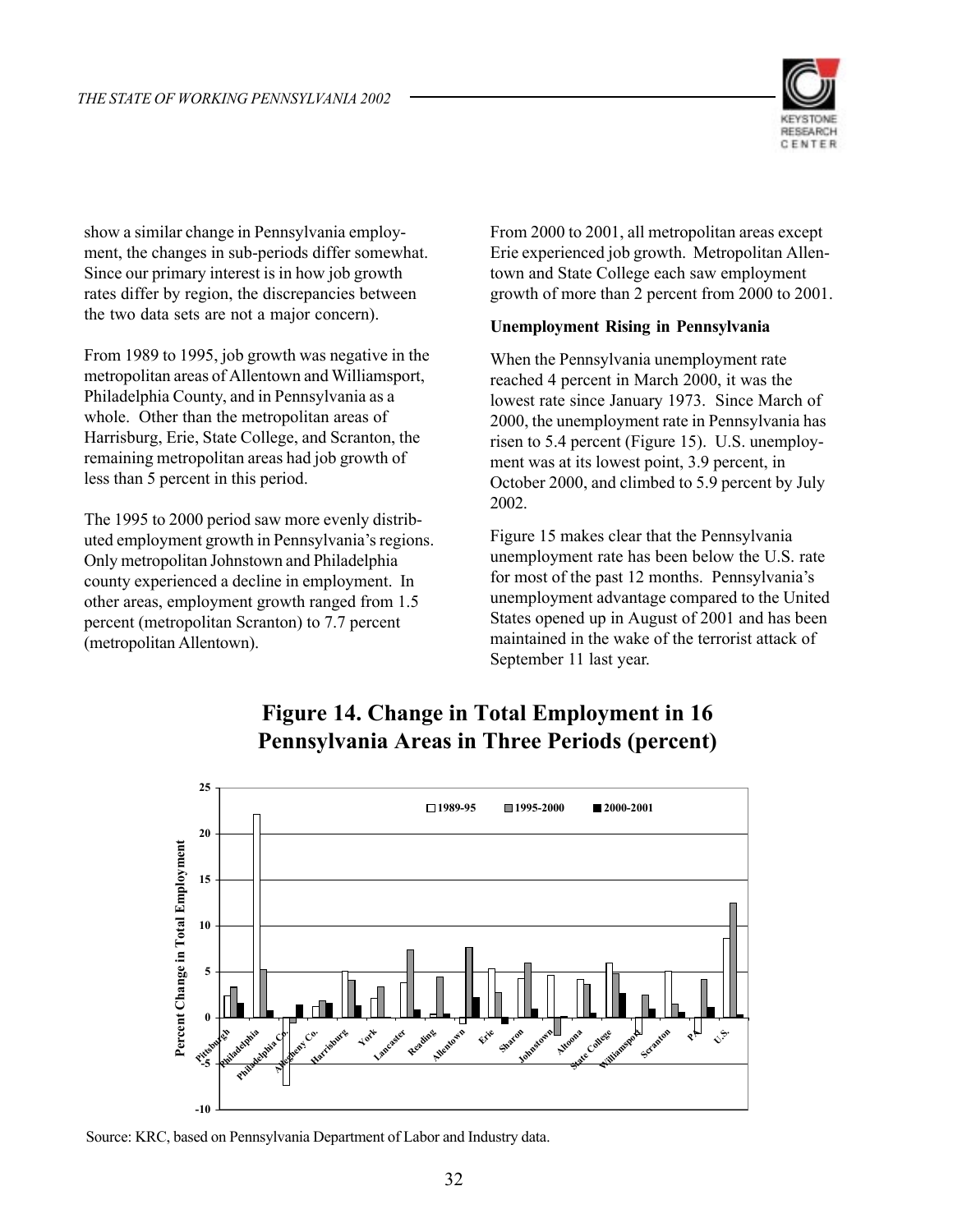show a similar change in Pennsylvania employment, the changes in sub-periods differ somewhat. Since our primary interest is in how job growth rates differ by region, the discrepancies between the two data sets are not a major concern).

From 1989 to 1995, job growth was negative in the metropolitan areas of Allentown and Williamsport, Philadelphia County, and in Pennsylvania as a whole. Other than the metropolitan areas of Harrisburg, Erie, State College, and Scranton, the remaining metropolitan areas had job growth of less than 5 percent in this period.

The 1995 to 2000 period saw more evenly distributed employment growth in Pennsylvania's regions. Only metropolitan Johnstown and Philadelphia county experienced a decline in employment. In other areas, employment growth ranged from 1.5 percent (metropolitan Scranton) to 7.7 percent (metropolitan Allentown).

From 2000 to 2001, all metropolitan areas except Erie experienced job growth. Metropolitan Allentown and State College each saw employment growth of more than 2 percent from 2000 to 2001.

**Unemployment Rising in Pennsylvania**

When the Pennsylvania unemployment rate reached 4 percent in March 2000, it was the lowest rate since January 1973. Since March of 2000, the unemployment rate in Pennsylvania has risen to 5.4 percent (Figure 15). U.S. unemployment was at its lowest point, 3.9 percent, in October 2000, and climbed to 5.9 percent by July 2002.

Figure 15 makes clear that the Pennsylvania unemployment rate has been below the U.S. rate for most of the past 12 months. Pennsylvania's unemployment advantage compared to the United States opened up in August of 2001 and has been maintained in the wake of the terrorist attack of September 11 last year.

**Figure 14. Change in Total Employment in 16 Pennsylvania Areas in Three Periods (percent)**

Source: KRC, based on Pennsylvania Department of Labor and Industry data.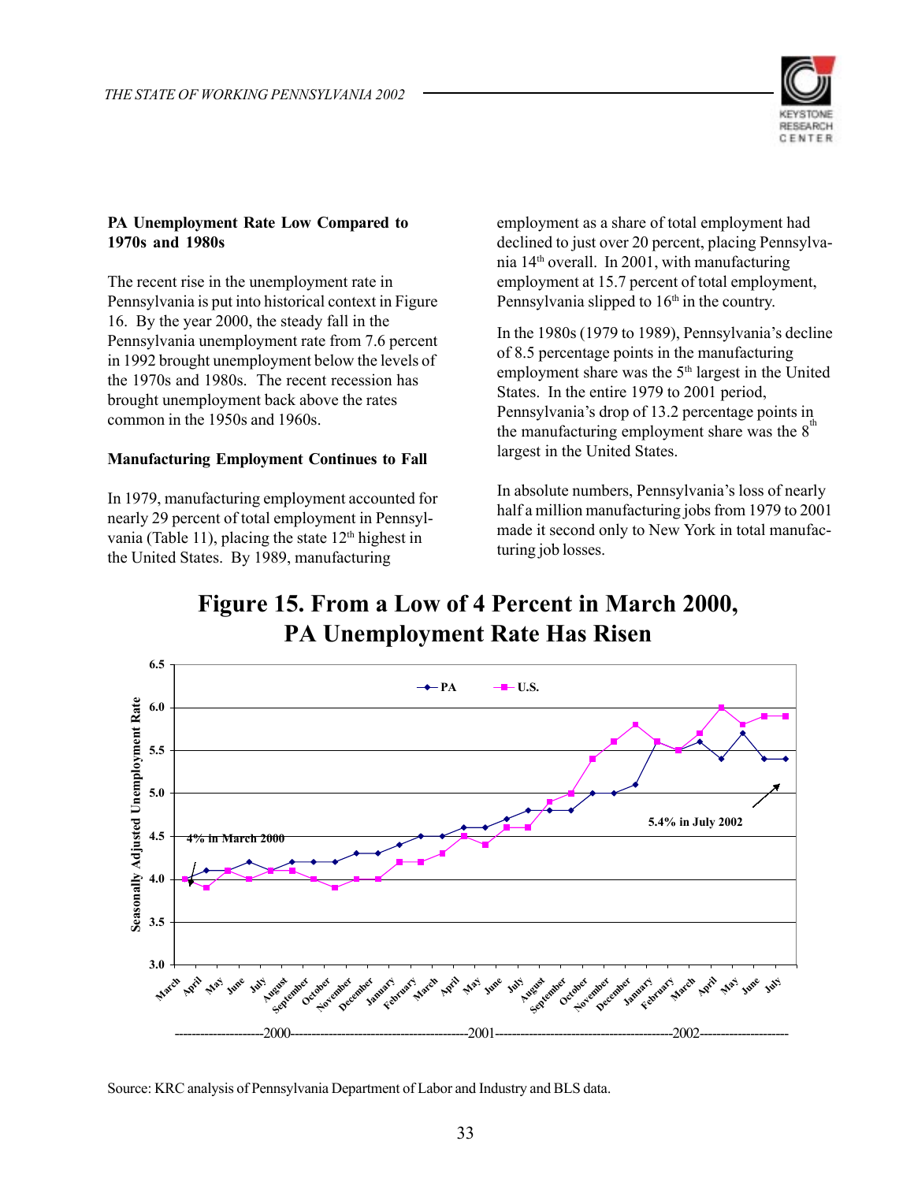**PA Unemployment Rate Low Compared to 1970s and 1980s**

The recent rise in the unemployment rate in Pennsylvania is put into historical context in Figure 16. By the year 2000, the steady fall in the Pennsylvania unemployment rate from 7.6 percent in 1992 brought unemployment below the levels of the 1970s and 1980s. The recent recession has brought unemployment back above the rates common in the 1950s and 1960s.

**Manufacturing Employment Continues to Fall**

In 1979, manufacturing employment accounted for nearly 29 percent of total employment in Pennsylvania (Table 11), placing the state 12th highest in the United States. By 1989, manufacturing employment as a share of total employment had declined to just over 20 percent, placing Pennsylvania 14th overall. In 2001, with manufacturing employment at 15.7 percent of total employment, Pennsylvania slipped to 16th in the country.

In the 1980s (1979 to 1989), Pennsylvania's decline of 8.5 percentage points in the manufacturing employment share was the 5th largest in the United States. In the entire 1979 to 2001 period, Pennsylvania's drop of 13.2 percentage points in the manufacturing employment share was the 8th largest in the United States.

In absolute numbers, Pennsylvania's loss of nearly half a million manufacturing jobs from 1979 to 2001 made it second only to New York in total manufacturing job losses.

## Figure 15. From a Low of 4 Percent in March 2000, PA Unemployment Rate Has Risen

Source: KRC analysis of Pennsylvania Department of Labor and Industry and BLS data.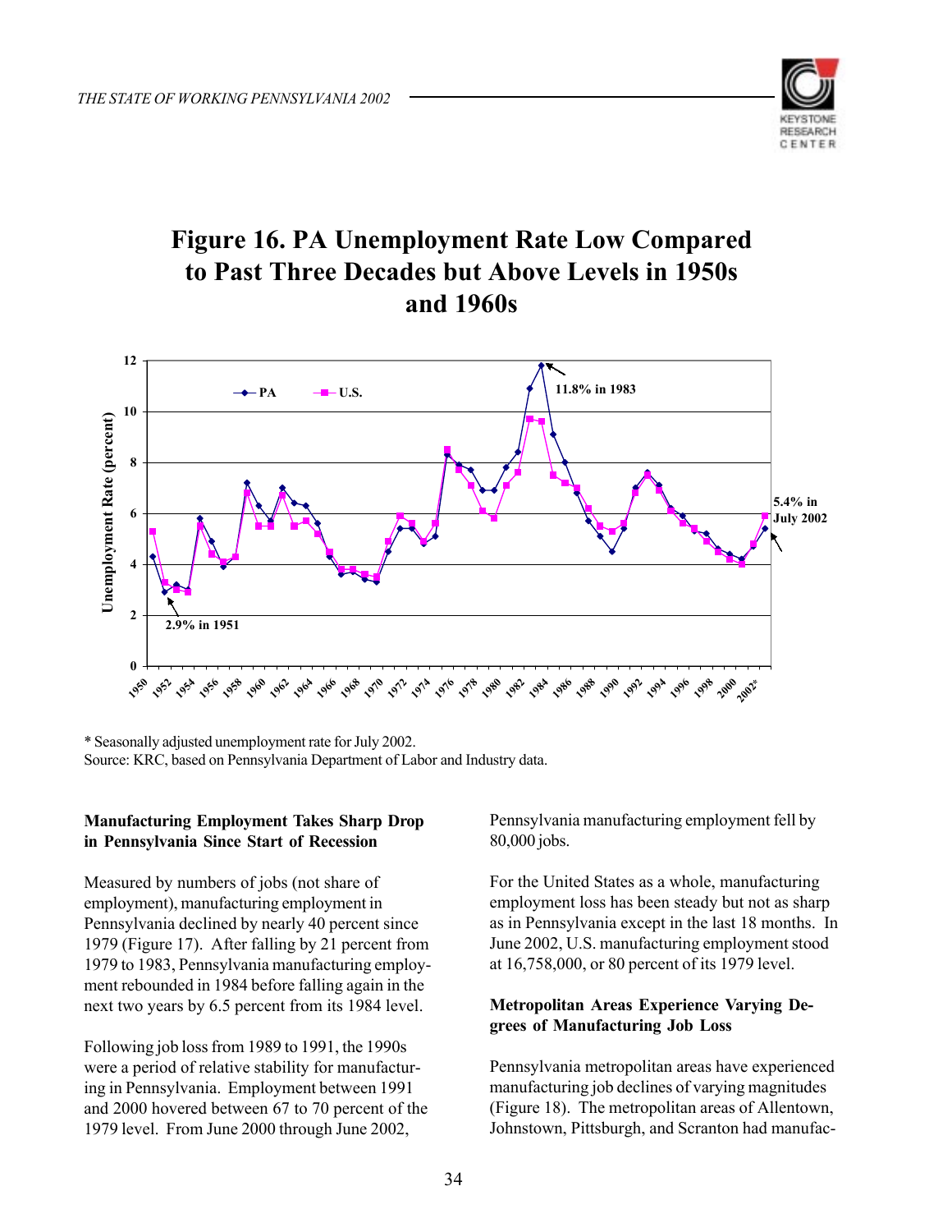# Figure 16. PA Unemployment Rate Low Compared to Past Three Decades but Above Levels in 1950s and 1960s

\* Seasonally adjusted unemployment rate for July 2002.
Source: KRC, based on Pennsylvania Department of Labor and Industry data.

### Manufacturing Employment Takes Sharp Drop in Pennsylvania Since Start of Recession

Measured by numbers of jobs (not share of employment), manufacturing employment in Pennsylvania declined by nearly 40 percent since 1979 (Figure 17). After falling by 21 percent from 1979 to 1983, Pennsylvania manufacturing employment rebounded in 1984 before falling again in the next two years by 6.5 percent from its 1984 level.

Following job loss from 1989 to 1991, the 1990s were a period of relative stability for manufacturing in Pennsylvania. Employment between 1991 and 2000 hovered between 67 to 70 percent of the 1979 level. From June 2000 through June 2002, Pennsylvania manufacturing employment fell by 80,000 jobs.

For the United States as a whole, manufacturing employment loss has been steady but not as sharp as in Pennsylvania except in the last 18 months. In June 2002, U.S. manufacturing employment stood at 16,758,000, or 80 percent of its 1979 level.

### Metropolitan Areas Experience Varying Degrees of Manufacturing Job Loss

Pennsylvania metropolitan areas have experienced manufacturing job declines of varying magnitudes (Figure 18). The metropolitan areas of Allentown, Johnstown, Pittsburgh, and Scranton had manufac-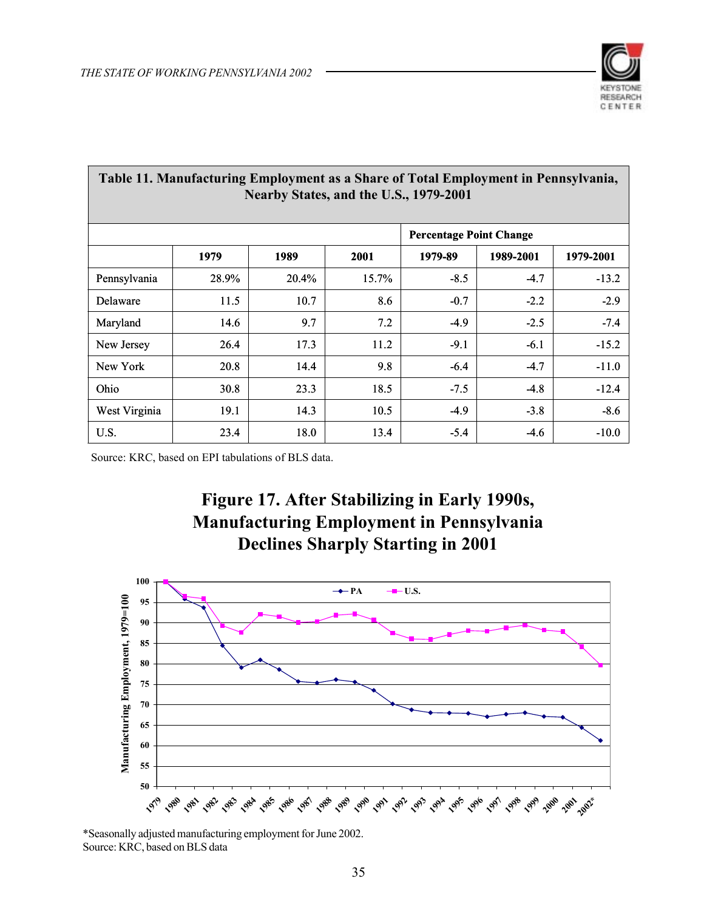| **Table 11. Manufacturing Employment as a Share of Total Employment in Pennsylvania, Nearby States, and the U.S., 1979-2001** | | | | | | |
|---|---|---|---|---|---|---|
| | | | | **Percentage Point Change** | | |
| | **1979** | **1989** | **2001** | **1979-89** | **1989-2001** | **1979-2001** |
| Pennsylvania | 28.9% | 20.4% | 15.7% | -8.5 | -4.7 | -13.2 |
| Delaware | 11.5 | 10.7 | 8.6 | -0.7 | -2.2 | -2.9 |
| Maryland | 14.6 | 9.7 | 7.2 | -4.9 | -2.5 | -7.4 |
| New Jersey | 26.4 | 17.3 | 11.2 | -9.1 | -6.1 | -15.2 |
| New York | 20.8 | 14.4 | 9.8 | -6.4 | -4.7 | -11.0 |
| Ohio | 30.8 | 23.3 | 18.5 | -7.5 | -4.8 | -12.4 |
| West Virginia | 19.1 | 14.3 | 10.5 | -4.9 | -3.8 | -8.6 |
| U.S. | 23.4 | 18.0 | 13.4 | -5.4 | -4.6 | -10.0 |

Source: KRC, based on EPI tabulations of BLS data.

## Figure 17. After Stabilizing in Early 1990s, Manufacturing Employment in Pennsylvania Declines Sharply Starting in 2001

*Seasonally adjusted manufacturing employment for June 2002.
Source: KRC, based on BLS data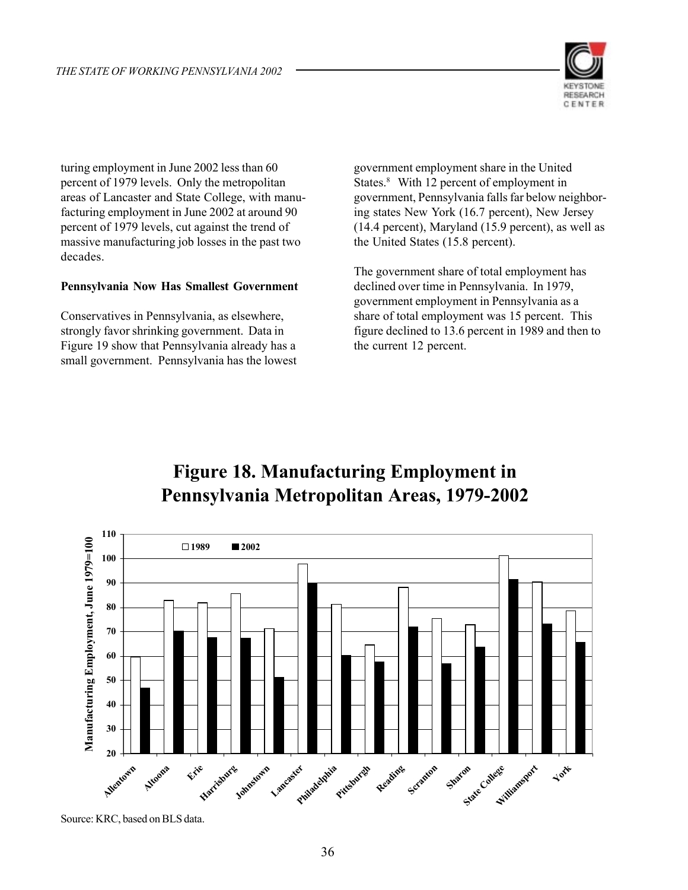turing employment in June 2002 less than 60 percent of 1979 levels. Only the metropolitan areas of Lancaster and State College, with manufacturing employment in June 2002 at around 90 percent of 1979 levels, cut against the trend of massive manufacturing job losses in the past two decades.

**Pennsylvania Now Has Smallest Government**

Conservatives in Pennsylvania, as elsewhere, strongly favor shrinking government. Data in Figure 19 show that Pennsylvania already has a small government. Pennsylvania has the lowest government employment share in the United States.[8] With 12 percent of employment in government, Pennsylvania falls far below neighboring states New York (16.7 percent), New Jersey (14.4 percent), Maryland (15.9 percent), as well as the United States (15.8 percent).

The government share of total employment has declined over time in Pennsylvania. In 1979, government employment in Pennsylvania as a share of total employment was 15 percent. This figure declined to 13.6 percent in 1989 and then to the current 12 percent.

## Figure 18. Manufacturing Employment in Pennsylvania Metropolitan Areas, 1979-2002

Source: KRC, based on BLS data.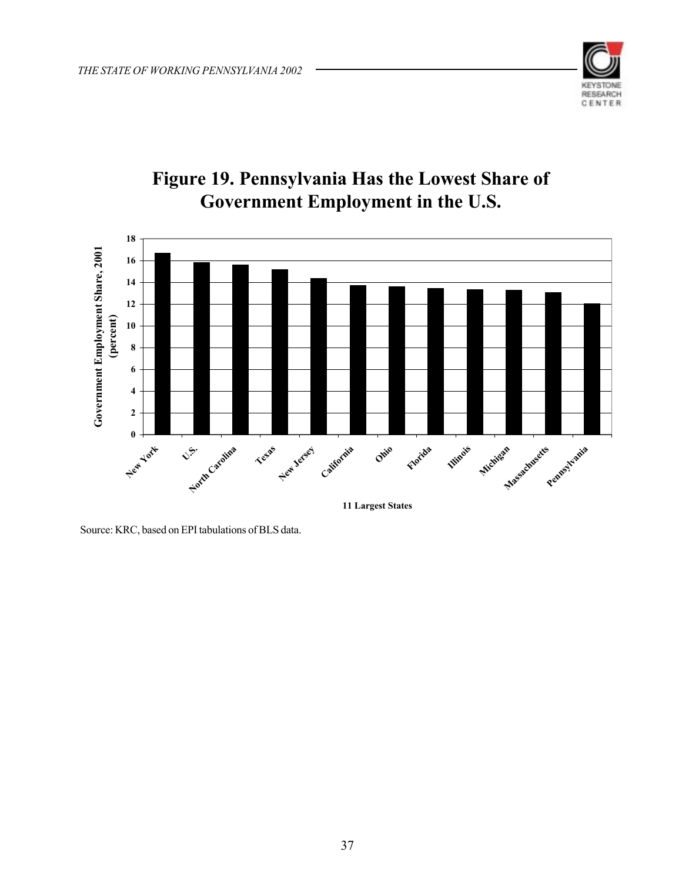# Figure 19. Pennsylvania Has the Lowest Share of Government Employment in the U.S.

Source: KRC, based on EPI tabulations of BLS data.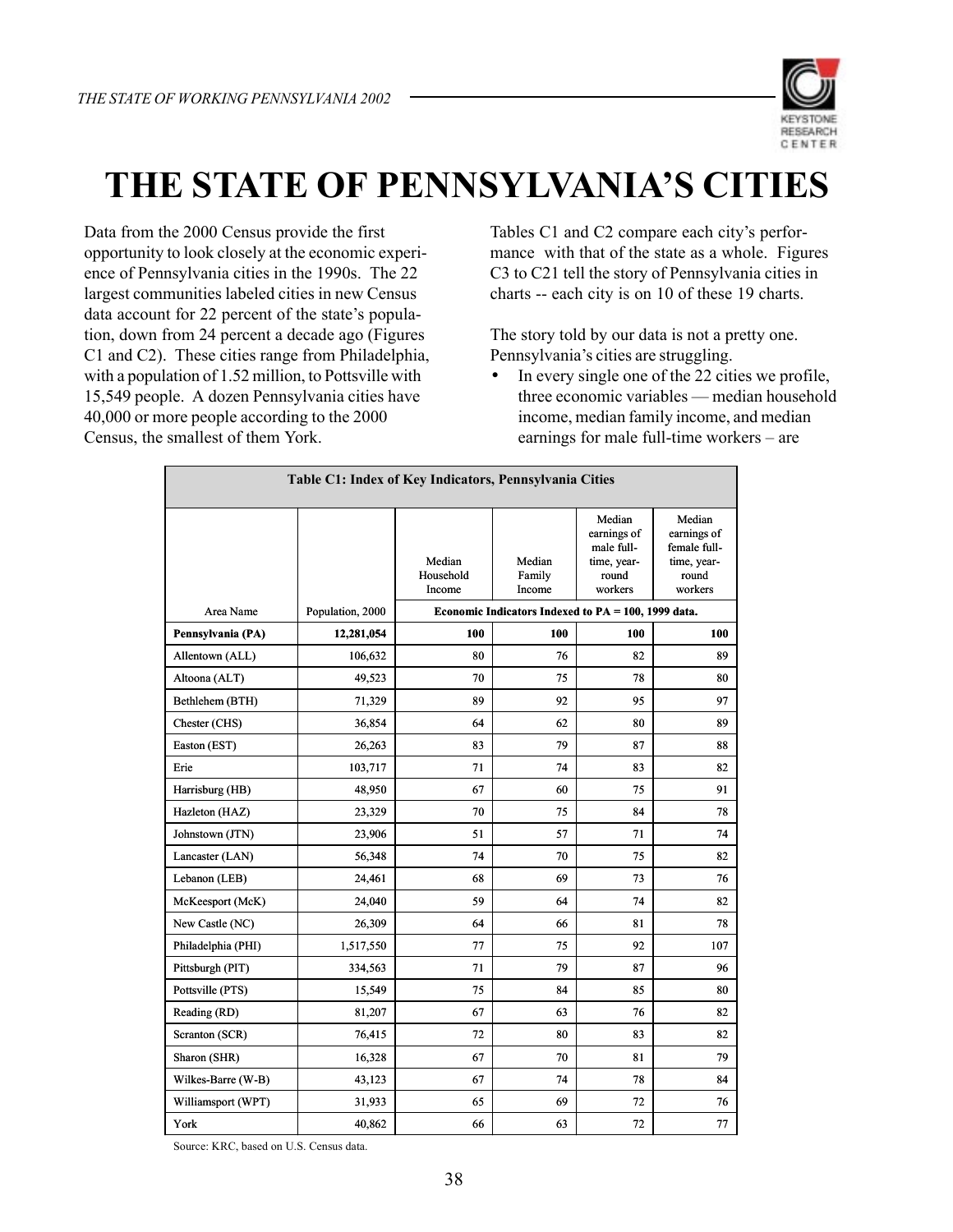# THE STATE OF PENNSYLVANIA'S CITIES

Data from the 2000 Census provide the first opportunity to look closely at the economic experience of Pennsylvania cities in the 1990s. The 22 largest communities labeled cities in new Census data account for 22 percent of the state's population, down from 24 percent a decade ago (Figures C1 and C2). These cities range from Philadelphia, with a population of 1.52 million, to Pottsville with 15,549 people. A dozen Pennsylvania cities have 40,000 or more people according to the 2000 Census, the smallest of them York.

Tables C1 and C2 compare each city's performance with that of the state as a whole. Figures C3 to C21 tell the story of Pennsylvania cities in charts -- each city is on 10 of these 19 charts.

The story told by our data is not a pretty one. Pennsylvania's cities are struggling.

- In every single one of the 22 cities we profile, three economic variables — median household income, median family income, and median earnings for male full-time workers – are

**Table C1: Index of Key Indicators, Pennsylvania Cities**

| Area Name | Population, 2000 | Median Household Income | Median Family Income | Median earnings of male full-time, year-round workers | Median earnings of female full-time, year-round workers |
|---|---|---|---|---|---|
| | | Economic Indicators Indexed to PA = 100, 1999 data. | | | |
| **Pennsylvania (PA)** | **12,281,054** | **100** | **100** | **100** | **100** |
| Allentown (ALL) | 106,632 | 80 | 76 | 82 | 89 |
| Altoona (ALT) | 49,523 | 70 | 75 | 78 | 80 |
| Bethlehem (BTH) | 71,329 | 89 | 92 | 95 | 97 |
| Chester (CHS) | 36,854 | 64 | 62 | 80 | 89 |
| Easton (EST) | 26,263 | 83 | 79 | 87 | 88 |
| Erie | 103,717 | 71 | 74 | 83 | 82 |
| Harrisburg (HB) | 48,950 | 67 | 60 | 75 | 91 |
| Hazleton (HAZ) | 23,329 | 70 | 75 | 84 | 78 |
| Johnstown (JTN) | 23,906 | 51 | 57 | 71 | 74 |
| Lancaster (LAN) | 56,348 | 74 | 70 | 75 | 82 |
| Lebanon (LEB) | 24,461 | 68 | 69 | 73 | 76 |
| McKeesport (McK) | 24,040 | 59 | 64 | 74 | 82 |
| New Castle (NC) | 26,309 | 64 | 66 | 81 | 78 |
| Philadelphia (PHI) | 1,517,550 | 77 | 75 | 92 | 107 |
| Pittsburgh (PIT) | 334,563 | 71 | 79 | 87 | 96 |
| Pottsville (PTS) | 15,549 | 75 | 84 | 85 | 80 |
| Reading (RD) | 81,207 | 67 | 63 | 76 | 82 |
| Scranton (SCR) | 76,415 | 72 | 80 | 83 | 82 |
| Sharon (SHR) | 16,328 | 67 | 70 | 81 | 79 |
| Wilkes-Barre (W-B) | 43,123 | 67 | 74 | 78 | 84 |
| Williamsport (WPT) | 31,933 | 65 | 69 | 72 | 76 |
| York | 40,862 | 66 | 63 | 72 | 77 |

Source: KRC, based on U.S. Census data.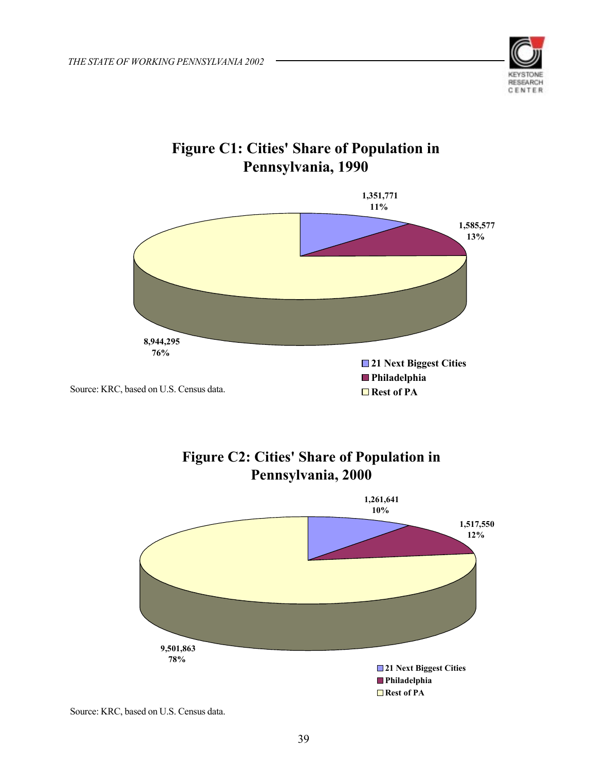## Figure C1: Cities' Share of Population in Pennsylvania, 1990

| | Population | Share |
|---|---|---|
| 21 Next Biggest Cities | 1,351,771 | 11% |
| Philadelphia | 1,585,577 | 13% |
| Rest of PA | 8,944,295 | 76% |

Source: KRC, based on U.S. Census data.

## Figure C2: Cities' Share of Population in Pennsylvania, 2000

| | Population | Share |
|---|---|---|
| 21 Next Biggest Cities | 1,261,641 | 10% |
| Philadelphia | 1,517,550 | 12% |
| Rest of PA | 9,501,863 | 78% |

Source: KRC, based on U.S. Census data.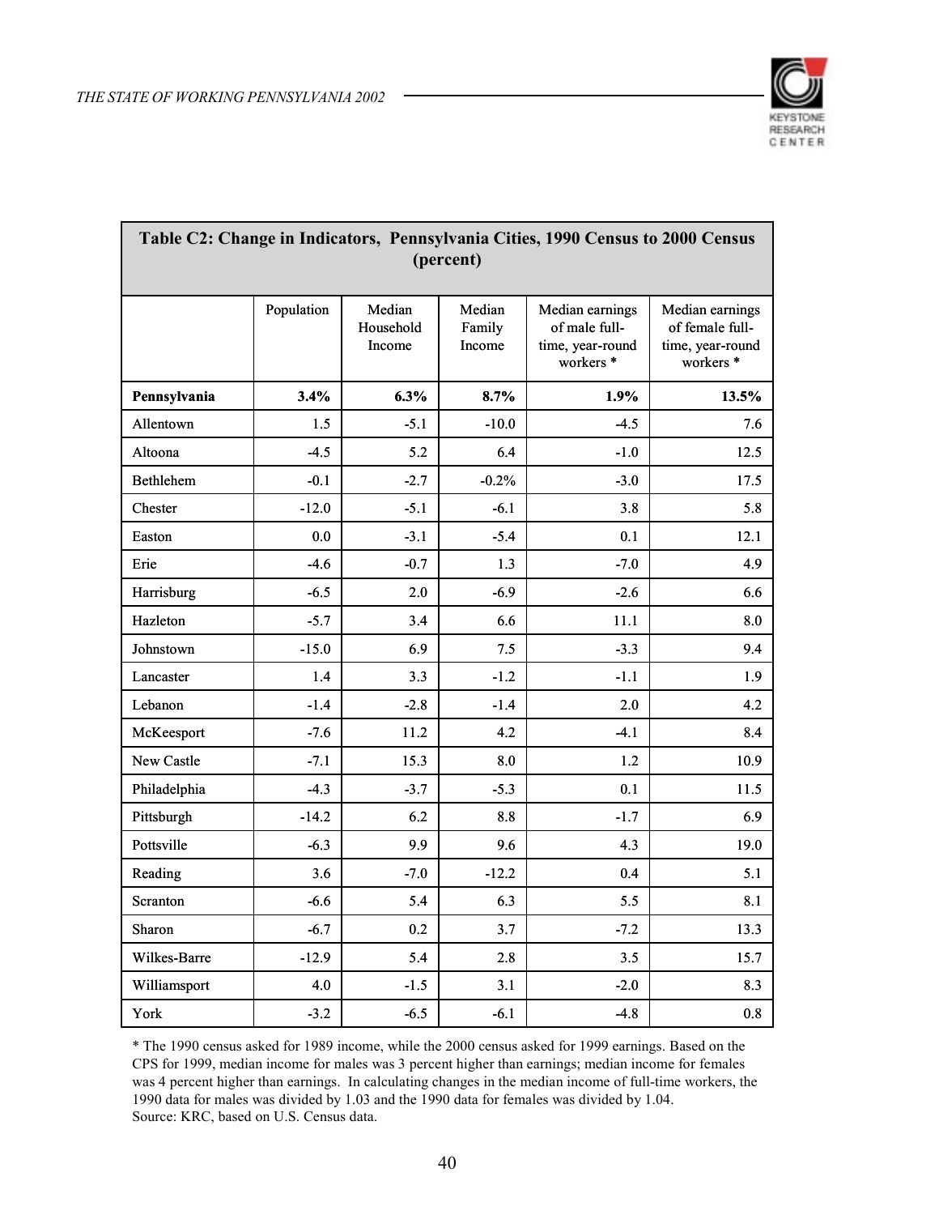**Table C2: Change in Indicators, Pennsylvania Cities, 1990 Census to 2000 Census (percent)**

| | Population | Median Household Income | Median Family Income | Median earnings of male full-time, year-round workers * | Median earnings of female full-time, year-round workers * |
|---|---|---|---|---|---|
| **Pennsylvania** | **3.4%** | **6.3%** | **8.7%** | **1.9%** | **13.5%** |
| Allentown | 1.5 | -5.1 | -10.0 | -4.5 | 7.6 |
| Altoona | -4.5 | 5.2 | 6.4 | -1.0 | 12.5 |
| Bethlehem | -0.1 | -2.7 | -0.2% | -3.0 | 17.5 |
| Chester | -12.0 | -5.1 | -6.1 | 3.8 | 5.8 |
| Easton | 0.0 | -3.1 | -5.4 | 0.1 | 12.1 |
| Erie | -4.6 | -0.7 | 1.3 | -7.0 | 4.9 |
| Harrisburg | -6.5 | 2.0 | -6.9 | -2.6 | 6.6 |
| Hazleton | -5.7 | 3.4 | 6.6 | 11.1 | 8.0 |
| Johnstown | -15.0 | 6.9 | 7.5 | -3.3 | 9.4 |
| Lancaster | 1.4 | 3.3 | -1.2 | -1.1 | 1.9 |
| Lebanon | -1.4 | -2.8 | -1.4 | 2.0 | 4.2 |
| McKeesport | -7.6 | 11.2 | 4.2 | -4.1 | 8.4 |
| New Castle | -7.1 | 15.3 | 8.0 | 1.2 | 10.9 |
| Philadelphia | -4.3 | -3.7 | -5.3 | 0.1 | 11.5 |
| Pittsburgh | -14.2 | 6.2 | 8.8 | -1.7 | 6.9 |
| Pottsville | -6.3 | 9.9 | 9.6 | 4.3 | 19.0 |
| Reading | 3.6 | -7.0 | -12.2 | 0.4 | 5.1 |
| Scranton | -6.6 | 5.4 | 6.3 | 5.5 | 8.1 |
| Sharon | -6.7 | 0.2 | 3.7 | -7.2 | 13.3 |
| Wilkes-Barre | -12.9 | 5.4 | 2.8 | 3.5 | 15.7 |
| Williamsport | 4.0 | -1.5 | 3.1 | -2.0 | 8.3 |
| York | -3.2 | -6.5 | -6.1 | -4.8 | 0.8 |

* The 1990 census asked for 1989 income, while the 2000 census asked for 1999 earnings. Based on the CPS for 1999, median income for males was 3 percent higher than earnings; median income for females was 4 percent higher than earnings. In calculating changes in the median income of full-time workers, the 1990 data for males was divided by 1.03 and the 1990 data for females was divided by 1.04.
Source: KRC, based on U.S. Census data.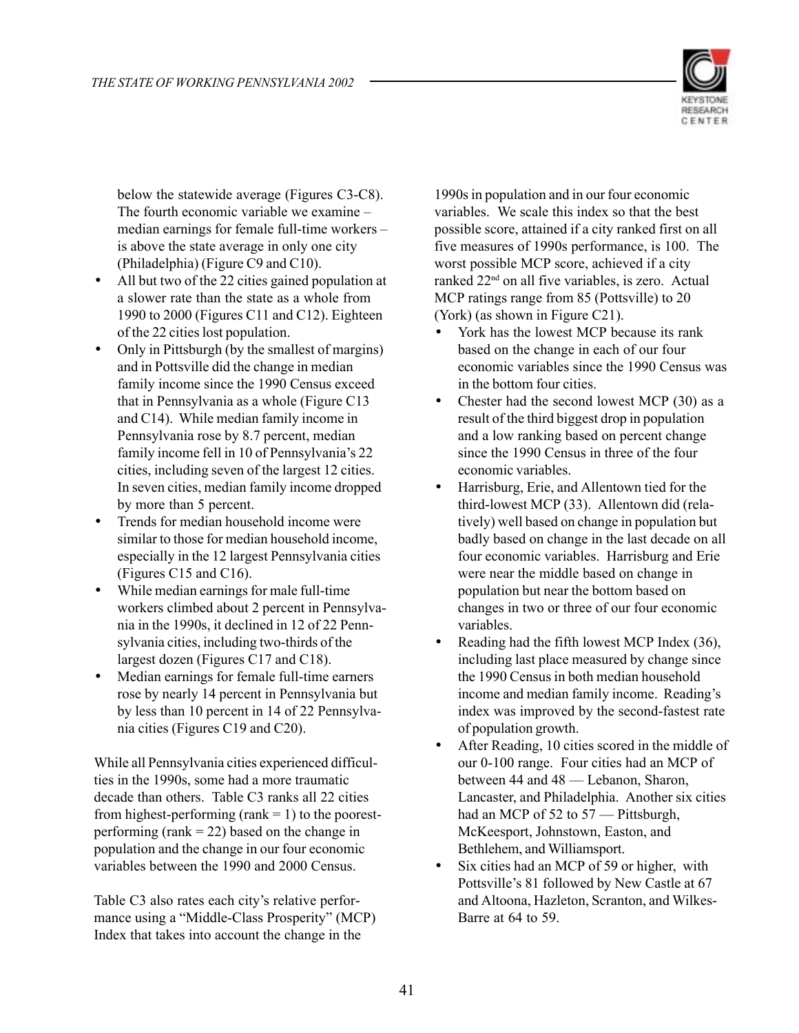below the statewide average (Figures C3-C8). The fourth economic variable we examine – median earnings for female full-time workers – is above the state average in only one city (Philadelphia) (Figure C9 and C10).

- All but two of the 22 cities gained population at a slower rate than the state as a whole from 1990 to 2000 (Figures C11 and C12). Eighteen of the 22 cities lost population.
- Only in Pittsburgh (by the smallest of margins) and in Pottsville did the change in median family income since the 1990 Census exceed that in Pennsylvania as a whole (Figure C13 and C14). While median family income in Pennsylvania rose by 8.7 percent, median family income fell in 10 of Pennsylvania's 22 cities, including seven of the largest 12 cities. In seven cities, median family income dropped by more than 5 percent.
- Trends for median household income were similar to those for median household income, especially in the 12 largest Pennsylvania cities (Figures C15 and C16).
- While median earnings for male full-time workers climbed about 2 percent in Pennsylvania in the 1990s, it declined in 12 of 22 Pennsylvania cities, including two-thirds of the largest dozen (Figures C17 and C18).
- Median earnings for female full-time earners rose by nearly 14 percent in Pennsylvania but by less than 10 percent in 14 of 22 Pennsylvania cities (Figures C19 and C20).

While all Pennsylvania cities experienced difficulties in the 1990s, some had a more traumatic decade than others. Table C3 ranks all 22 cities from highest-performing (rank = 1) to the poorest-performing (rank = 22) based on the change in population and the change in our four economic variables between the 1990 and 2000 Census.

Table C3 also rates each city's relative performance using a "Middle-Class Prosperity" (MCP) Index that takes into account the change in the 1990s in population and in our four economic variables. We scale this index so that the best possible score, attained if a city ranked first on all five measures of 1990s performance, is 100. The worst possible MCP score, achieved if a city ranked 22nd on all five variables, is zero. Actual MCP ratings range from 85 (Pottsville) to 20 (York) (as shown in Figure C21).

- York has the lowest MCP because its rank based on the change in each of our four economic variables since the 1990 Census was in the bottom four cities.
- Chester had the second lowest MCP (30) as a result of the third biggest drop in population and a low ranking based on percent change since the 1990 Census in three of the four economic variables.
- Harrisburg, Erie, and Allentown tied for the third-lowest MCP (33). Allentown did (relatively) well based on change in population but badly based on change in the last decade on all four economic variables. Harrisburg and Erie were near the middle based on change in population but near the bottom based on changes in two or three of our four economic variables.
- Reading had the fifth lowest MCP Index (36), including last place measured by change since the 1990 Census in both median household income and median family income. Reading's index was improved by the second-fastest rate of population growth.
- After Reading, 10 cities scored in the middle of our 0-100 range. Four cities had an MCP of between 44 and 48 — Lebanon, Sharon, Lancaster, and Philadelphia. Another six cities had an MCP of 52 to 57 — Pittsburgh, McKeesport, Johnstown, Easton, and Bethlehem, and Williamsport.
- Six cities had an MCP of 59 or higher, with Pottsville's 81 followed by New Castle at 67 and Altoona, Hazleton, Scranton, and Wilkes-Barre at 64 to 59.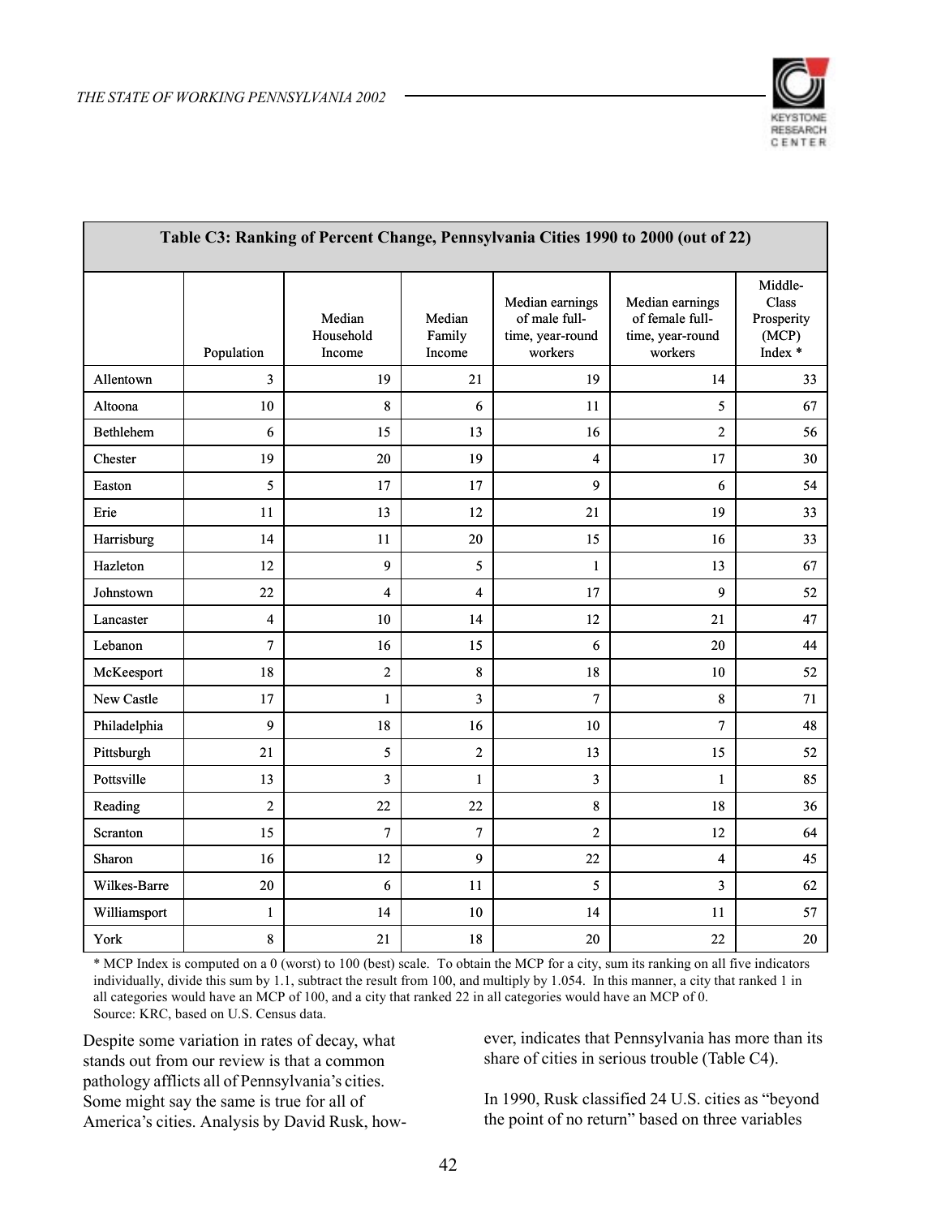**Table C3: Ranking of Percent Change, Pennsylvania Cities 1990 to 2000 (out of 22)**

| | Population | Median Household Income | Median Family Income | Median earnings of male full-time, year-round workers | Median earnings of female full-time, year-round workers | Middle-Class Prosperity (MCP) Index * |
|---|---|---|---|---|---|---|
| Allentown | 3 | 19 | 21 | 19 | 14 | 33 |
| Altoona | 10 | 8 | 6 | 11 | 5 | 67 |
| Bethlehem | 6 | 15 | 13 | 16 | 2 | 56 |
| Chester | 19 | 20 | 19 | 4 | 17 | 30 |
| Easton | 5 | 17 | 17 | 9 | 6 | 54 |
| Erie | 11 | 13 | 12 | 21 | 19 | 33 |
| Harrisburg | 14 | 11 | 20 | 15 | 16 | 33 |
| Hazleton | 12 | 9 | 5 | 1 | 13 | 67 |
| Johnstown | 22 | 4 | 4 | 17 | 9 | 52 |
| Lancaster | 4 | 10 | 14 | 12 | 21 | 47 |
| Lebanon | 7 | 16 | 15 | 6 | 20 | 44 |
| McKeesport | 18 | 2 | 8 | 18 | 10 | 52 |
| New Castle | 17 | 1 | 3 | 7 | 8 | 71 |
| Philadelphia | 9 | 18 | 16 | 10 | 7 | 48 |
| Pittsburgh | 21 | 5 | 2 | 13 | 15 | 52 |
| Pottsville | 13 | 3 | 1 | 3 | 1 | 85 |
| Reading | 2 | 22 | 22 | 8 | 18 | 36 |
| Scranton | 15 | 7 | 7 | 2 | 12 | 64 |
| Sharon | 16 | 12 | 9 | 22 | 4 | 45 |
| Wilkes-Barre | 20 | 6 | 11 | 5 | 3 | 62 |
| Williamsport | 1 | 14 | 10 | 14 | 11 | 57 |
| York | 8 | 21 | 18 | 20 | 22 | 20 |

* MCP Index is computed on a 0 (worst) to 100 (best) scale. To obtain the MCP for a city, sum its ranking on all five indicators individually, divide this sum by 1.1, subtract the result from 100, and multiply by 1.054. In this manner, a city that ranked 1 in all categories would have an MCP of 100, and a city that ranked 22 in all categories would have an MCP of 0.
Source: KRC, based on U.S. Census data.

Despite some variation in rates of decay, what stands out from our review is that a common pathology afflicts all of Pennsylvania's cities. Some might say the same is true for all of America's cities. Analysis by David Rusk, however, indicates that Pennsylvania has more than its share of cities in serious trouble (Table C4).

In 1990, Rusk classified 24 U.S. cities as "beyond the point of no return" based on three variables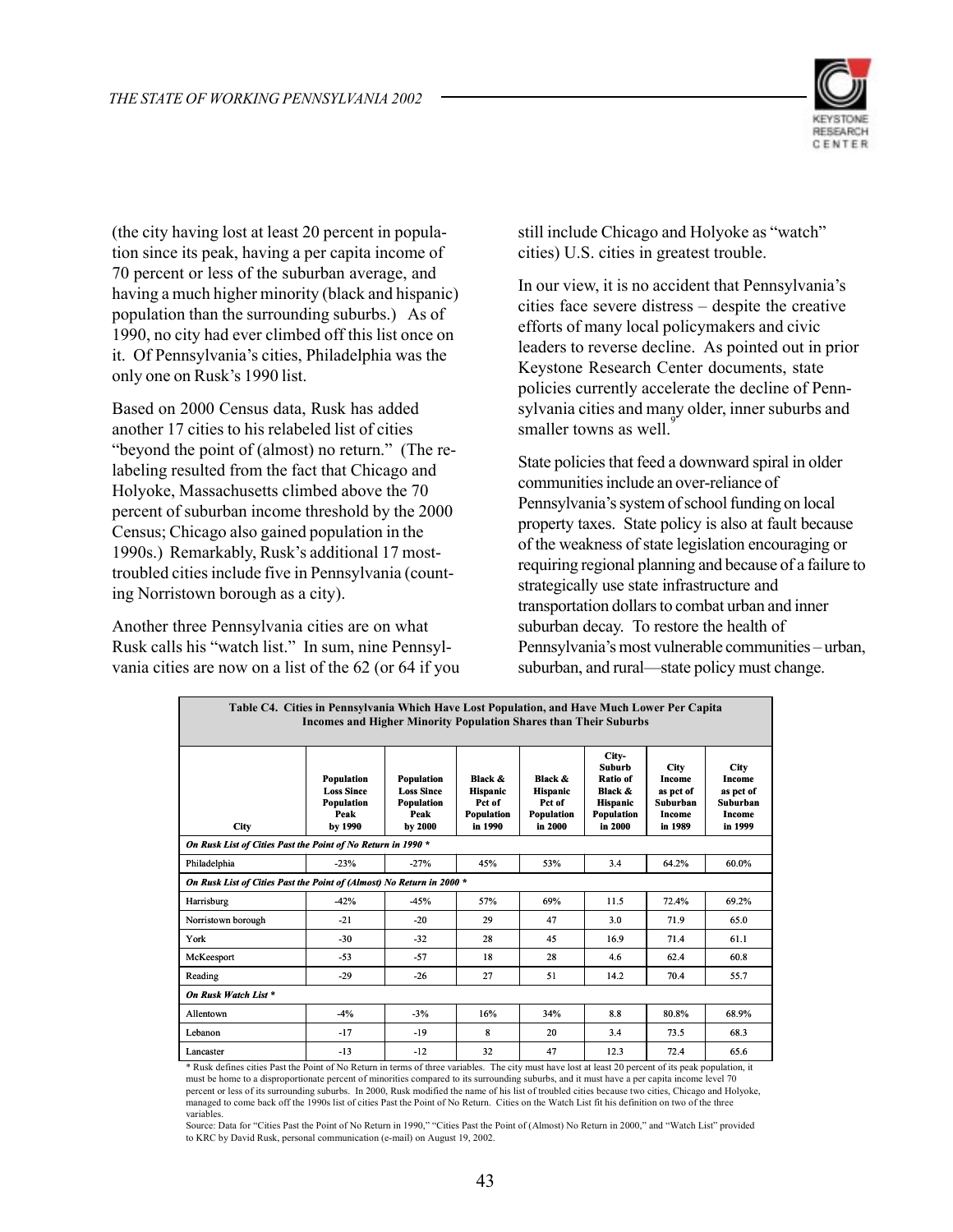(the city having lost at least 20 percent in population since its peak, having a per capita income of 70 percent or less of the suburban average, and having a much higher minority (black and hispanic) population than the surrounding suburbs.) As of 1990, no city had ever climbed off this list once on it. Of Pennsylvania's cities, Philadelphia was the only one on Rusk's 1990 list.

Based on 2000 Census data, Rusk has added another 17 cities to his relabeled list of cities "beyond the point of (almost) no return." (The relabeling resulted from the fact that Chicago and Holyoke, Massachusetts climbed above the 70 percent of suburban income threshold by the 2000 Census; Chicago also gained population in the 1990s.) Remarkably, Rusk's additional 17 most-troubled cities include five in Pennsylvania (counting Norristown borough as a city).

Another three Pennsylvania cities are on what Rusk calls his "watch list." In sum, nine Pennsylvania cities are now on a list of the 62 (or 64 if you still include Chicago and Holyoke as "watch" cities) U.S. cities in greatest trouble.

In our view, it is no accident that Pennsylvania's cities face severe distress – despite the creative efforts of many local policymakers and civic leaders to reverse decline. As pointed out in prior Keystone Research Center documents, state policies currently accelerate the decline of Pennsylvania cities and many older, inner suburbs and smaller towns as well.[9]

State policies that feed a downward spiral in older communities include an over-reliance of Pennsylvania's system of school funding on local property taxes. State policy is also at fault because of the weakness of state legislation encouraging or requiring regional planning and because of a failure to strategically use state infrastructure and transportation dollars to combat urban and inner suburban decay. To restore the health of Pennsylvania's most vulnerable communities – urban, suburban, and rural—state policy must change.

**Table C4. Cities in Pennsylvania Which Have Lost Population, and Have Much Lower Per Capita Incomes and Higher Minority Population Shares than Their Suburbs**

| City | Population Loss Since Population Peak by 1990 | Population Loss Since Population Peak by 2000 | Black & Hispanic Pct of Population in 1990 | Black & Hispanic Pct of Population in 2000 | City-Suburb Ratio of Black & Hispanic Population in 2000 | City Income as pct of Suburban Income in 1989 | City Income as pct of Suburban Income in 1999 |
|---|---|---|---|---|---|---|---|
| ***On Rusk List of Cities Past the Point of No Return in 1990 **** | | | | | | | |
| Philadelphia | -23% | -27% | 45% | 53% | 3.4 | 64.2% | 60.0% |
| ***On Rusk List of Cities Past the Point of (Almost) No Return in 2000 **** | | | | | | | |
| Harrisburg | -42% | -45% | 57% | 69% | 11.5 | 72.4% | 69.2% |
| Norristown borough | -21 | -20 | 29 | 47 | 3.0 | 71.9 | 65.0 |
| York | -30 | -32 | 28 | 45 | 16.9 | 71.4 | 61.1 |
| McKeesport | -53 | -57 | 18 | 28 | 4.6 | 62.4 | 60.8 |
| Reading | -29 | -26 | 27 | 51 | 14.2 | 70.4 | 55.7 |
| ***On Rusk Watch List **** | | | | | | | |
| Allentown | -4% | -3% | 16% | 34% | 8.8 | 80.8% | 68.9% |
| Lebanon | -17 | -19 | 8 | 20 | 3.4 | 73.5 | 68.3 |
| Lancaster | -13 | -12 | 32 | 47 | 12.3 | 72.4 | 65.6 |

* Rusk defines cities Past the Point of No Return in terms of three variables. The city must have lost at least 20 percent of its peak population, it must be home to a disproportionate percent of minorities compared to its surrounding suburbs, and it must have a per capita income level 70 percent or less of its surrounding suburbs. In 2000, Rusk modified the name of his list of troubled cities because two cities, Chicago and Holyoke, managed to come back off the 1990s list of cities Past the Point of No Return. Cities on the Watch List fit his definition on two of the three variables.

Source: Data for "Cities Past the Point of No Return in 1990," "Cities Past the Point of (Almost) No Return in 2000," and "Watch List" provided to KRC by David Rusk, personal communication (e-mail) on August 19, 2002.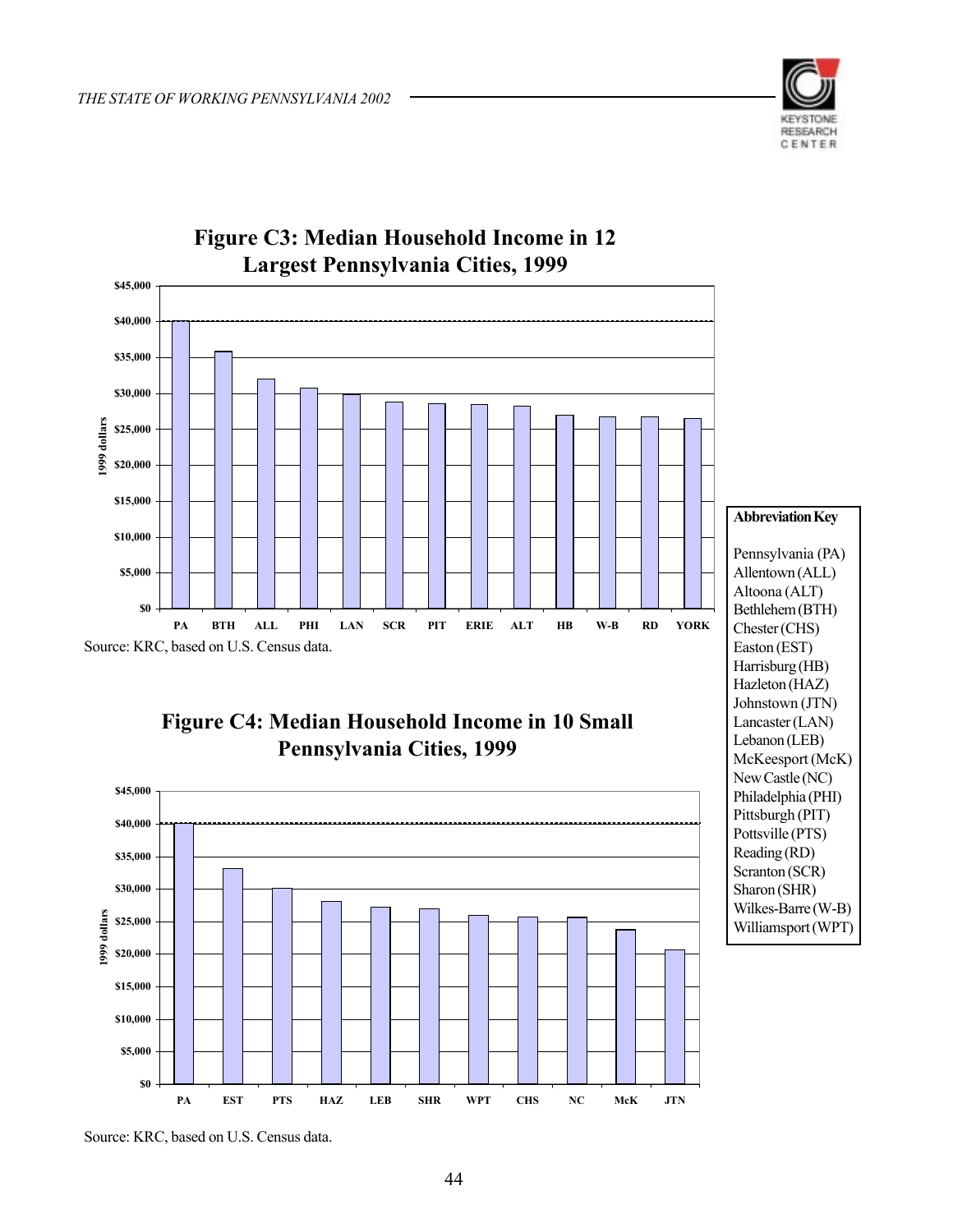## Figure C3: Median Household Income in 12 Largest Pennsylvania Cities, 1999

Source: KRC, based on U.S. Census data.

## Figure C4: Median Household Income in 10 Small Pennsylvania Cities, 1999

Source: KRC, based on U.S. Census data.

**Abbreviation Key**

Pennsylvania (PA)
Allentown (ALL)
Altoona (ALT)
Bethlehem (BTH)
Chester (CHS)
Easton (EST)
Harrisburg (HB)
Hazleton (HAZ)
Johnstown (JTN)
Lancaster (LAN)
Lebanon (LEB)
McKeesport (McK)
New Castle (NC)
Philadelphia (PHI)
Pittsburgh (PIT)
Pottsville (PTS)
Reading (RD)
Scranton (SCR)
Sharon (SHR)
Wilkes-Barre (W-B)
Williamsport (WPT)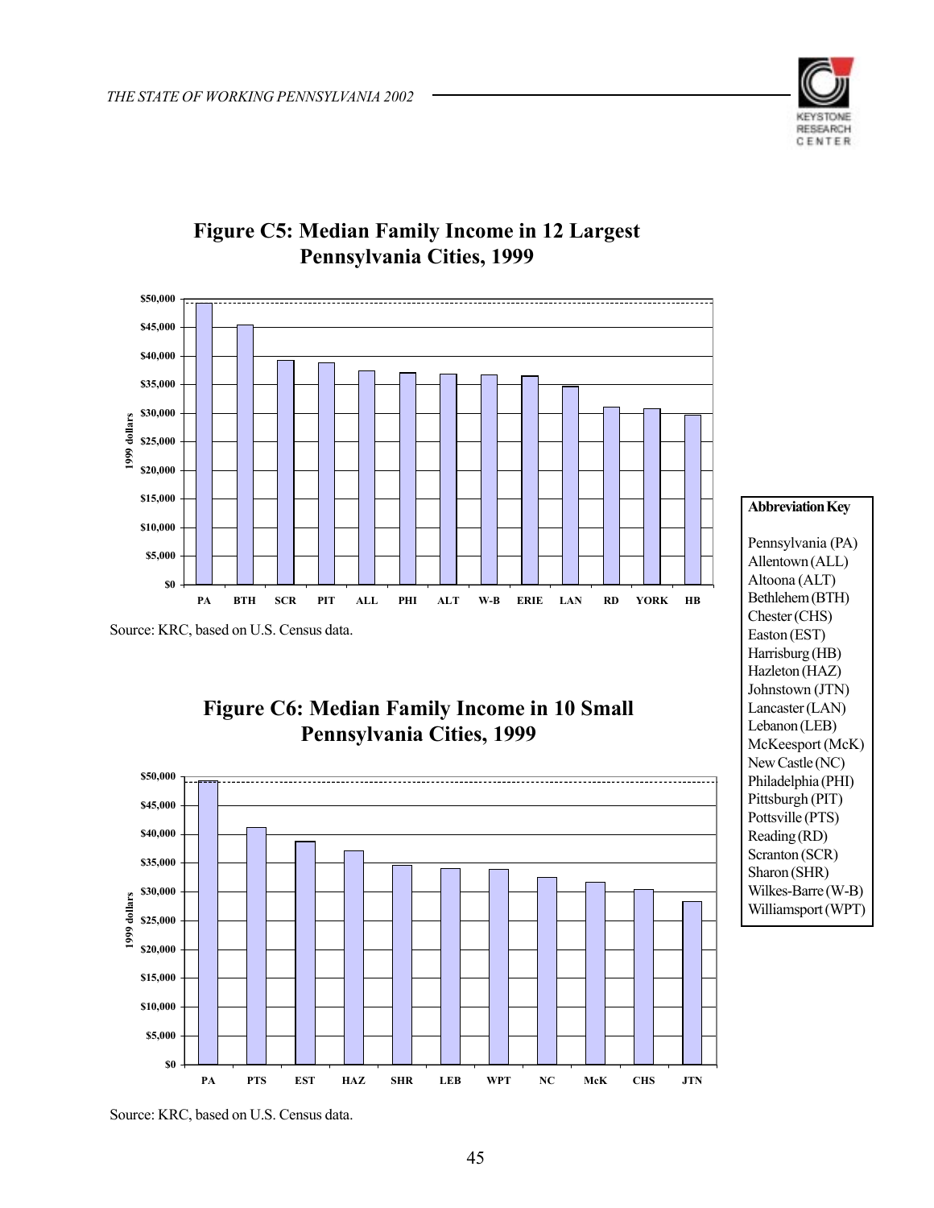## Figure C5: Median Family Income in 12 Largest Pennsylvania Cities, 1999

Source: KRC, based on U.S. Census data.

## Figure C6: Median Family Income in 10 Small Pennsylvania Cities, 1999

Source: KRC, based on U.S. Census data.

**Abbreviation Key**

Pennsylvania (PA)
Allentown (ALL)
Altoona (ALT)
Bethlehem (BTH)
Chester (CHS)
Easton (EST)
Harrisburg (HB)
Hazleton (HAZ)
Johnstown (JTN)
Lancaster (LAN)
Lebanon (LEB)
McKeesport (McK)
New Castle (NC)
Philadelphia (PHI)
Pittsburgh (PIT)
Pottsville (PTS)
Reading (RD)
Scranton (SCR)
Sharon (SHR)
Wilkes-Barre (W-B)
Williamsport (WPT)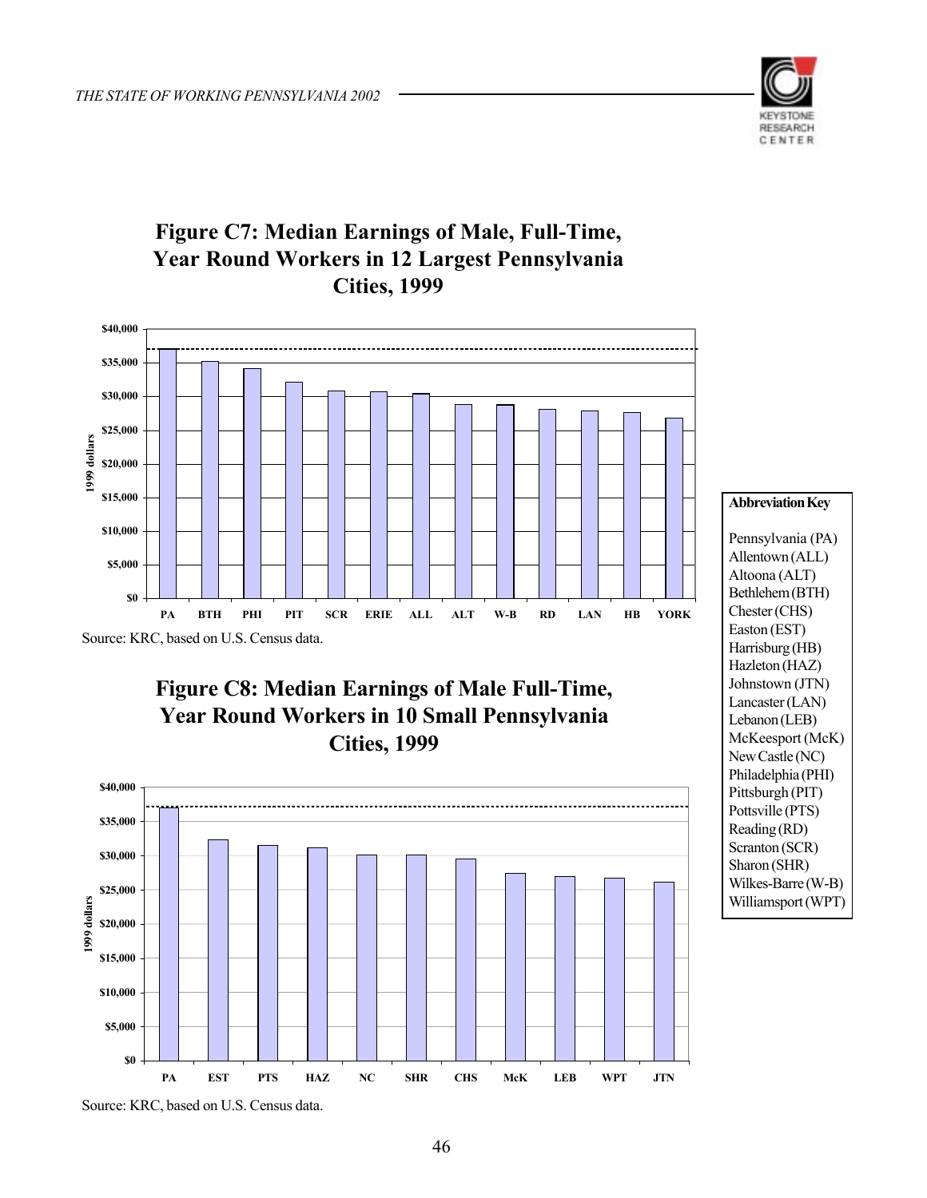## Figure C7: Median Earnings of Male, Full-Time, Year Round Workers in 12 Largest Pennsylvania Cities, 1999

Source: KRC, based on U.S. Census data.

## Figure C8: Median Earnings of Male Full-Time, Year Round Workers in 10 Small Pennsylvania Cities, 1999

Source: KRC, based on U.S. Census data.

**Abbreviation Key**

Pennsylvania (PA)
Allentown (ALL)
Altoona (ALT)
Bethlehem (BTH)
Chester (CHS)
Easton (EST)
Harrisburg (HB)
Hazleton (HAZ)
Johnstown (JTN)
Lancaster (LAN)
Lebanon (LEB)
McKeesport (McK)
New Castle (NC)
Philadelphia (PHI)
Pittsburgh (PIT)
Pottsville (PTS)
Reading (RD)
Scranton (SCR)
Sharon (SHR)
Wilkes-Barre (W-B)
Williamsport (WPT)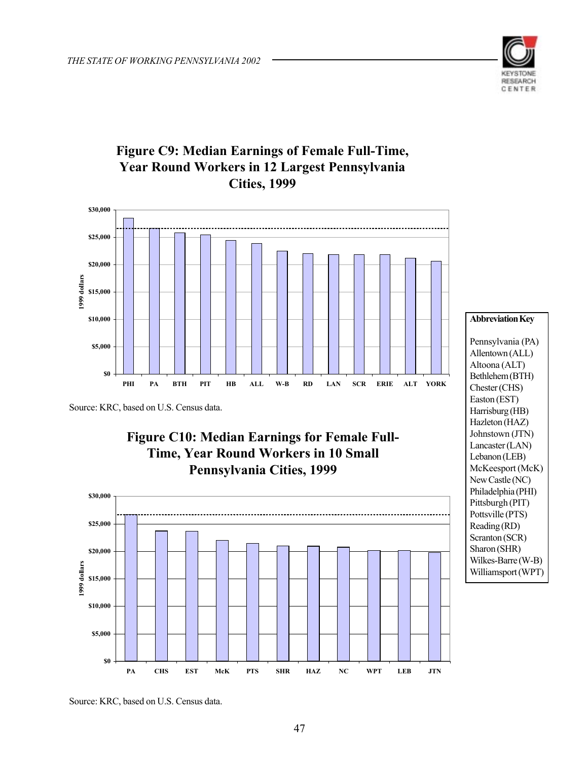## Figure C9: Median Earnings of Female Full-Time, Year Round Workers in 12 Largest Pennsylvania Cities, 1999

Source: KRC, based on U.S. Census data.

## Figure C10: Median Earnings for Female Full-Time, Year Round Workers in 10 Small Pennsylvania Cities, 1999

Source: KRC, based on U.S. Census data.

**Abbreviation Key**

Pennsylvania (PA)
Allentown (ALL)
Altoona (ALT)
Bethlehem (BTH)
Chester (CHS)
Easton (EST)
Harrisburg (HB)
Hazleton (HAZ)
Johnstown (JTN)
Lancaster (LAN)
Lebanon (LEB)
McKeesport (McK)
New Castle (NC)
Philadelphia (PHI)
Pittsburgh (PIT)
Pottsville (PTS)
Reading (RD)
Scranton (SCR)
Sharon (SHR)
Wilkes-Barre (W-B)
Williamsport (WPT)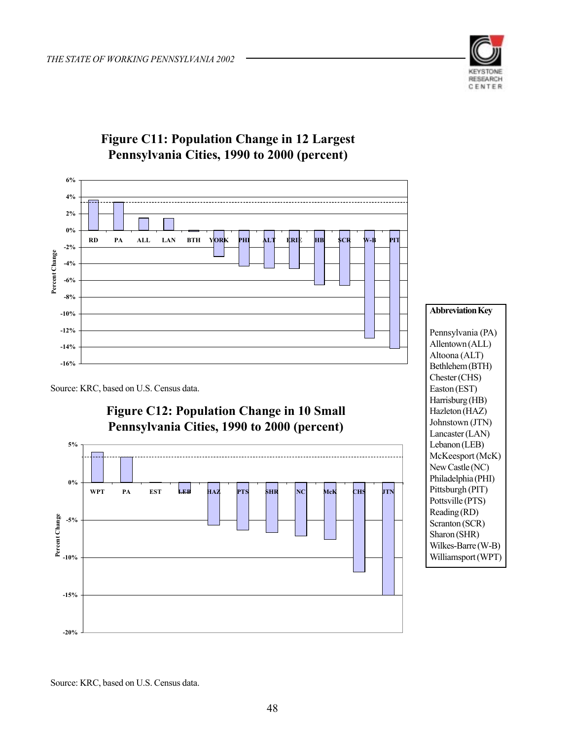## Figure C11: Population Change in 12 Largest Pennsylvania Cities, 1990 to 2000 (percent)

Percent Change

6%
4%
2%
0%
-2%
-4%
-6%
-8%
-10%
-12%
-14%
-16%

RD PA ALL LAN BTH YORK PHI ALT ERIE HB SCR W-B PIT

Source: KRC, based on U.S. Census data.

## Figure C12: Population Change in 10 Small Pennsylvania Cities, 1990 to 2000 (percent)

Percent Change

5%
0%
-5%
-10%
-15%
-20%

WPT PA EST LEB HAZ PTS SHR NC McK CHS JTN

Source: KRC, based on U.S. Census data.

**Abbreviation Key**

Pennsylvania (PA)
Allentown (ALL)
Altoona (ALT)
Bethlehem (BTH)
Chester (CHS)
Easton (EST)
Harrisburg (HB)
Hazleton (HAZ)
Johnstown (JTN)
Lancaster (LAN)
Lebanon (LEB)
McKeesport (McK)
New Castle (NC)
Philadelphia (PHI)
Pittsburgh (PIT)
Pottsville (PTS)
Reading (RD)
Scranton (SCR)
Sharon (SHR)
Wilkes-Barre (W-B)
Williamsport (WPT)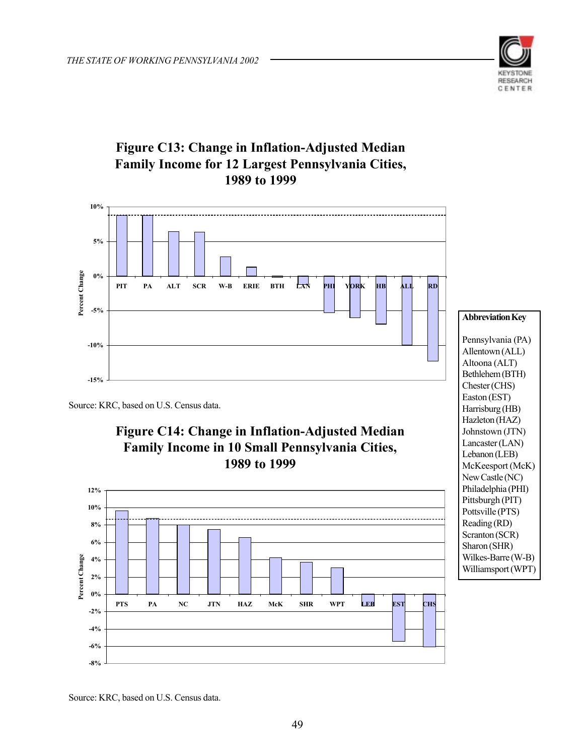## Figure C13: Change in Inflation-Adjusted Median Family Income for 12 Largest Pennsylvania Cities, 1989 to 1999

Source: KRC, based on U.S. Census data.

## Figure C14: Change in Inflation-Adjusted Median Family Income in 10 Small Pennsylvania Cities, 1989 to 1999

Source: KRC, based on U.S. Census data.

**Abbreviation Key**

Pennsylvania (PA)
Allentown (ALL)
Altoona (ALT)
Bethlehem (BTH)
Chester (CHS)
Easton (EST)
Harrisburg (HB)
Hazleton (HAZ)
Johnstown (JTN)
Lancaster (LAN)
Lebanon (LEB)
McKeesport (McK)
New Castle (NC)
Philadelphia (PHI)
Pittsburgh (PIT)
Pottsville (PTS)
Reading (RD)
Scranton (SCR)
Sharon (SHR)
Wilkes-Barre (W-B)
Williamsport (WPT)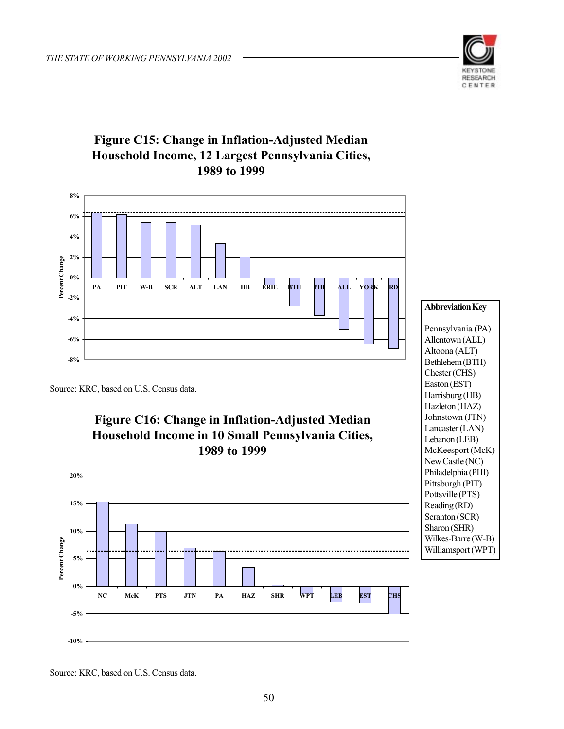## Figure C15: Change in Inflation-Adjusted Median Household Income, 12 Largest Pennsylvania Cities, 1989 to 1999

Source: KRC, based on U.S. Census data.

## Figure C16: Change in Inflation-Adjusted Median Household Income in 10 Small Pennsylvania Cities, 1989 to 1999

Source: KRC, based on U.S. Census data.

**Abbreviation Key**

Pennsylvania (PA)
Allentown (ALL)
Altoona (ALT)
Bethlehem (BTH)
Chester (CHS)
Easton (EST)
Harrisburg (HB)
Hazleton (HAZ)
Johnstown (JTN)
Lancaster (LAN)
Lebanon (LEB)
McKeesport (McK)
New Castle (NC)
Philadelphia (PHI)
Pittsburgh (PIT)
Pottsville (PTS)
Reading (RD)
Scranton (SCR)
Sharon (SHR)
Wilkes-Barre (W-B)
Williamsport (WPT)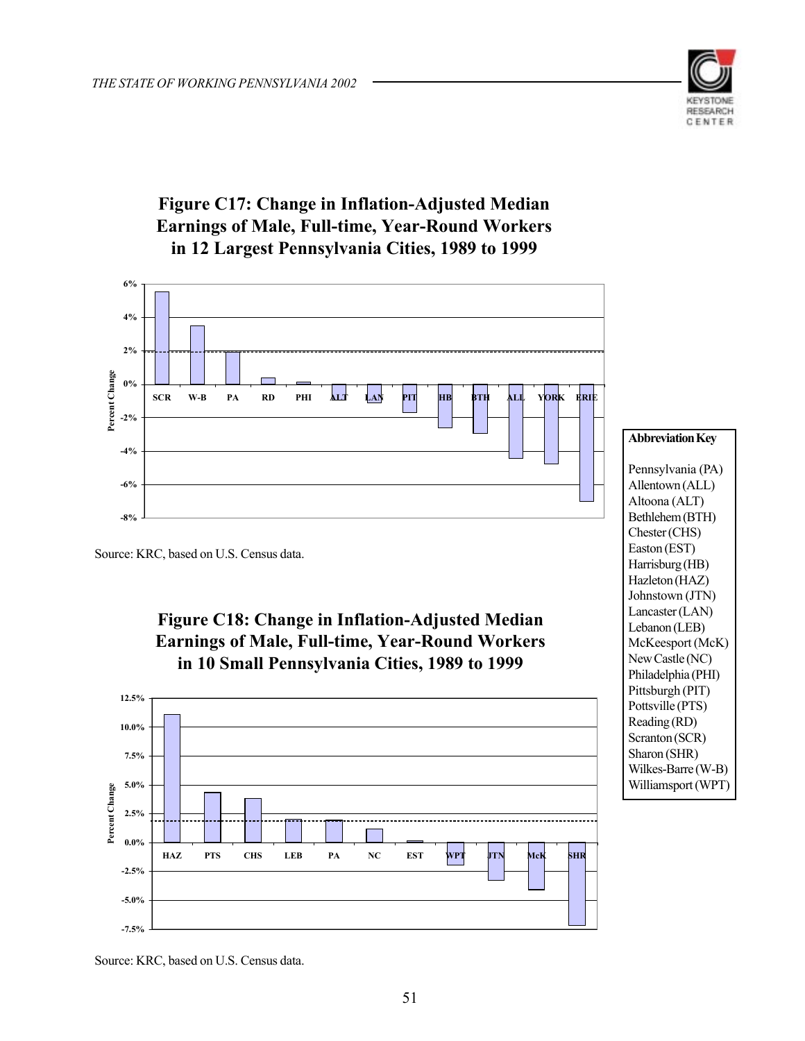## Figure C17: Change in Inflation-Adjusted Median Earnings of Male, Full-time, Year-Round Workers in 12 Largest Pennsylvania Cities, 1989 to 1999

Source: KRC, based on U.S. Census data.

## Figure C18: Change in Inflation-Adjusted Median Earnings of Male, Full-time, Year-Round Workers in 10 Small Pennsylvania Cities, 1989 to 1999

Source: KRC, based on U.S. Census data.

**Abbreviation Key**

Pennsylvania (PA)
Allentown (ALL)
Altoona (ALT)
Bethlehem (BTH)
Chester (CHS)
Easton (EST)
Harrisburg (HB)
Hazleton (HAZ)
Johnstown (JTN)
Lancaster (LAN)
Lebanon (LEB)
McKeesport (McK)
New Castle (NC)
Philadelphia (PHI)
Pittsburgh (PIT)
Pottsville (PTS)
Reading (RD)
Scranton (SCR)
Sharon (SHR)
Wilkes-Barre (W-B)
Williamsport (WPT)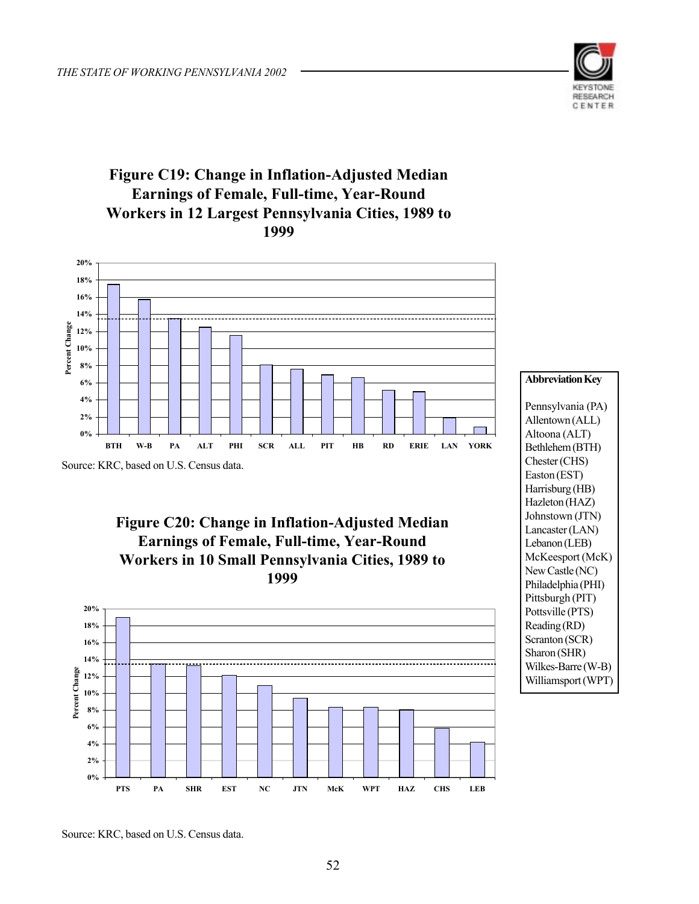**Figure C19: Change in Inflation-Adjusted Median Earnings of Female, Full-time, Year-Round Workers in 12 Largest Pennsylvania Cities, 1989 to 1999**

Source: KRC, based on U.S. Census data.

**Figure C20: Change in Inflation-Adjusted Median Earnings of Female, Full-time, Year-Round Workers in 10 Small Pennsylvania Cities, 1989 to 1999**

Source: KRC, based on U.S. Census data.

**Abbreviation Key**

Pennsylvania (PA)
Allentown (ALL)
Altoona (ALT)
Bethlehem (BTH)
Chester (CHS)
Easton (EST)
Harrisburg (HB)
Hazleton (HAZ)
Johnstown (JTN)
Lancaster (LAN)
Lebanon (LEB)
McKeesport (McK)
New Castle (NC)
Philadelphia (PHI)
Pittsburgh (PIT)
Pottsville (PTS)
Reading (RD)
Scranton (SCR)
Sharon (SHR)
Wilkes-Barre (W-B)
Williamsport (WPT)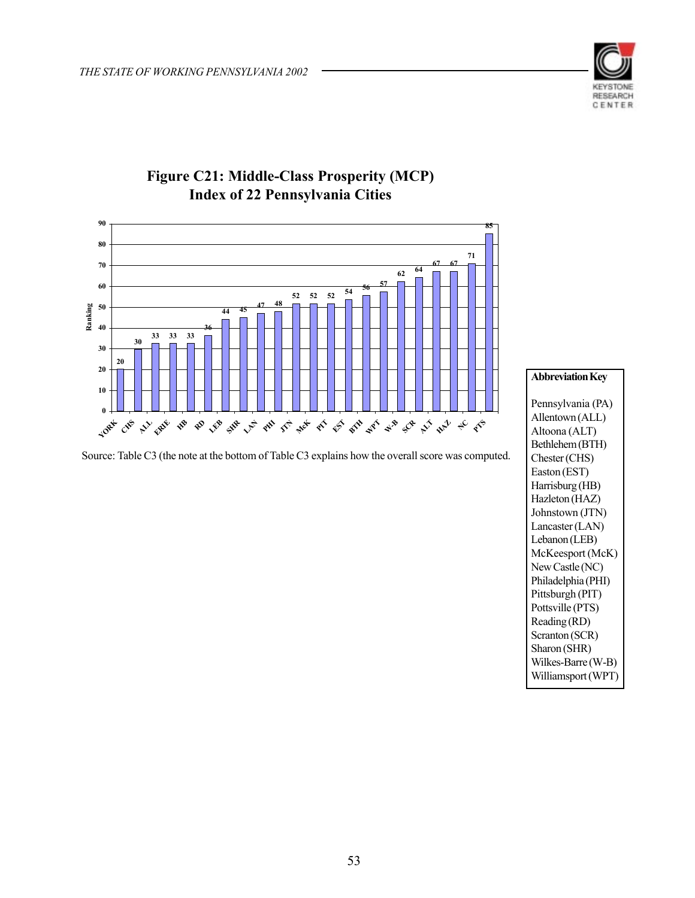## Figure C21: Middle-Class Prosperity (MCP) Index of 22 Pennsylvania Cities

| City | Ranking |
|---|---|
| YORK | 20 |
| CHS | 30 |
| ALL | 33 |
| ERIE | 33 |
| HB | 33 |
| RD | 36 |
| LEB | 44 |
| SHR | 45 |
| LAN | 47 |
| PHI | 48 |
| JTN | 52 |
| McK | 52 |
| PIT | 52 |
| EST | 54 |
| BTH | 56 |
| WPT | 57 |
| W-B | 62 |
| SCR | 64 |
| ALT | 67 |
| HAZ | 67 |
| NC | 71 |
| PTS | 85 |

Source: Table C3 (the note at the bottom of Table C3 explains how the overall score was computed.

**Abbreviation Key**

Pennsylvania (PA)
Allentown (ALL)
Altoona (ALT)
Bethlehem (BTH)
Chester (CHS)
Easton (EST)
Harrisburg (HB)
Hazleton (HAZ)
Johnstown (JTN)
Lancaster (LAN)
Lebanon (LEB)
McKeesport (McK)
New Castle (NC)
Philadelphia (PHI)
Pittsburgh (PIT)
Pottsville (PTS)
Reading (RD)
Scranton (SCR)
Sharon (SHR)
Wilkes-Barre (W-B)
Williamsport (WPT)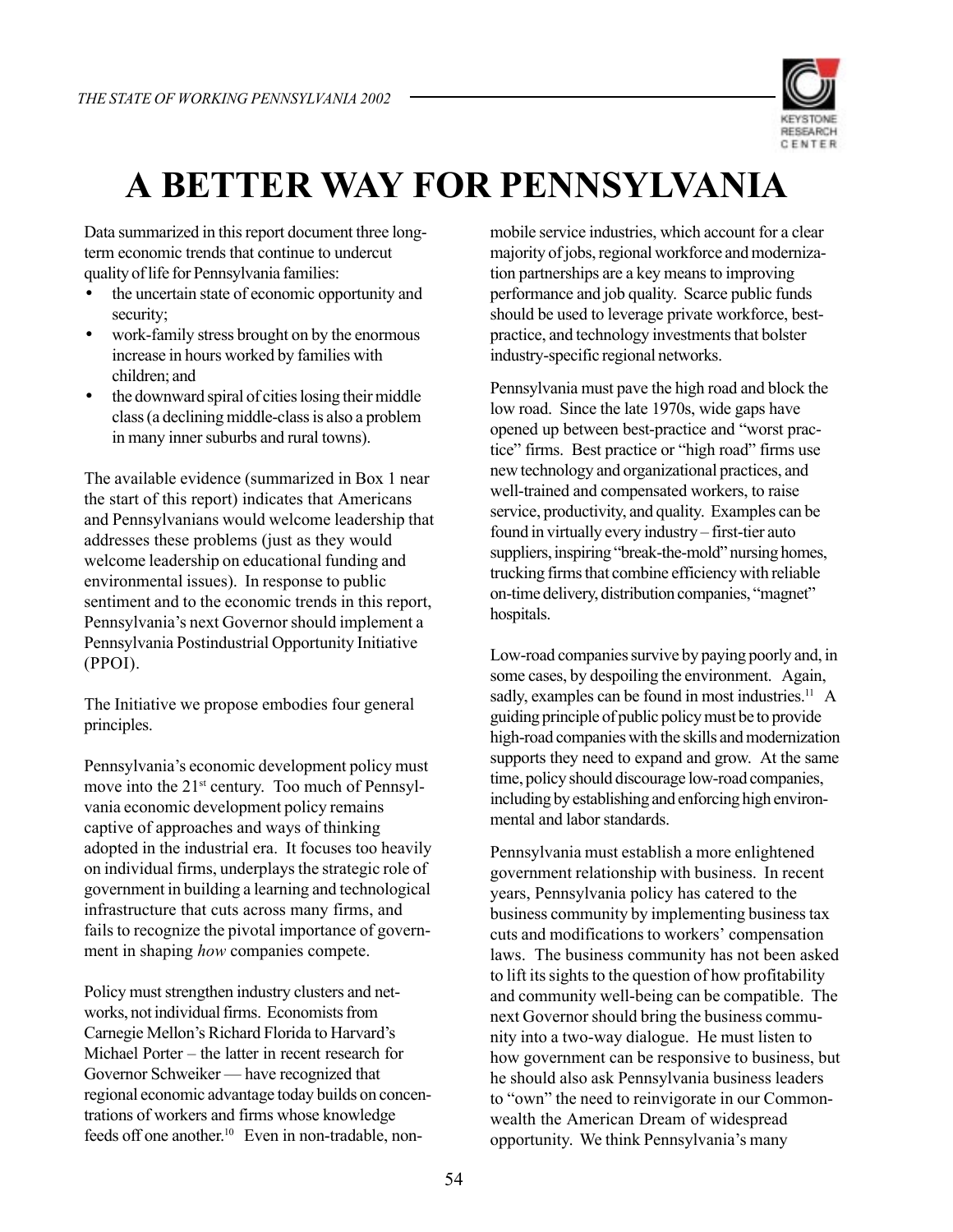# A BETTER WAY FOR PENNSYLVANIA

Data summarized in this report document three long-term economic trends that continue to undercut quality of life for Pennsylvania families:

- the uncertain state of economic opportunity and security;
- work-family stress brought on by the enormous increase in hours worked by families with children; and
- the downward spiral of cities losing their middle class (a declining middle-class is also a problem in many inner suburbs and rural towns).

The available evidence (summarized in Box 1 near the start of this report) indicates that Americans and Pennsylvanians would welcome leadership that addresses these problems (just as they would welcome leadership on educational funding and environmental issues). In response to public sentiment and to the economic trends in this report, Pennsylvania's next Governor should implement a Pennsylvania Postindustrial Opportunity Initiative (PPOI).

The Initiative we propose embodies four general principles.

Pennsylvania's economic development policy must move into the 21st century. Too much of Pennsylvania economic development policy remains captive of approaches and ways of thinking adopted in the industrial era. It focuses too heavily on individual firms, underplays the strategic role of government in building a learning and technological infrastructure that cuts across many firms, and fails to recognize the pivotal importance of government in shaping *how* companies compete.

Policy must strengthen industry clusters and networks, not individual firms. Economists from Carnegie Mellon's Richard Florida to Harvard's Michael Porter – the latter in recent research for Governor Schweiker — have recognized that regional economic advantage today builds on concentrations of workers and firms whose knowledge feeds off one another.[10] Even in non-tradable, non-mobile service industries, which account for a clear majority of jobs, regional workforce and modernization partnerships are a key means to improving performance and job quality. Scarce public funds should be used to leverage private workforce, best-practice, and technology investments that bolster industry-specific regional networks.

Pennsylvania must pave the high road and block the low road. Since the late 1970s, wide gaps have opened up between best-practice and "worst practice" firms. Best practice or "high road" firms use new technology and organizational practices, and well-trained and compensated workers, to raise service, productivity, and quality. Examples can be found in virtually every industry – first-tier auto suppliers, inspiring "break-the-mold" nursing homes, trucking firms that combine efficiency with reliable on-time delivery, distribution companies, "magnet" hospitals.

Low-road companies survive by paying poorly and, in some cases, by despoiling the environment. Again, sadly, examples can be found in most industries.[11] A guiding principle of public policy must be to provide high-road companies with the skills and modernization supports they need to expand and grow. At the same time, policy should discourage low-road companies, including by establishing and enforcing high environmental and labor standards.

Pennsylvania must establish a more enlightened government relationship with business. In recent years, Pennsylvania policy has catered to the business community by implementing business tax cuts and modifications to workers' compensation laws. The business community has not been asked to lift its sights to the question of how profitability and community well-being can be compatible. The next Governor should bring the business community into a two-way dialogue. He must listen to how government can be responsive to business, but he should also ask Pennsylvania business leaders to "own" the need to reinvigorate in our Commonwealth the American Dream of widespread opportunity. We think Pennsylvania's many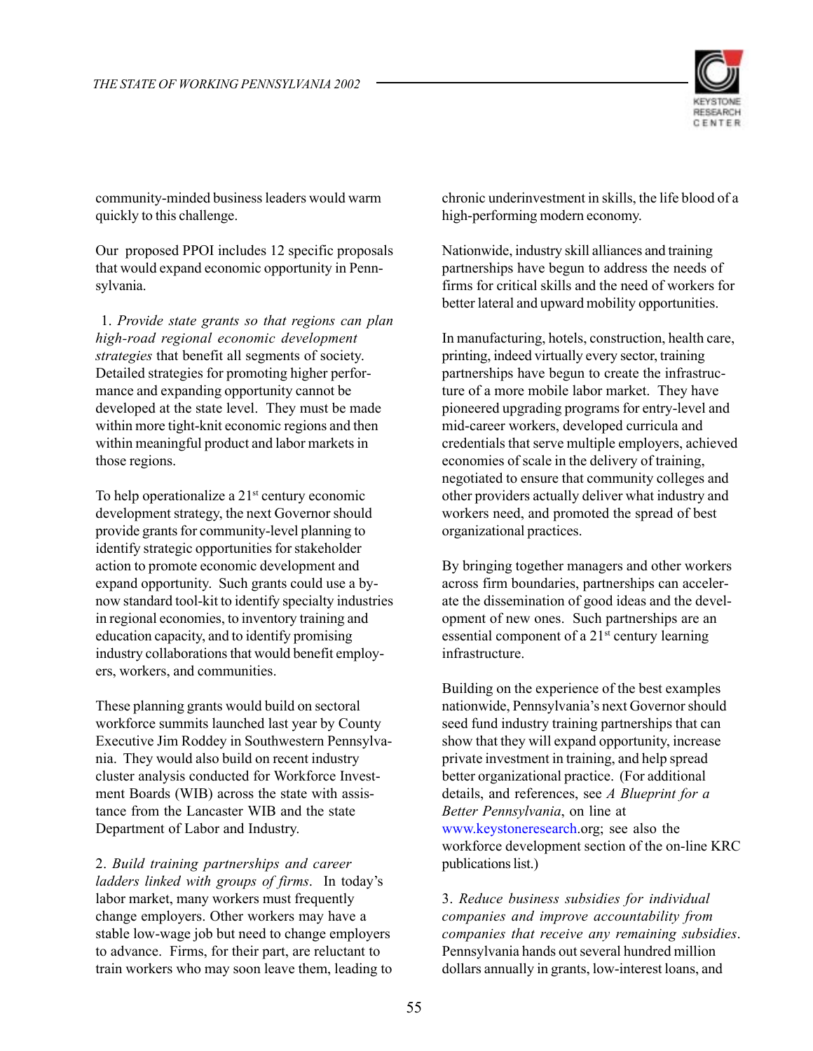community-minded business leaders would warm quickly to this challenge.

Our proposed PPOI includes 12 specific proposals that would expand economic opportunity in Pennsylvania.

1. *Provide state grants so that regions can plan high-road regional economic development strategies* that benefit all segments of society. Detailed strategies for promoting higher performance and expanding opportunity cannot be developed at the state level. They must be made within more tight-knit economic regions and then within meaningful product and labor markets in those regions.

To help operationalize a 21st century economic development strategy, the next Governor should provide grants for community-level planning to identify strategic opportunities for stakeholder action to promote economic development and expand opportunity. Such grants could use a by-now standard tool-kit to identify specialty industries in regional economies, to inventory training and education capacity, and to identify promising industry collaborations that would benefit employers, workers, and communities.

These planning grants would build on sectoral workforce summits launched last year by County Executive Jim Roddey in Southwestern Pennsylvania. They would also build on recent industry cluster analysis conducted for Workforce Investment Boards (WIB) across the state with assistance from the Lancaster WIB and the state Department of Labor and Industry.

2. *Build training partnerships and career ladders linked with groups of firms*. In today's labor market, many workers must frequently change employers. Other workers may have a stable low-wage job but need to change employers to advance. Firms, for their part, are reluctant to train workers who may soon leave them, leading to chronic underinvestment in skills, the life blood of a high-performing modern economy.

Nationwide, industry skill alliances and training partnerships have begun to address the needs of firms for critical skills and the need of workers for better lateral and upward mobility opportunities.

In manufacturing, hotels, construction, health care, printing, indeed virtually every sector, training partnerships have begun to create the infrastructure of a more mobile labor market. They have pioneered upgrading programs for entry-level and mid-career workers, developed curricula and credentials that serve multiple employers, achieved economies of scale in the delivery of training, negotiated to ensure that community colleges and other providers actually deliver what industry and workers need, and promoted the spread of best organizational practices.

By bringing together managers and other workers across firm boundaries, partnerships can accelerate the dissemination of good ideas and the development of new ones. Such partnerships are an essential component of a 21st century learning infrastructure.

Building on the experience of the best examples nationwide, Pennsylvania's next Governor should seed fund industry training partnerships that can show that they will expand opportunity, increase private investment in training, and help spread better organizational practice. (For additional details, and references, see *A Blueprint for a Better Pennsylvania*, on line at www.keystoneresearch.org; see also the workforce development section of the on-line KRC publications list.)

3. *Reduce business subsidies for individual companies and improve accountability from companies that receive any remaining subsidies*. Pennsylvania hands out several hundred million dollars annually in grants, low-interest loans, and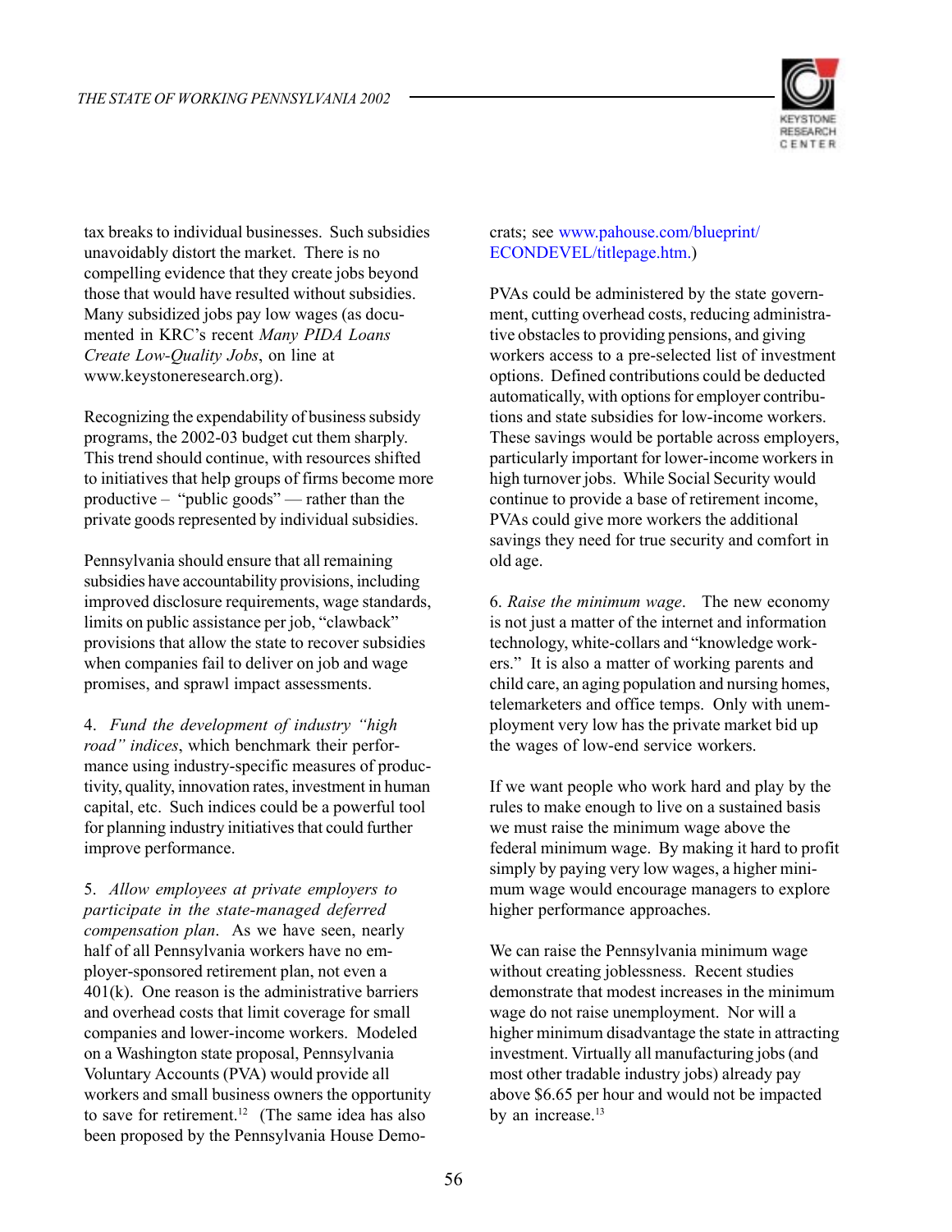tax breaks to individual businesses. Such subsidies unavoidably distort the market. There is no compelling evidence that they create jobs beyond those that would have resulted without subsidies. Many subsidized jobs pay low wages (as documented in KRC's recent *Many PIDA Loans Create Low-Quality Jobs*, on line at www.keystoneresearch.org).

Recognizing the expendability of business subsidy programs, the 2002-03 budget cut them sharply. This trend should continue, with resources shifted to initiatives that help groups of firms become more productive – "public goods" — rather than the private goods represented by individual subsidies.

Pennsylvania should ensure that all remaining subsidies have accountability provisions, including improved disclosure requirements, wage standards, limits on public assistance per job, "clawback" provisions that allow the state to recover subsidies when companies fail to deliver on job and wage promises, and sprawl impact assessments.

4. *Fund the development of industry "high road" indices*, which benchmark their performance using industry-specific measures of productivity, quality, innovation rates, investment in human capital, etc. Such indices could be a powerful tool for planning industry initiatives that could further improve performance.

5. *Allow employees at private employers to participate in the state-managed deferred compensation plan*. As we have seen, nearly half of all Pennsylvania workers have no employer-sponsored retirement plan, not even a 401(k). One reason is the administrative barriers and overhead costs that limit coverage for small companies and lower-income workers. Modeled on a Washington state proposal, Pennsylvania Voluntary Accounts (PVA) would provide all workers and small business owners the opportunity to save for retirement.[12] (The same idea has also been proposed by the Pennsylvania House Democrats; see www.pahouse.com/blueprint/ECONDEVEL/titlepage.htm.)

PVAs could be administered by the state government, cutting overhead costs, reducing administrative obstacles to providing pensions, and giving workers access to a pre-selected list of investment options. Defined contributions could be deducted automatically, with options for employer contributions and state subsidies for low-income workers. These savings would be portable across employers, particularly important for lower-income workers in high turnover jobs. While Social Security would continue to provide a base of retirement income, PVAs could give more workers the additional savings they need for true security and comfort in old age.

6. *Raise the minimum wage*. The new economy is not just a matter of the internet and information technology, white-collars and "knowledge workers." It is also a matter of working parents and child care, an aging population and nursing homes, telemarketers and office temps. Only with unemployment very low has the private market bid up the wages of low-end service workers.

If we want people who work hard and play by the rules to make enough to live on a sustained basis we must raise the minimum wage above the federal minimum wage. By making it hard to profit simply by paying very low wages, a higher minimum wage would encourage managers to explore higher performance approaches.

We can raise the Pennsylvania minimum wage without creating joblessness. Recent studies demonstrate that modest increases in the minimum wage do not raise unemployment. Nor will a higher minimum disadvantage the state in attracting investment. Virtually all manufacturing jobs (and most other tradable industry jobs) already pay above $6.65 per hour and would not be impacted by an increase.[13]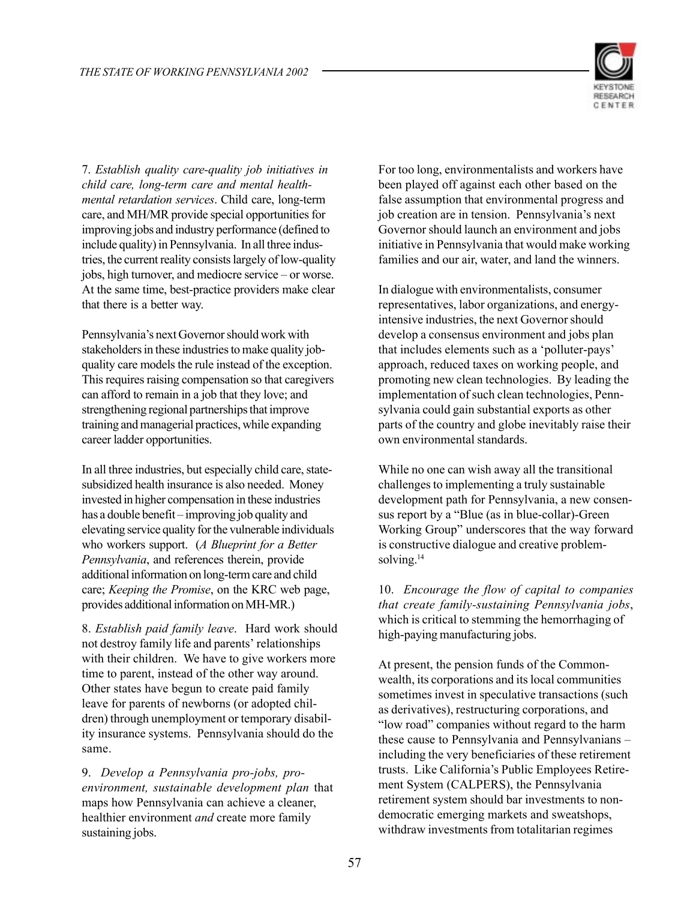7. *Establish quality care-quality job initiatives in child care, long-term care and mental health-mental retardation services*. Child care, long-term care, and MH/MR provide special opportunities for improving jobs and industry performance (defined to include quality) in Pennsylvania. In all three industries, the current reality consists largely of low-quality jobs, high turnover, and mediocre service – or worse. At the same time, best-practice providers make clear that there is a better way.

Pennsylvania's next Governor should work with stakeholders in these industries to make quality job-quality care models the rule instead of the exception. This requires raising compensation so that caregivers can afford to remain in a job that they love; and strengthening regional partnerships that improve training and managerial practices, while expanding career ladder opportunities.

In all three industries, but especially child care, state-subsidized health insurance is also needed. Money invested in higher compensation in these industries has a double benefit – improving job quality and elevating service quality for the vulnerable individuals who workers support. (*A Blueprint for a Better Pennsylvania*, and references therein, provide additional information on long-term care and child care; *Keeping the Promise*, on the KRC web page, provides additional information on MH-MR.)

8. *Establish paid family leave*. Hard work should not destroy family life and parents' relationships with their children. We have to give workers more time to parent, instead of the other way around. Other states have begun to create paid family leave for parents of newborns (or adopted children) through unemployment or temporary disability insurance systems. Pennsylvania should do the same.

9. *Develop a Pennsylvania pro-jobs, pro-environment, sustainable development plan* that maps how Pennsylvania can achieve a cleaner, healthier environment *and* create more family sustaining jobs.

For too long, environmentalists and workers have been played off against each other based on the false assumption that environmental progress and job creation are in tension. Pennsylvania's next Governor should launch an environment and jobs initiative in Pennsylvania that would make working families and our air, water, and land the winners.

In dialogue with environmentalists, consumer representatives, labor organizations, and energy-intensive industries, the next Governor should develop a consensus environment and jobs plan that includes elements such as a 'polluter-pays' approach, reduced taxes on working people, and promoting new clean technologies. By leading the implementation of such clean technologies, Pennsylvania could gain substantial exports as other parts of the country and globe inevitably raise their own environmental standards.

While no one can wish away all the transitional challenges to implementing a truly sustainable development path for Pennsylvania, a new consensus report by a "Blue (as in blue-collar)-Green Working Group" underscores that the way forward is constructive dialogue and creative problem-solving.[14]

10. *Encourage the flow of capital to companies that create family-sustaining Pennsylvania jobs*, which is critical to stemming the hemorrhaging of high-paying manufacturing jobs.

At present, the pension funds of the Commonwealth, its corporations and its local communities sometimes invest in speculative transactions (such as derivatives), restructuring corporations, and "low road" companies without regard to the harm these cause to Pennsylvania and Pennsylvanians – including the very beneficiaries of these retirement trusts. Like California's Public Employees Retirement System (CALPERS), the Pennsylvania retirement system should bar investments to non-democratic emerging markets and sweatshops, withdraw investments from totalitarian regimes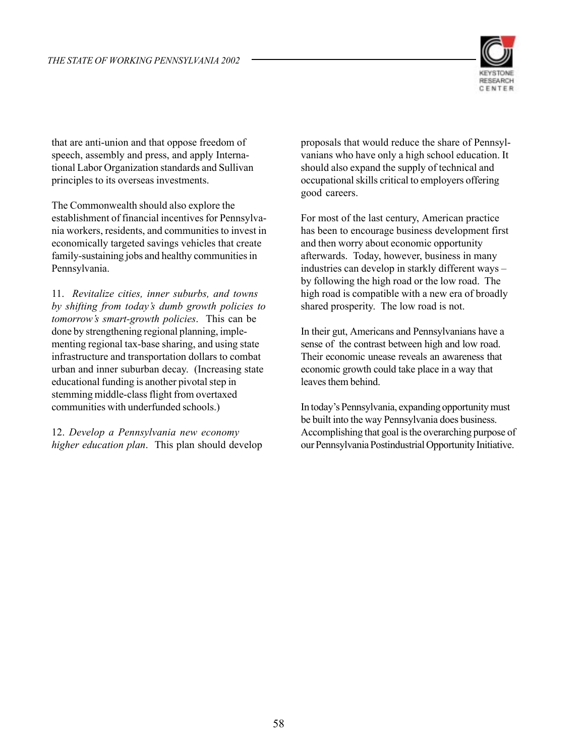that are anti-union and that oppose freedom of speech, assembly and press, and apply International Labor Organization standards and Sullivan principles to its overseas investments.

The Commonwealth should also explore the establishment of financial incentives for Pennsylvania workers, residents, and communities to invest in economically targeted savings vehicles that create family-sustaining jobs and healthy communities in Pennsylvania.

11. *Revitalize cities, inner suburbs, and towns by shifting from today's dumb growth policies to tomorrow's smart-growth policies*. This can be done by strengthening regional planning, implementing regional tax-base sharing, and using state infrastructure and transportation dollars to combat urban and inner suburban decay. (Increasing state educational funding is another pivotal step in stemming middle-class flight from overtaxed communities with underfunded schools.)

12. *Develop a Pennsylvania new economy higher education plan*. This plan should develop proposals that would reduce the share of Pennsylvanians who have only a high school education. It should also expand the supply of technical and occupational skills critical to employers offering good careers.

For most of the last century, American practice has been to encourage business development first and then worry about economic opportunity afterwards. Today, however, business in many industries can develop in starkly different ways – by following the high road or the low road. The high road is compatible with a new era of broadly shared prosperity. The low road is not.

In their gut, Americans and Pennsylvanians have a sense of the contrast between high and low road. Their economic unease reveals an awareness that economic growth could take place in a way that leaves them behind.

In today's Pennsylvania, expanding opportunity must be built into the way Pennsylvania does business. Accomplishing that goal is the overarching purpose of our Pennsylvania Postindustrial Opportunity Initiative.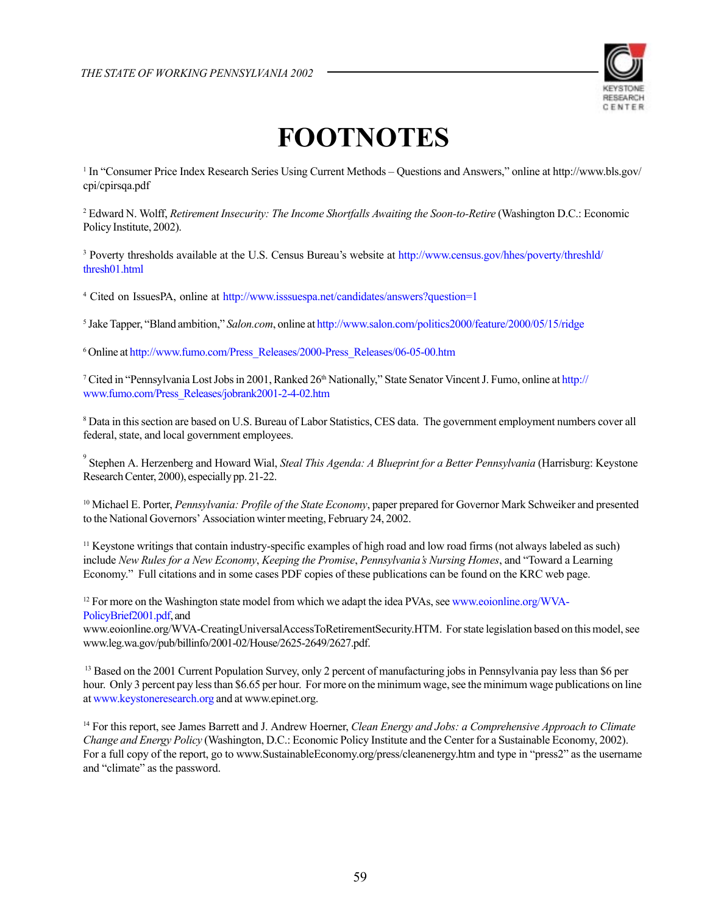# FOOTNOTES

[1] In "Consumer Price Index Research Series Using Current Methods – Questions and Answers," online at http://www.bls.gov/cpi/cpirsqa.pdf

[2] Edward N. Wolff, *Retirement Insecurity: The Income Shortfalls Awaiting the Soon-to-Retire* (Washington D.C.: Economic Policy Institute, 2002).

[3] Poverty thresholds available at the U.S. Census Bureau's website at http://www.census.gov/hhes/poverty/threshld/thresh01.html

[4] Cited on IssuesPA, online at http://www.isssuespa.net/candidates/answers?question=1

[5] Jake Tapper, "Bland ambition," *Salon.com*, online at http://www.salon.com/politics2000/feature/2000/05/15/ridge

[6] Online at http://www.fumo.com/Press_Releases/2000-Press_Releases/06-05-00.htm

[7] Cited in "Pennsylvania Lost Jobs in 2001, Ranked 26th Nationally," State Senator Vincent J. Fumo, online at http://www.fumo.com/Press_Releases/jobrank2001-2-4-02.htm

[8] Data in this section are based on U.S. Bureau of Labor Statistics, CES data. The government employment numbers cover all federal, state, and local government employees.

[9] Stephen A. Herzenberg and Howard Wial, *Steal This Agenda: A Blueprint for a Better Pennsylvania* (Harrisburg: Keystone Research Center, 2000), especially pp. 21-22.

[10] Michael E. Porter, *Pennsylvania: Profile of the State Economy*, paper prepared for Governor Mark Schweiker and presented to the National Governors' Association winter meeting, February 24, 2002.

[11] Keystone writings that contain industry-specific examples of high road and low road firms (not always labeled as such) include *New Rules for a New Economy*, *Keeping the Promise*, *Pennsylvania's Nursing Homes*, and "Toward a Learning Economy." Full citations and in some cases PDF copies of these publications can be found on the KRC web page.

[12] For more on the Washington state model from which we adapt the idea PVAs, see www.eoionline.org/WVA-PolicyBrief2001.pdf, and www.eoionline.org/WVA-CreatingUniversalAccessToRetirementSecurity.HTM. For state legislation based on this model, see www.leg.wa.gov/pub/billinfo/2001-02/House/2625-2649/2627.pdf.

[13] Based on the 2001 Current Population Survey, only 2 percent of manufacturing jobs in Pennsylvania pay less than $6 per hour. Only 3 percent pay less than $6.65 per hour. For more on the minimum wage, see the minimum wage publications on line at www.keystoneresearch.org and at www.epinet.org.

[14] For this report, see James Barrett and J. Andrew Hoerner, *Clean Energy and Jobs: a Comprehensive Approach to Climate Change and Energy Policy* (Washington, D.C.: Economic Policy Institute and the Center for a Sustainable Economy, 2002). For a full copy of the report, go to www.SustainableEconomy.org/press/cleanenergy.htm and type in "press2" as the username and "climate" as the password.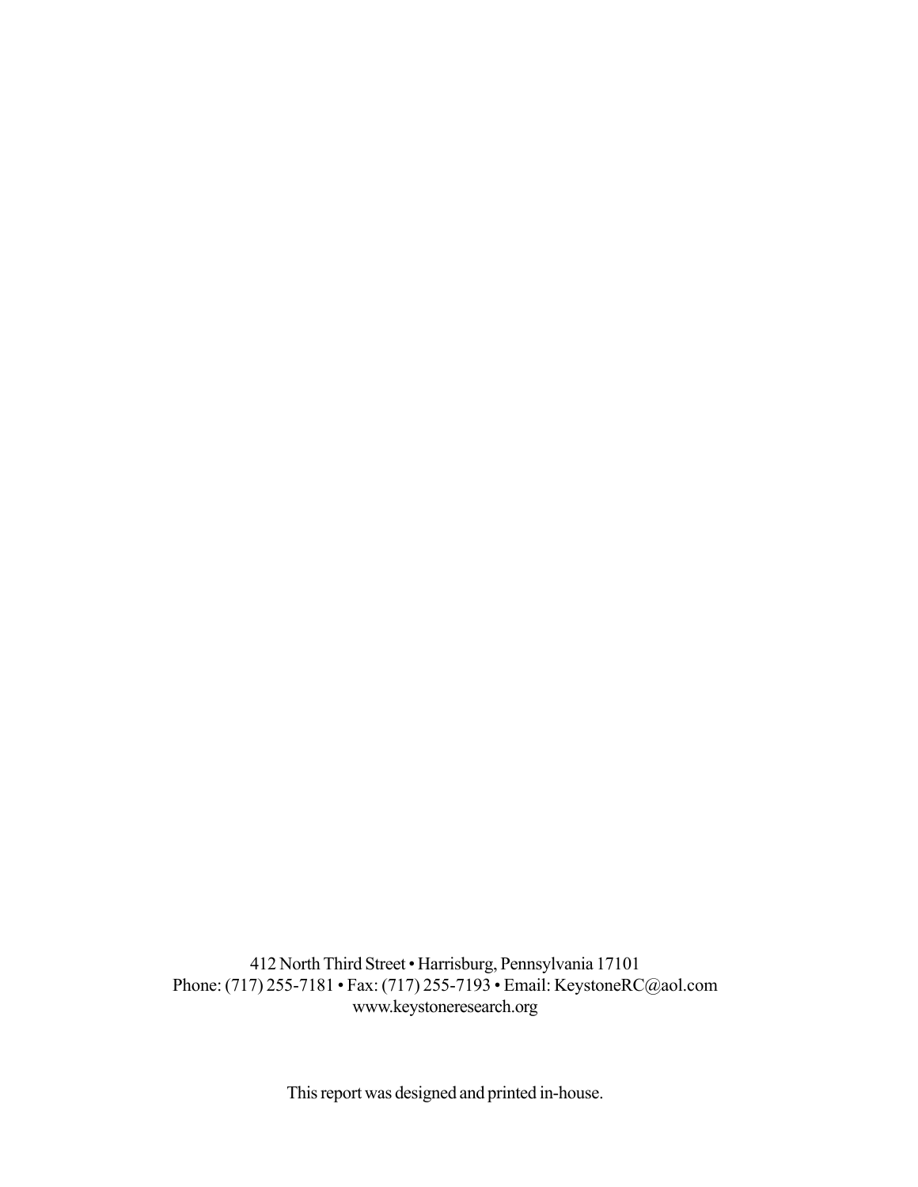412 North Third Street • Harrisburg, Pennsylvania 17101
Phone: (717) 255-7181 • Fax: (717) 255-7193 • Email: KeystoneRC@aol.com
www.keystoneresearch.org

This report was designed and printed in-house.